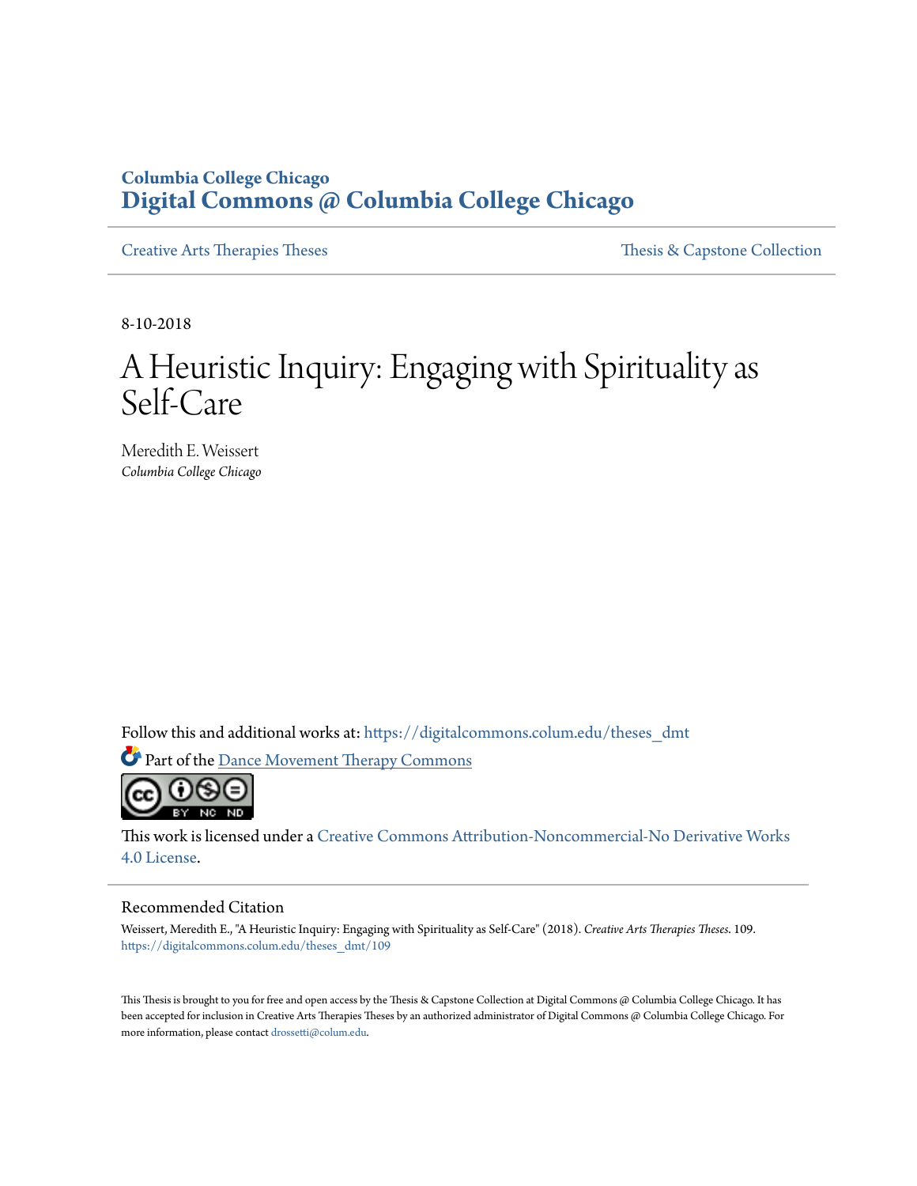Columbia College Chicago

# Digital Commons @ Columbia College Chicago

Creative Arts Therapies Theses | Thesis & Capstone Collection

8-10-2018

# A Heuristic Inquiry: Engaging with Spirituality as Self-Care

Meredith E. Weissert
*Columbia College Chicago*

Follow this and additional works at: https://digitalcommons.colum.edu/theses_dmt

Part of the Dance Movement Therapy Commons

This work is licensed under a Creative Commons Attribution-Noncommercial-No Derivative Works 4.0 License.

## Recommended Citation

Weissert, Meredith E., "A Heuristic Inquiry: Engaging with Spirituality as Self-Care" (2018). *Creative Arts Therapies Theses*. 109.
https://digitalcommons.colum.edu/theses_dmt/109

This Thesis is brought to you for free and open access by the Thesis & Capstone Collection at Digital Commons @ Columbia College Chicago. It has been accepted for inclusion in Creative Arts Therapies Theses by an authorized administrator of Digital Commons @ Columbia College Chicago. For more information, please contact drossetti@colum.edu.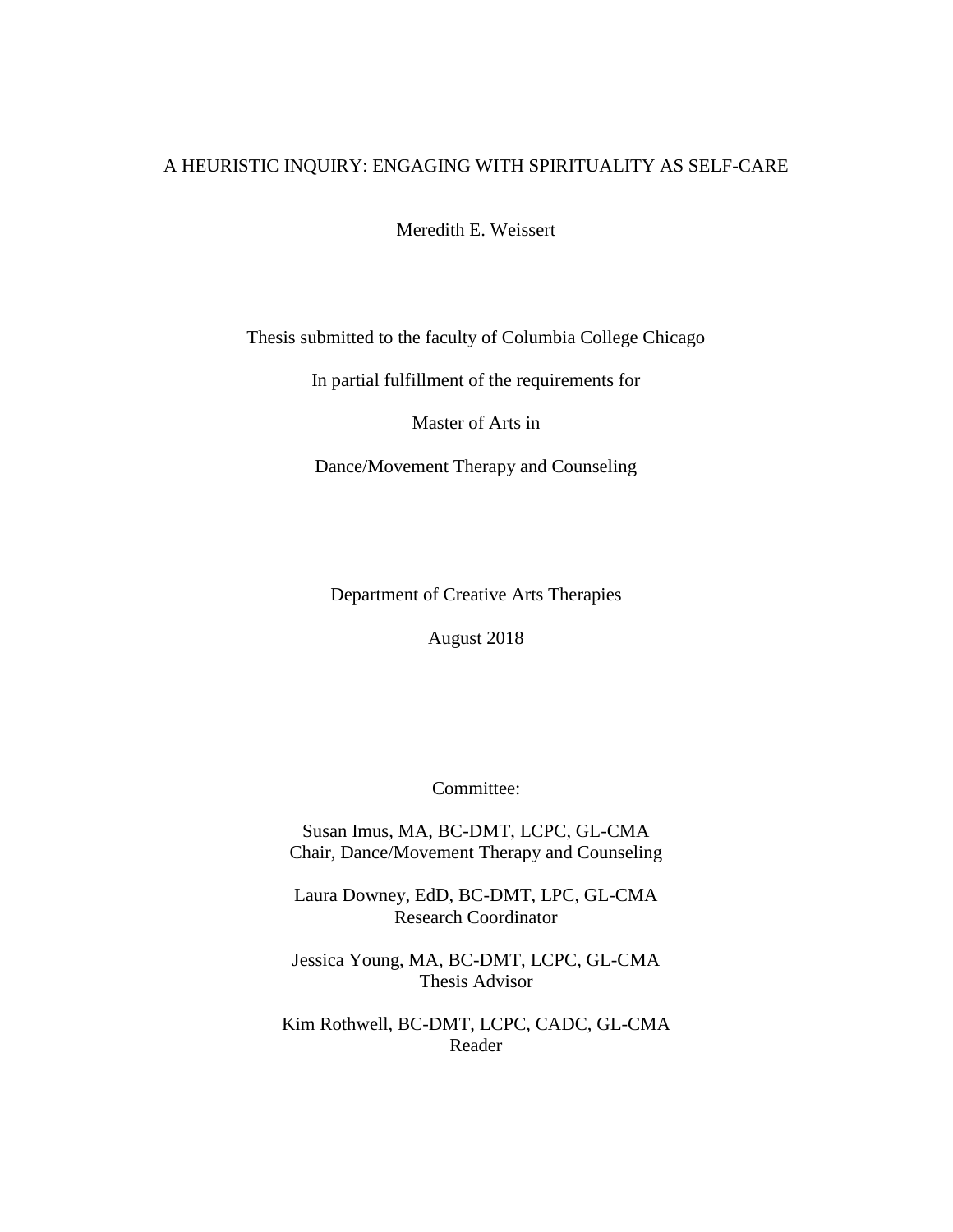# A HEURISTIC INQUIRY: ENGAGING WITH SPIRITUALITY AS SELF-CARE

Meredith E. Weissert

Thesis submitted to the faculty of Columbia College Chicago

In partial fulfillment of the requirements for

Master of Arts in

Dance/Movement Therapy and Counseling

Department of Creative Arts Therapies

August 2018

Committee:

Susan Imus, MA, BC-DMT, LCPC, GL-CMA
Chair, Dance/Movement Therapy and Counseling

Laura Downey, EdD, BC-DMT, LPC, GL-CMA
Research Coordinator

Jessica Young, MA, BC-DMT, LCPC, GL-CMA
Thesis Advisor

Kim Rothwell, BC-DMT, LCPC, CADC, GL-CMA
Reader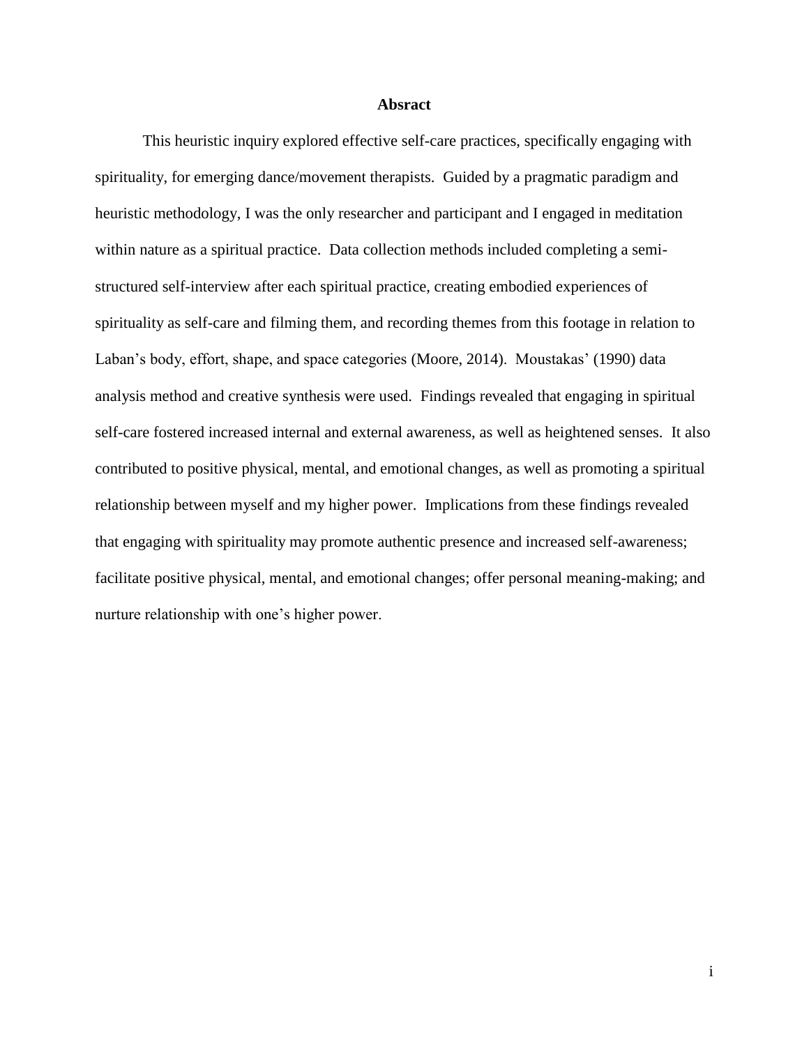**Absract**

This heuristic inquiry explored effective self-care practices, specifically engaging with spirituality, for emerging dance/movement therapists. Guided by a pragmatic paradigm and heuristic methodology, I was the only researcher and participant and I engaged in meditation within nature as a spiritual practice. Data collection methods included completing a semi-structured self-interview after each spiritual practice, creating embodied experiences of spirituality as self-care and filming them, and recording themes from this footage in relation to Laban's body, effort, shape, and space categories (Moore, 2014). Moustakas' (1990) data analysis method and creative synthesis were used. Findings revealed that engaging in spiritual self-care fostered increased internal and external awareness, as well as heightened senses. It also contributed to positive physical, mental, and emotional changes, as well as promoting a spiritual relationship between myself and my higher power. Implications from these findings revealed that engaging with spirituality may promote authentic presence and increased self-awareness; facilitate positive physical, mental, and emotional changes; offer personal meaning-making; and nurture relationship with one's higher power.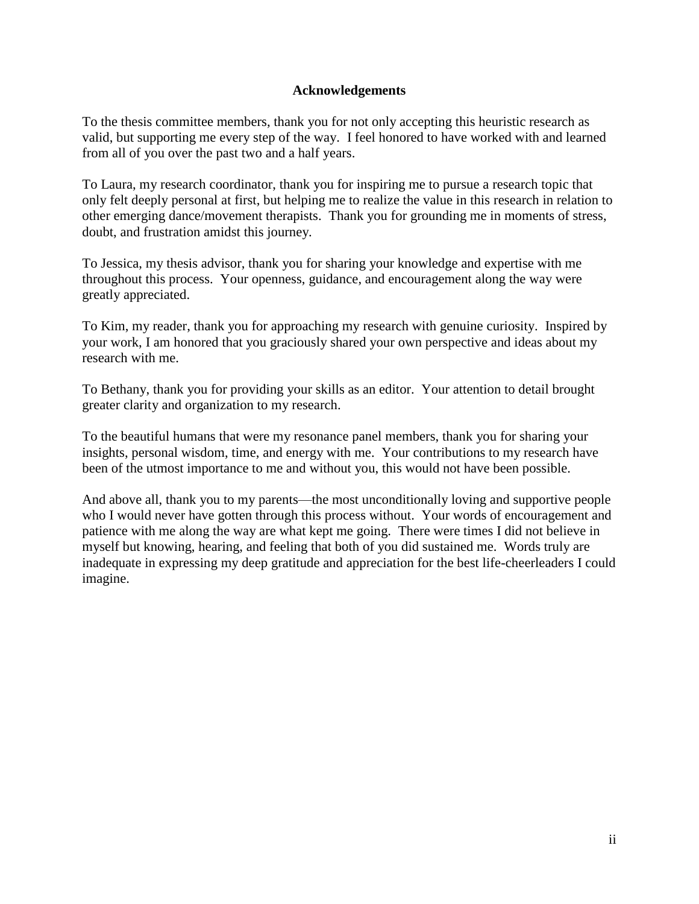## Acknowledgements

To the thesis committee members, thank you for not only accepting this heuristic research as valid, but supporting me every step of the way. I feel honored to have worked with and learned from all of you over the past two and a half years.

To Laura, my research coordinator, thank you for inspiring me to pursue a research topic that only felt deeply personal at first, but helping me to realize the value in this research in relation to other emerging dance/movement therapists. Thank you for grounding me in moments of stress, doubt, and frustration amidst this journey.

To Jessica, my thesis advisor, thank you for sharing your knowledge and expertise with me throughout this process. Your openness, guidance, and encouragement along the way were greatly appreciated.

To Kim, my reader, thank you for approaching my research with genuine curiosity. Inspired by your work, I am honored that you graciously shared your own perspective and ideas about my research with me.

To Bethany, thank you for providing your skills as an editor. Your attention to detail brought greater clarity and organization to my research.

To the beautiful humans that were my resonance panel members, thank you for sharing your insights, personal wisdom, time, and energy with me. Your contributions to my research have been of the utmost importance to me and without you, this would not have been possible.

And above all, thank you to my parents—the most unconditionally loving and supportive people who I would never have gotten through this process without. Your words of encouragement and patience with me along the way are what kept me going. There were times I did not believe in myself but knowing, hearing, and feeling that both of you did sustained me. Words truly are inadequate in expressing my deep gratitude and appreciation for the best life-cheerleaders I could imagine.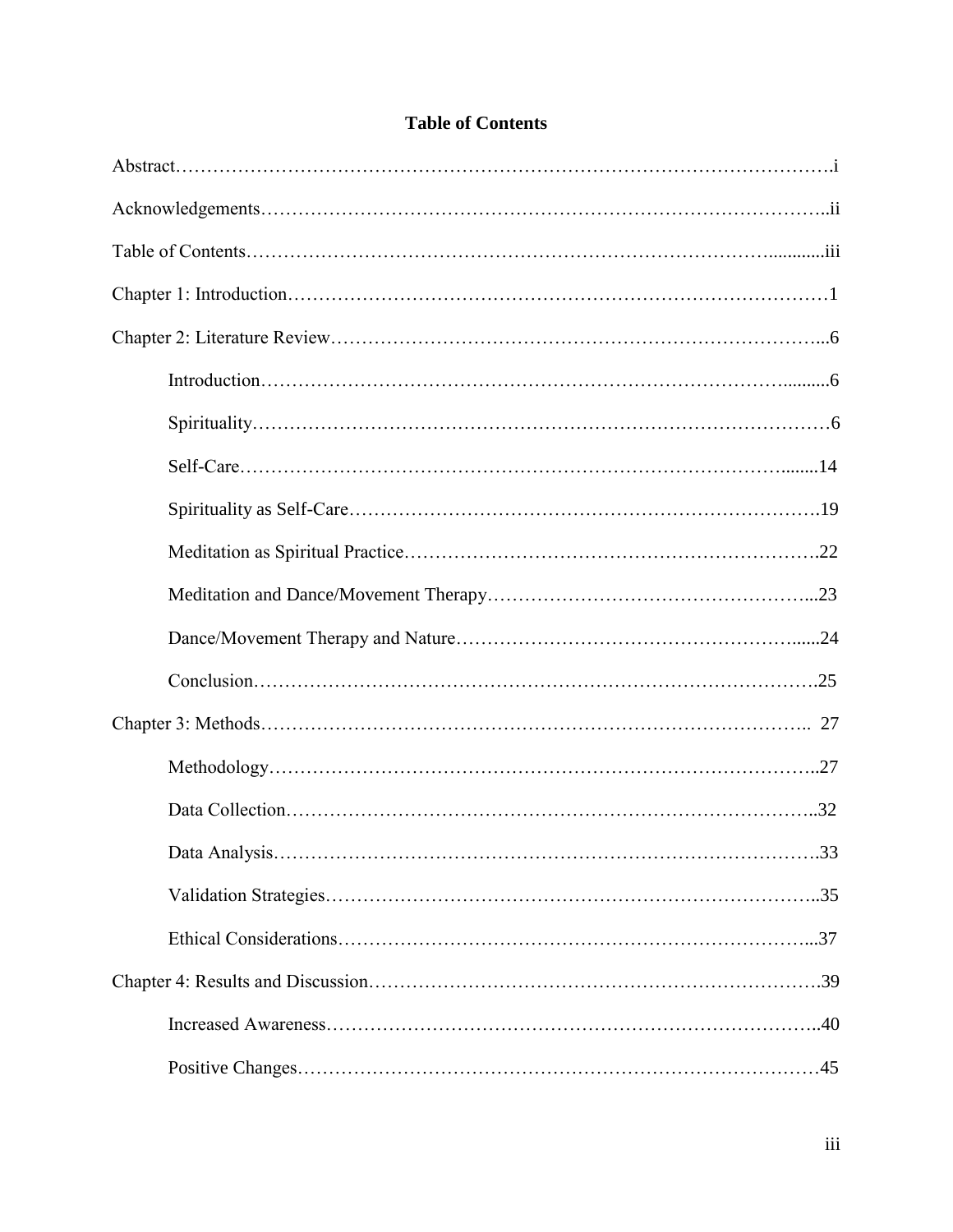# Table of Contents

Abstract……………………………………………………………………………………………i

Acknowledgements……………………………………………………………………………..ii

Table of Contents………………………………………………………………………...........iii

Chapter 1: Introduction…………………………………………………………………………1

Chapter 2: Literature Review…………………………………………………………………...6

Introduction………………………………………………………………………..........6

Spirituality………………………………………………………………………………6

Self-Care……………………………………………………………………………........14

Spirituality as Self-Care………………………………………………………………….19

Meditation as Spiritual Practice……………………………………………………….22

Meditation and Dance/Movement Therapy…………………………………………...23

Dance/Movement Therapy and Nature……………………………………………......24

Conclusion……………………………………………………………………………….25

Chapter 3: Methods…………………………………………………………………………….. 27

Methodology……………………………………………………………………………..27

Data Collection…………………………………………………………………………..32

Data Analysis…………………………………………………………………………….33

Validation Strategies……………………………………………………………………..35

Ethical Considerations…………………………………………………………………...37

Chapter 4: Results and Discussion…………………………………………………………….39

Increased Awareness……………………………………………………………………..40

Positive Changes…………………………………………………………………………45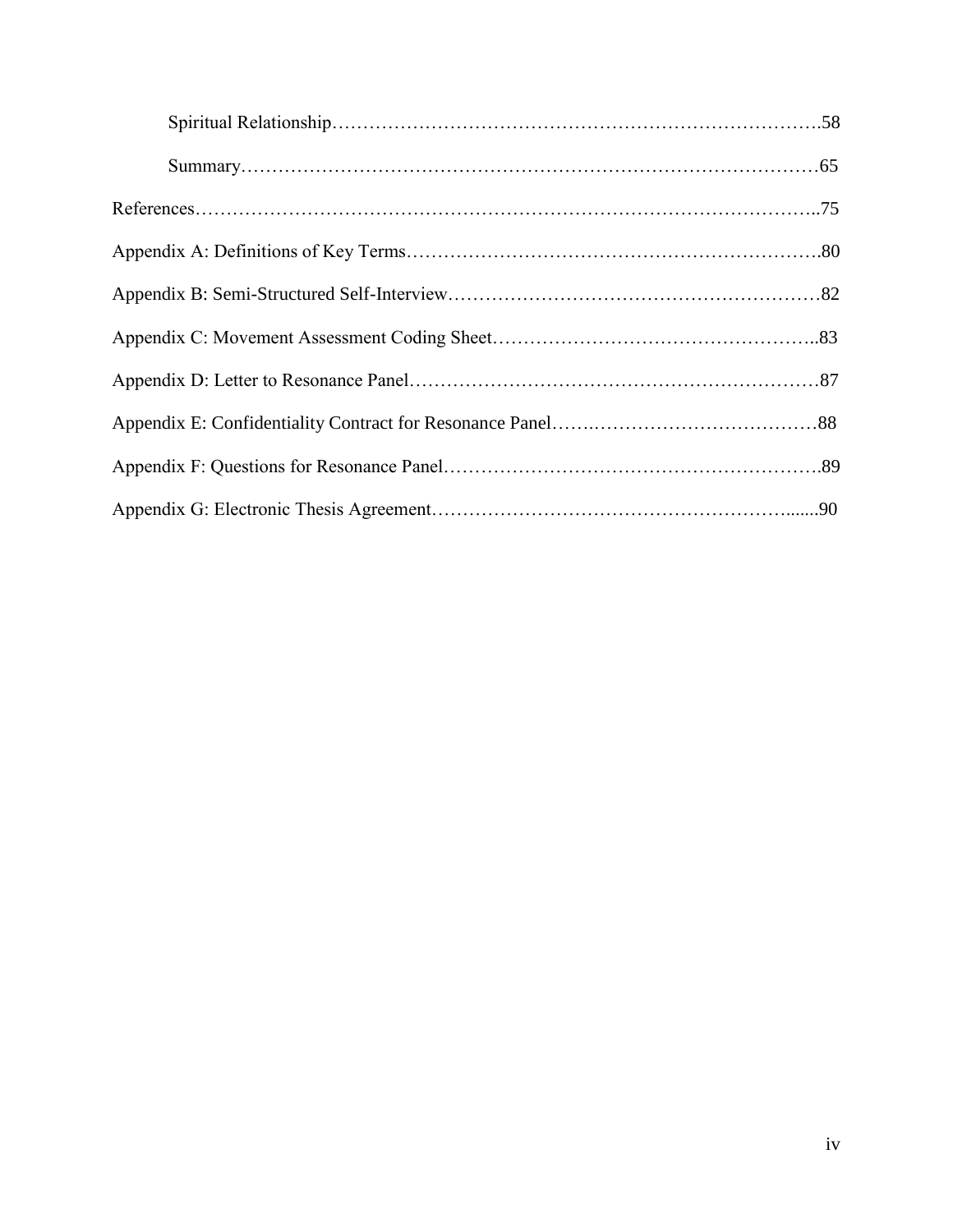Spiritual Relationship……………………………………………………………………….58

Summary………………………………………………………………………………65

References………………………………………………………………………………….75

Appendix A: Definitions of Key Terms………………………………………………………….80

Appendix B: Semi-Structured Self-Interview…………………………………………………82

Appendix C: Movement Assessment Coding Sheet……………………………………………..83

Appendix D: Letter to Resonance Panel…………………………………………………………87

Appendix E: Confidentiality Contract for Resonance Panel……..………………………………88

Appendix F: Questions for Resonance Panel…………………………………………………….89

Appendix G: Electronic Thesis Agreement……………………………………………….......90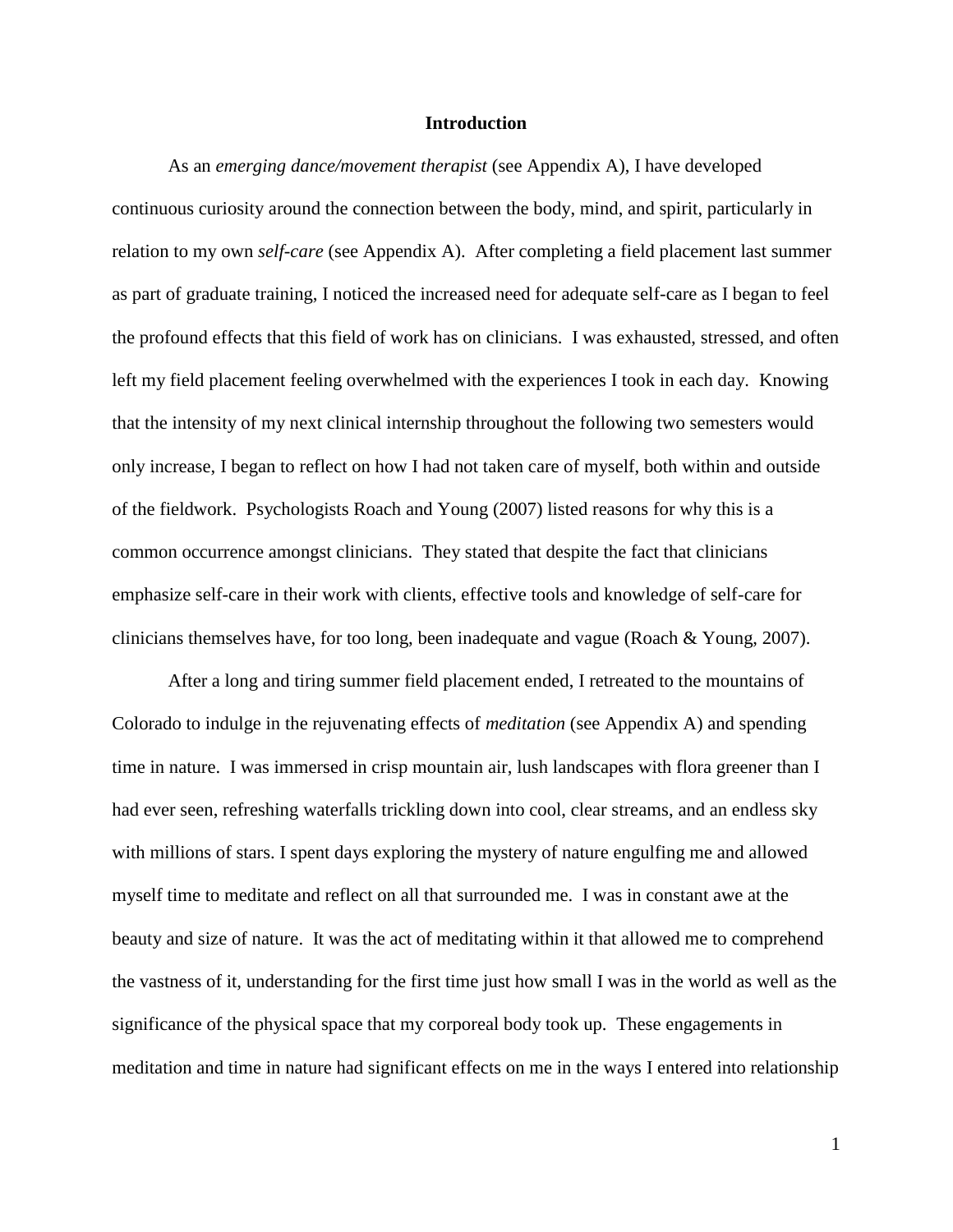## Introduction

As an *emerging dance/movement therapist* (see Appendix A), I have developed continuous curiosity around the connection between the body, mind, and spirit, particularly in relation to my own *self-care* (see Appendix A). After completing a field placement last summer as part of graduate training, I noticed the increased need for adequate self-care as I began to feel the profound effects that this field of work has on clinicians. I was exhausted, stressed, and often left my field placement feeling overwhelmed with the experiences I took in each day. Knowing that the intensity of my next clinical internship throughout the following two semesters would only increase, I began to reflect on how I had not taken care of myself, both within and outside of the fieldwork. Psychologists Roach and Young (2007) listed reasons for why this is a common occurrence amongst clinicians. They stated that despite the fact that clinicians emphasize self-care in their work with clients, effective tools and knowledge of self-care for clinicians themselves have, for too long, been inadequate and vague (Roach & Young, 2007).

After a long and tiring summer field placement ended, I retreated to the mountains of Colorado to indulge in the rejuvenating effects of *meditation* (see Appendix A) and spending time in nature. I was immersed in crisp mountain air, lush landscapes with flora greener than I had ever seen, refreshing waterfalls trickling down into cool, clear streams, and an endless sky with millions of stars. I spent days exploring the mystery of nature engulfing me and allowed myself time to meditate and reflect on all that surrounded me. I was in constant awe at the beauty and size of nature. It was the act of meditating within it that allowed me to comprehend the vastness of it, understanding for the first time just how small I was in the world as well as the significance of the physical space that my corporeal body took up. These engagements in meditation and time in nature had significant effects on me in the ways I entered into relationship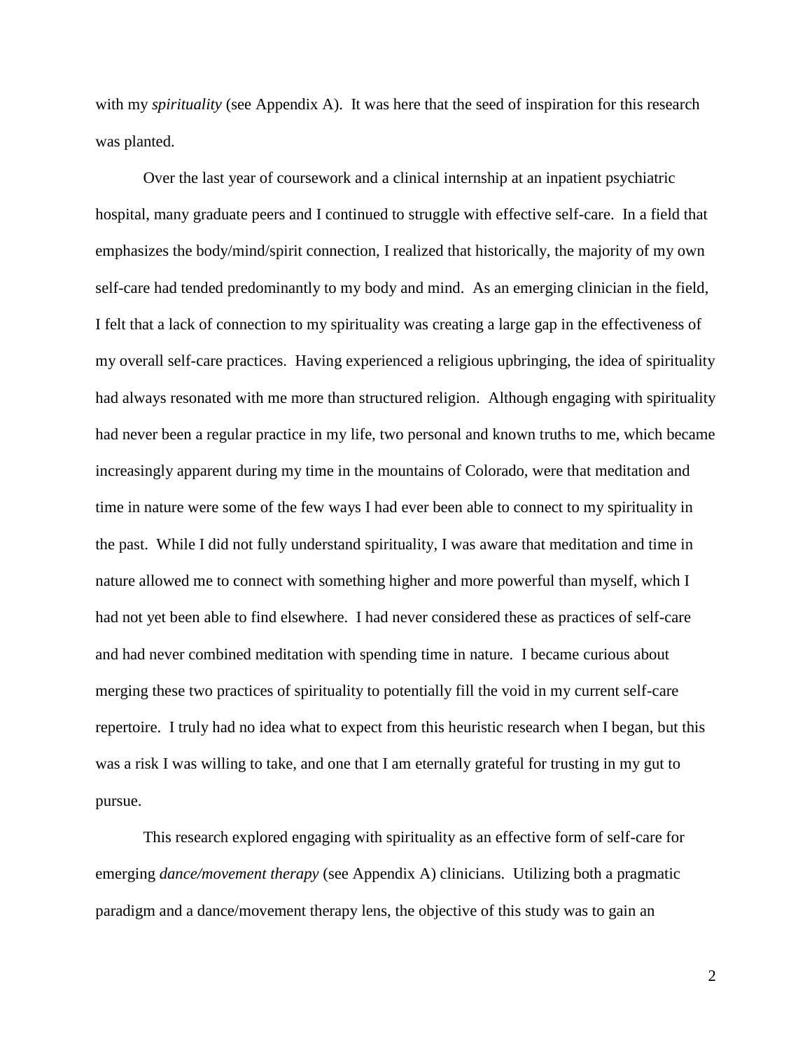with my *spirituality* (see Appendix A). It was here that the seed of inspiration for this research was planted.

Over the last year of coursework and a clinical internship at an inpatient psychiatric hospital, many graduate peers and I continued to struggle with effective self-care. In a field that emphasizes the body/mind/spirit connection, I realized that historically, the majority of my own self-care had tended predominantly to my body and mind. As an emerging clinician in the field, I felt that a lack of connection to my spirituality was creating a large gap in the effectiveness of my overall self-care practices. Having experienced a religious upbringing, the idea of spirituality had always resonated with me more than structured religion. Although engaging with spirituality had never been a regular practice in my life, two personal and known truths to me, which became increasingly apparent during my time in the mountains of Colorado, were that meditation and time in nature were some of the few ways I had ever been able to connect to my spirituality in the past. While I did not fully understand spirituality, I was aware that meditation and time in nature allowed me to connect with something higher and more powerful than myself, which I had not yet been able to find elsewhere. I had never considered these as practices of self-care and had never combined meditation with spending time in nature. I became curious about merging these two practices of spirituality to potentially fill the void in my current self-care repertoire. I truly had no idea what to expect from this heuristic research when I began, but this was a risk I was willing to take, and one that I am eternally grateful for trusting in my gut to pursue.

This research explored engaging with spirituality as an effective form of self-care for emerging *dance/movement therapy* (see Appendix A) clinicians. Utilizing both a pragmatic paradigm and a dance/movement therapy lens, the objective of this study was to gain an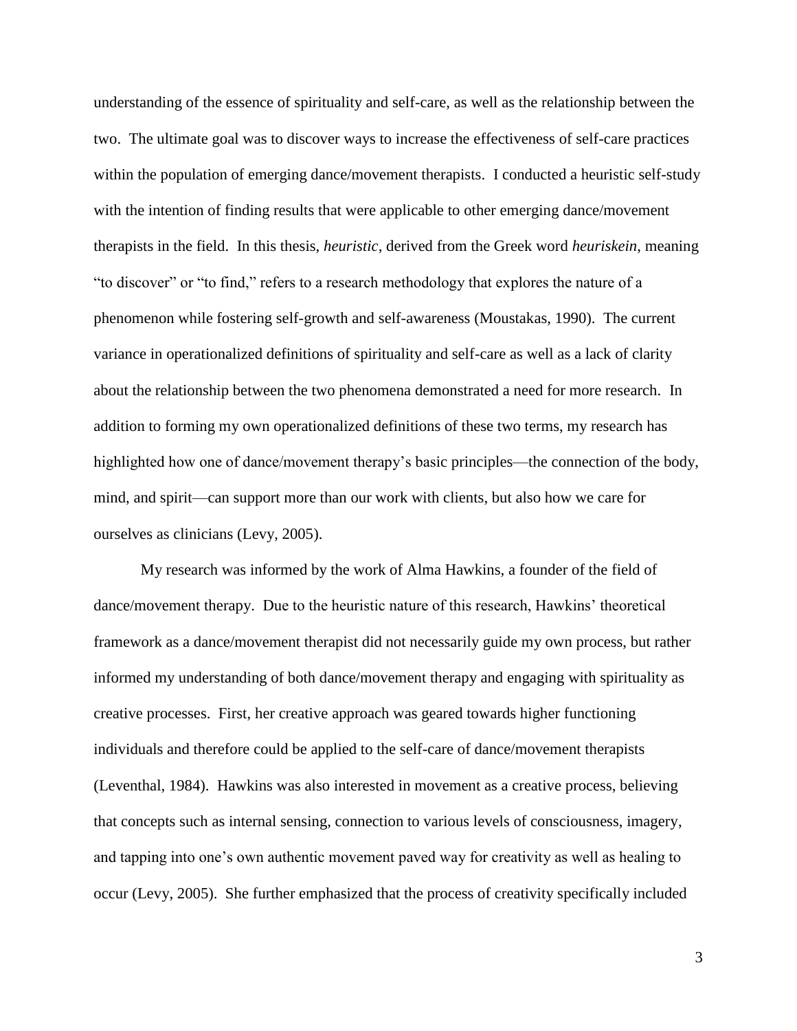understanding of the essence of spirituality and self-care, as well as the relationship between the two. The ultimate goal was to discover ways to increase the effectiveness of self-care practices within the population of emerging dance/movement therapists. I conducted a heuristic self-study with the intention of finding results that were applicable to other emerging dance/movement therapists in the field. In this thesis, *heuristic*, derived from the Greek word *heuriskein*, meaning "to discover" or "to find," refers to a research methodology that explores the nature of a phenomenon while fostering self-growth and self-awareness (Moustakas, 1990). The current variance in operationalized definitions of spirituality and self-care as well as a lack of clarity about the relationship between the two phenomena demonstrated a need for more research. In addition to forming my own operationalized definitions of these two terms, my research has highlighted how one of dance/movement therapy's basic principles—the connection of the body, mind, and spirit—can support more than our work with clients, but also how we care for ourselves as clinicians (Levy, 2005).

My research was informed by the work of Alma Hawkins, a founder of the field of dance/movement therapy. Due to the heuristic nature of this research, Hawkins' theoretical framework as a dance/movement therapist did not necessarily guide my own process, but rather informed my understanding of both dance/movement therapy and engaging with spirituality as creative processes. First, her creative approach was geared towards higher functioning individuals and therefore could be applied to the self-care of dance/movement therapists (Leventhal, 1984). Hawkins was also interested in movement as a creative process, believing that concepts such as internal sensing, connection to various levels of consciousness, imagery, and tapping into one's own authentic movement paved way for creativity as well as healing to occur (Levy, 2005). She further emphasized that the process of creativity specifically included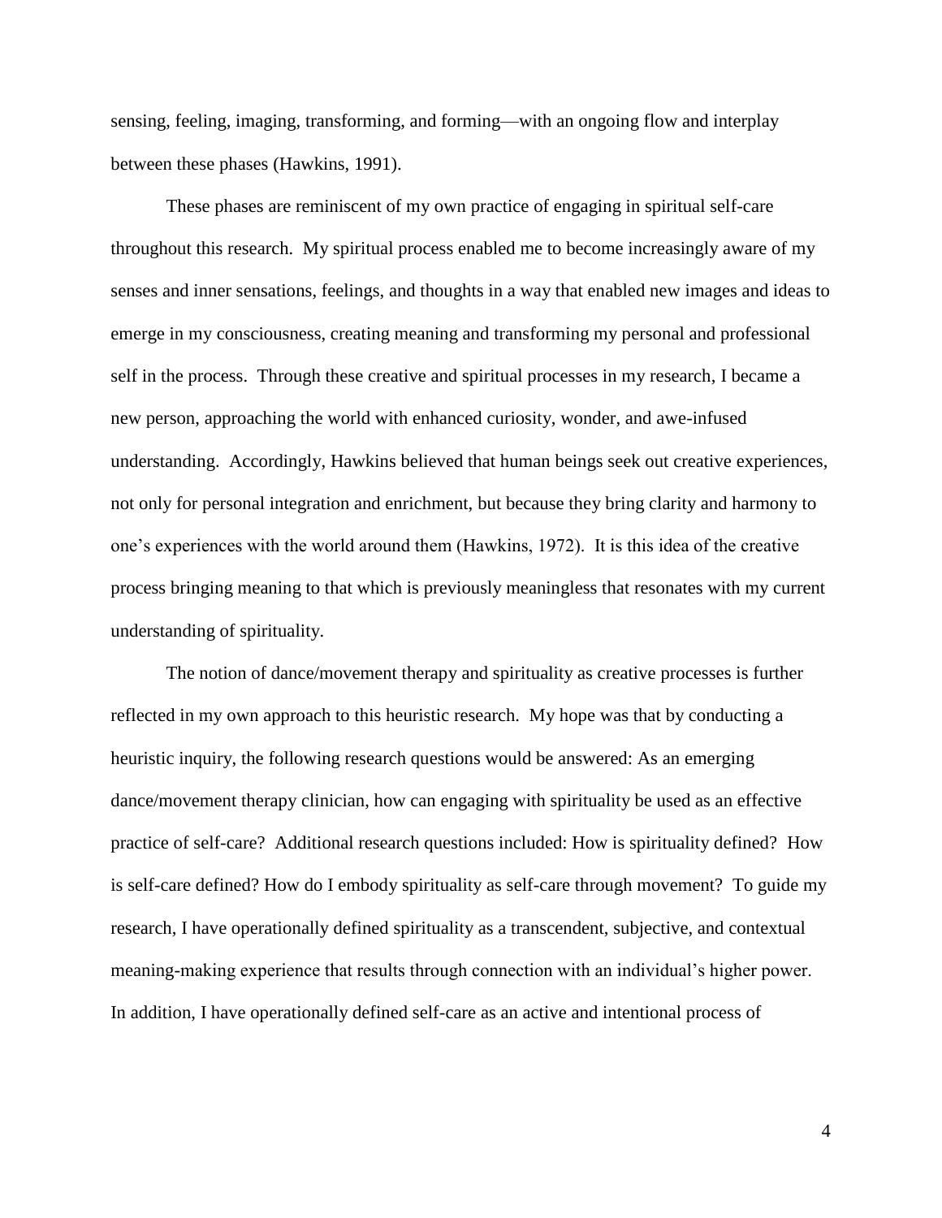sensing, feeling, imaging, transforming, and forming—with an ongoing flow and interplay between these phases (Hawkins, 1991).

These phases are reminiscent of my own practice of engaging in spiritual self-care throughout this research. My spiritual process enabled me to become increasingly aware of my senses and inner sensations, feelings, and thoughts in a way that enabled new images and ideas to emerge in my consciousness, creating meaning and transforming my personal and professional self in the process. Through these creative and spiritual processes in my research, I became a new person, approaching the world with enhanced curiosity, wonder, and awe-infused understanding. Accordingly, Hawkins believed that human beings seek out creative experiences, not only for personal integration and enrichment, but because they bring clarity and harmony to one's experiences with the world around them (Hawkins, 1972). It is this idea of the creative process bringing meaning to that which is previously meaningless that resonates with my current understanding of spirituality.

The notion of dance/movement therapy and spirituality as creative processes is further reflected in my own approach to this heuristic research. My hope was that by conducting a heuristic inquiry, the following research questions would be answered: As an emerging dance/movement therapy clinician, how can engaging with spirituality be used as an effective practice of self-care? Additional research questions included: How is spirituality defined? How is self-care defined? How do I embody spirituality as self-care through movement? To guide my research, I have operationally defined spirituality as a transcendent, subjective, and contextual meaning-making experience that results through connection with an individual's higher power. In addition, I have operationally defined self-care as an active and intentional process of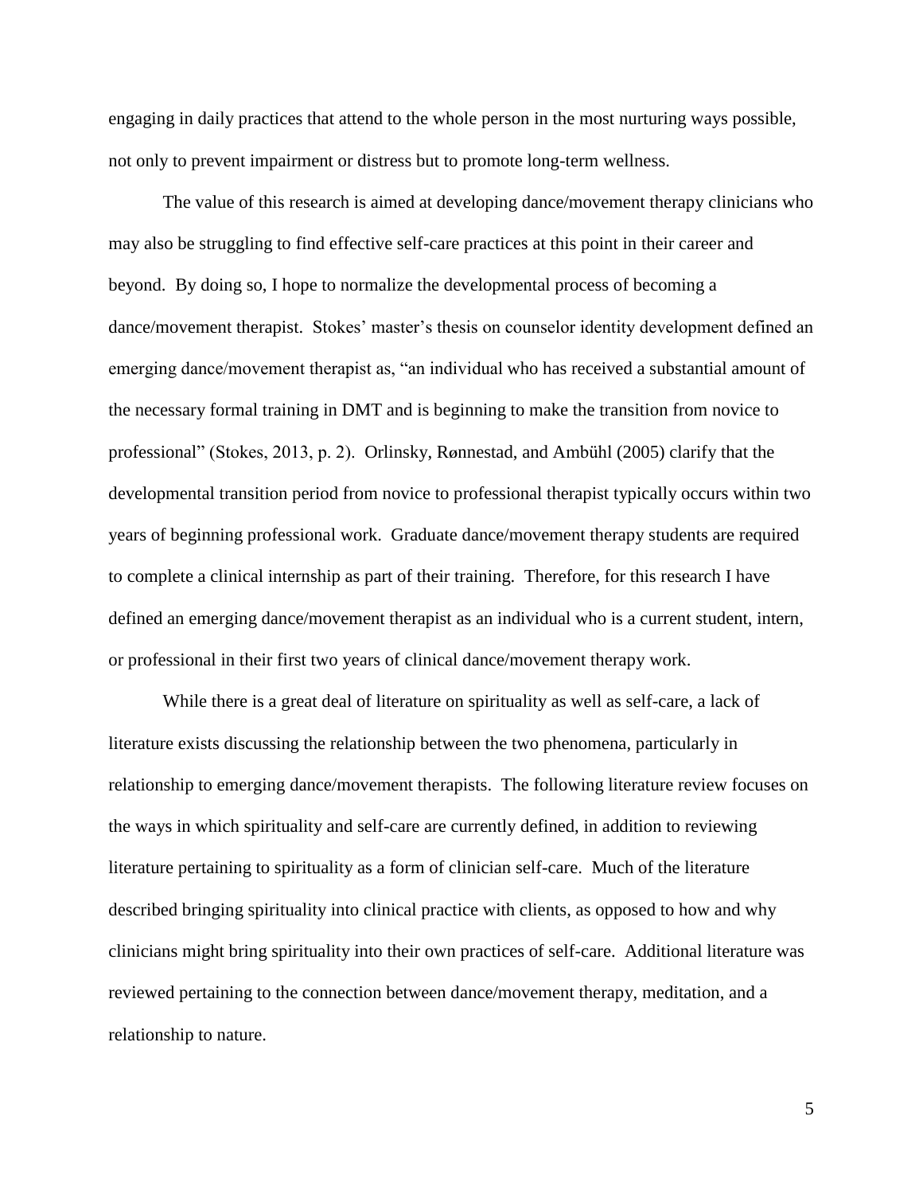engaging in daily practices that attend to the whole person in the most nurturing ways possible, not only to prevent impairment or distress but to promote long-term wellness.

The value of this research is aimed at developing dance/movement therapy clinicians who may also be struggling to find effective self-care practices at this point in their career and beyond. By doing so, I hope to normalize the developmental process of becoming a dance/movement therapist. Stokes' master's thesis on counselor identity development defined an emerging dance/movement therapist as, "an individual who has received a substantial amount of the necessary formal training in DMT and is beginning to make the transition from novice to professional" (Stokes, 2013, p. 2). Orlinsky, Rønnestad, and Ambühl (2005) clarify that the developmental transition period from novice to professional therapist typically occurs within two years of beginning professional work. Graduate dance/movement therapy students are required to complete a clinical internship as part of their training. Therefore, for this research I have defined an emerging dance/movement therapist as an individual who is a current student, intern, or professional in their first two years of clinical dance/movement therapy work.

While there is a great deal of literature on spirituality as well as self-care, a lack of literature exists discussing the relationship between the two phenomena, particularly in relationship to emerging dance/movement therapists. The following literature review focuses on the ways in which spirituality and self-care are currently defined, in addition to reviewing literature pertaining to spirituality as a form of clinician self-care. Much of the literature described bringing spirituality into clinical practice with clients, as opposed to how and why clinicians might bring spirituality into their own practices of self-care. Additional literature was reviewed pertaining to the connection between dance/movement therapy, meditation, and a relationship to nature.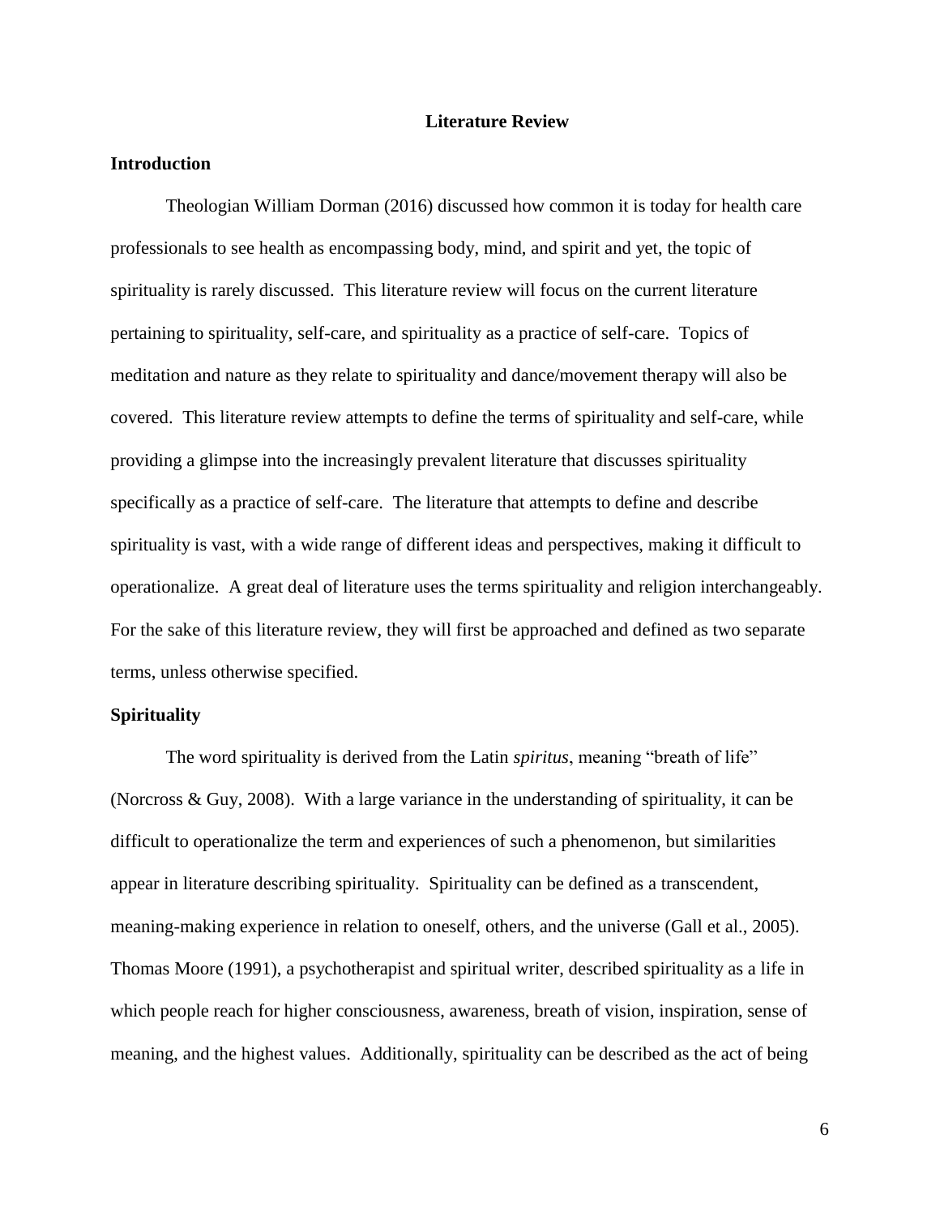# Literature Review

## Introduction

Theologian William Dorman (2016) discussed how common it is today for health care professionals to see health as encompassing body, mind, and spirit and yet, the topic of spirituality is rarely discussed. This literature review will focus on the current literature pertaining to spirituality, self-care, and spirituality as a practice of self-care. Topics of meditation and nature as they relate to spirituality and dance/movement therapy will also be covered. This literature review attempts to define the terms of spirituality and self-care, while providing a glimpse into the increasingly prevalent literature that discusses spirituality specifically as a practice of self-care. The literature that attempts to define and describe spirituality is vast, with a wide range of different ideas and perspectives, making it difficult to operationalize. A great deal of literature uses the terms spirituality and religion interchangeably. For the sake of this literature review, they will first be approached and defined as two separate terms, unless otherwise specified.

## Spirituality

The word spirituality is derived from the Latin *spiritus*, meaning "breath of life" (Norcross & Guy, 2008). With a large variance in the understanding of spirituality, it can be difficult to operationalize the term and experiences of such a phenomenon, but similarities appear in literature describing spirituality. Spirituality can be defined as a transcendent, meaning-making experience in relation to oneself, others, and the universe (Gall et al., 2005). Thomas Moore (1991), a psychotherapist and spiritual writer, described spirituality as a life in which people reach for higher consciousness, awareness, breath of vision, inspiration, sense of meaning, and the highest values. Additionally, spirituality can be described as the act of being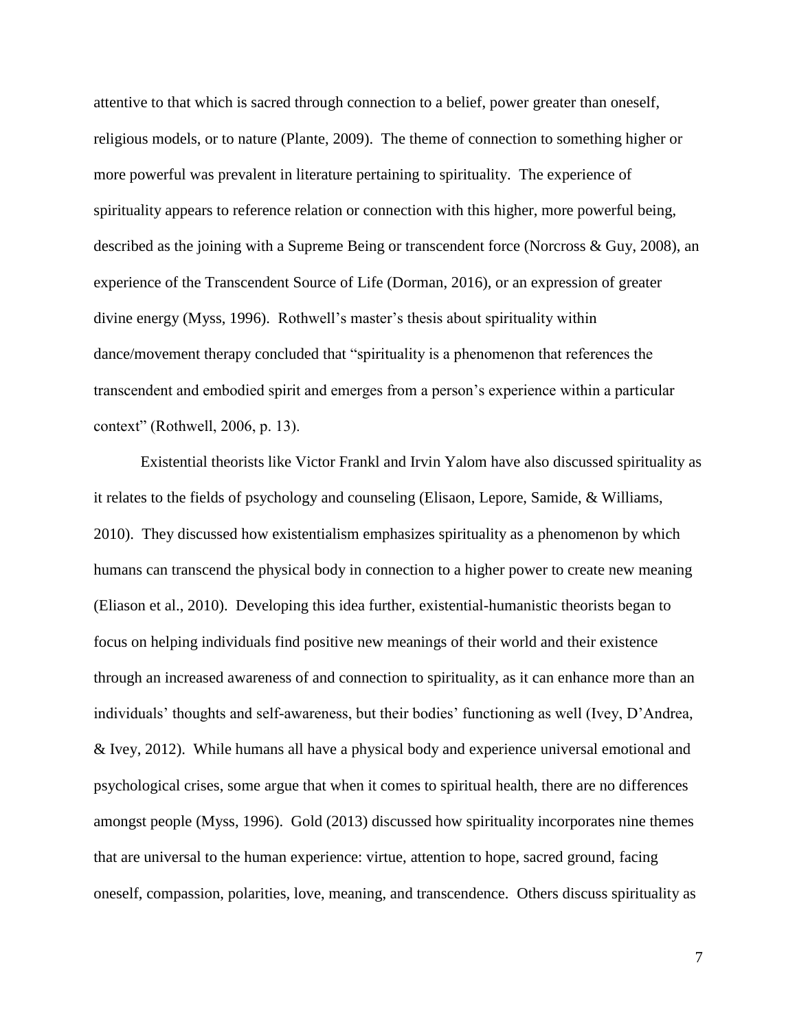attentive to that which is sacred through connection to a belief, power greater than oneself, religious models, or to nature (Plante, 2009). The theme of connection to something higher or more powerful was prevalent in literature pertaining to spirituality. The experience of spirituality appears to reference relation or connection with this higher, more powerful being, described as the joining with a Supreme Being or transcendent force (Norcross & Guy, 2008), an experience of the Transcendent Source of Life (Dorman, 2016), or an expression of greater divine energy (Myss, 1996). Rothwell's master's thesis about spirituality within dance/movement therapy concluded that "spirituality is a phenomenon that references the transcendent and embodied spirit and emerges from a person's experience within a particular context" (Rothwell, 2006, p. 13).

Existential theorists like Victor Frankl and Irvin Yalom have also discussed spirituality as it relates to the fields of psychology and counseling (Elisaon, Lepore, Samide, & Williams, 2010). They discussed how existentialism emphasizes spirituality as a phenomenon by which humans can transcend the physical body in connection to a higher power to create new meaning (Eliason et al., 2010). Developing this idea further, existential-humanistic theorists began to focus on helping individuals find positive new meanings of their world and their existence through an increased awareness of and connection to spirituality, as it can enhance more than an individuals' thoughts and self-awareness, but their bodies' functioning as well (Ivey, D'Andrea, & Ivey, 2012). While humans all have a physical body and experience universal emotional and psychological crises, some argue that when it comes to spiritual health, there are no differences amongst people (Myss, 1996). Gold (2013) discussed how spirituality incorporates nine themes that are universal to the human experience: virtue, attention to hope, sacred ground, facing oneself, compassion, polarities, love, meaning, and transcendence. Others discuss spirituality as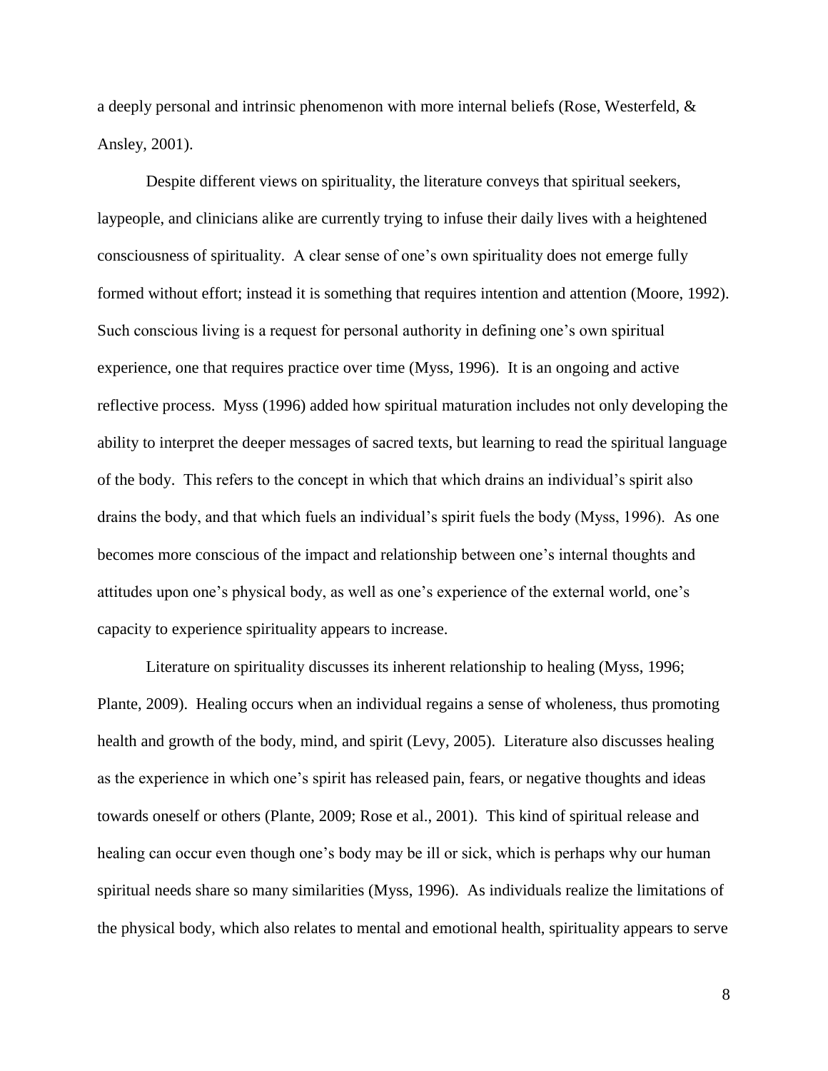a deeply personal and intrinsic phenomenon with more internal beliefs (Rose, Westerfeld, & Ansley, 2001).

Despite different views on spirituality, the literature conveys that spiritual seekers, laypeople, and clinicians alike are currently trying to infuse their daily lives with a heightened consciousness of spirituality. A clear sense of one's own spirituality does not emerge fully formed without effort; instead it is something that requires intention and attention (Moore, 1992). Such conscious living is a request for personal authority in defining one's own spiritual experience, one that requires practice over time (Myss, 1996). It is an ongoing and active reflective process. Myss (1996) added how spiritual maturation includes not only developing the ability to interpret the deeper messages of sacred texts, but learning to read the spiritual language of the body. This refers to the concept in which that which drains an individual's spirit also drains the body, and that which fuels an individual's spirit fuels the body (Myss, 1996). As one becomes more conscious of the impact and relationship between one's internal thoughts and attitudes upon one's physical body, as well as one's experience of the external world, one's capacity to experience spirituality appears to increase.

Literature on spirituality discusses its inherent relationship to healing (Myss, 1996; Plante, 2009). Healing occurs when an individual regains a sense of wholeness, thus promoting health and growth of the body, mind, and spirit (Levy, 2005). Literature also discusses healing as the experience in which one's spirit has released pain, fears, or negative thoughts and ideas towards oneself or others (Plante, 2009; Rose et al., 2001). This kind of spiritual release and healing can occur even though one's body may be ill or sick, which is perhaps why our human spiritual needs share so many similarities (Myss, 1996). As individuals realize the limitations of the physical body, which also relates to mental and emotional health, spirituality appears to serve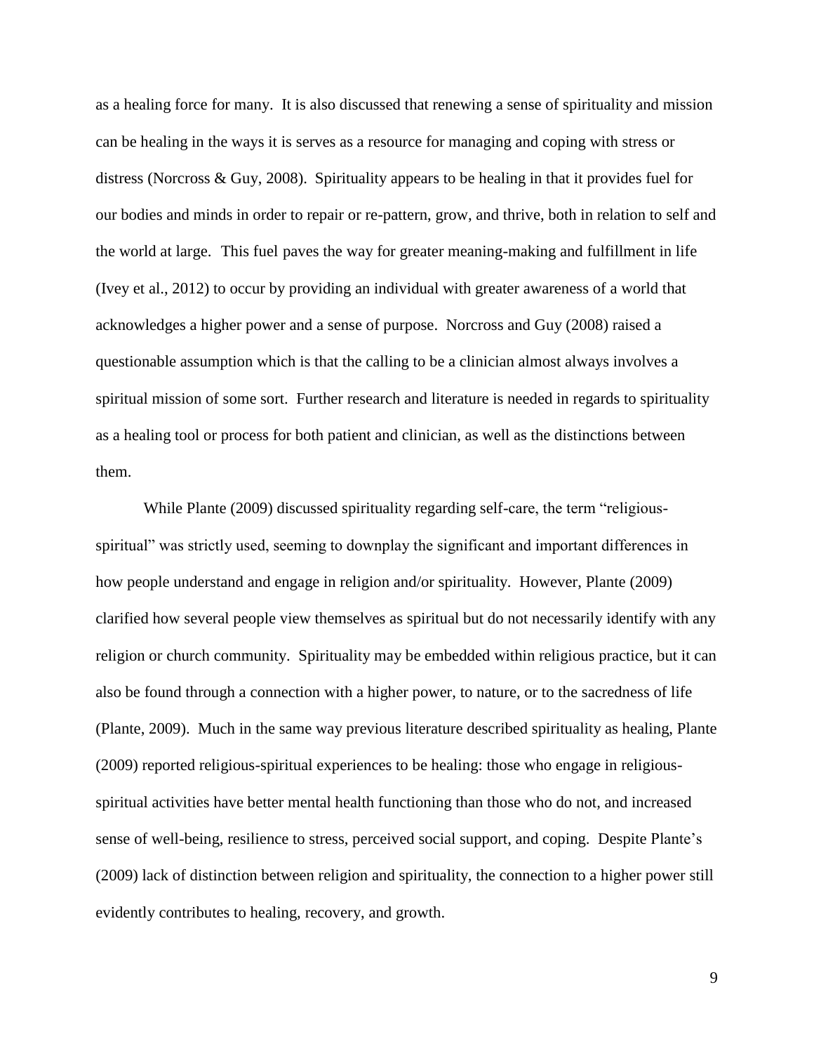as a healing force for many. It is also discussed that renewing a sense of spirituality and mission can be healing in the ways it is serves as a resource for managing and coping with stress or distress (Norcross & Guy, 2008). Spirituality appears to be healing in that it provides fuel for our bodies and minds in order to repair or re-pattern, grow, and thrive, both in relation to self and the world at large. This fuel paves the way for greater meaning-making and fulfillment in life (Ivey et al., 2012) to occur by providing an individual with greater awareness of a world that acknowledges a higher power and a sense of purpose. Norcross and Guy (2008) raised a questionable assumption which is that the calling to be a clinician almost always involves a spiritual mission of some sort. Further research and literature is needed in regards to spirituality as a healing tool or process for both patient and clinician, as well as the distinctions between them.

While Plante (2009) discussed spirituality regarding self-care, the term "religious-spiritual" was strictly used, seeming to downplay the significant and important differences in how people understand and engage in religion and/or spirituality. However, Plante (2009) clarified how several people view themselves as spiritual but do not necessarily identify with any religion or church community. Spirituality may be embedded within religious practice, but it can also be found through a connection with a higher power, to nature, or to the sacredness of life (Plante, 2009). Much in the same way previous literature described spirituality as healing, Plante (2009) reported religious-spiritual experiences to be healing: those who engage in religious-spiritual activities have better mental health functioning than those who do not, and increased sense of well-being, resilience to stress, perceived social support, and coping. Despite Plante's (2009) lack of distinction between religion and spirituality, the connection to a higher power still evidently contributes to healing, recovery, and growth.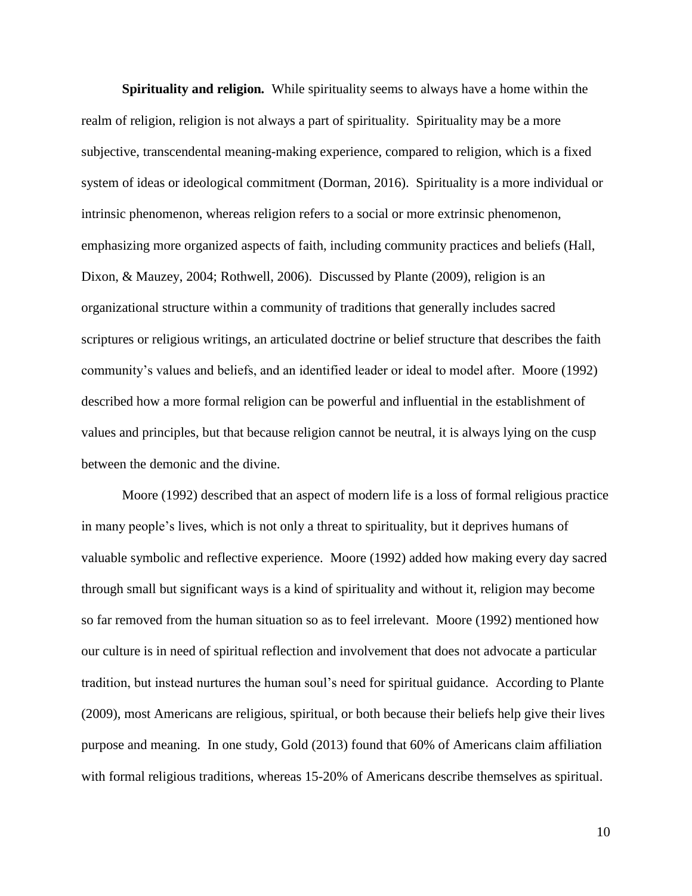**Spirituality and religion.** While spirituality seems to always have a home within the realm of religion, religion is not always a part of spirituality. Spirituality may be a more subjective, transcendental meaning-making experience, compared to religion, which is a fixed system of ideas or ideological commitment (Dorman, 2016). Spirituality is a more individual or intrinsic phenomenon, whereas religion refers to a social or more extrinsic phenomenon, emphasizing more organized aspects of faith, including community practices and beliefs (Hall, Dixon, & Mauzey, 2004; Rothwell, 2006). Discussed by Plante (2009), religion is an organizational structure within a community of traditions that generally includes sacred scriptures or religious writings, an articulated doctrine or belief structure that describes the faith community's values and beliefs, and an identified leader or ideal to model after. Moore (1992) described how a more formal religion can be powerful and influential in the establishment of values and principles, but that because religion cannot be neutral, it is always lying on the cusp between the demonic and the divine.

Moore (1992) described that an aspect of modern life is a loss of formal religious practice in many people's lives, which is not only a threat to spirituality, but it deprives humans of valuable symbolic and reflective experience. Moore (1992) added how making every day sacred through small but significant ways is a kind of spirituality and without it, religion may become so far removed from the human situation so as to feel irrelevant. Moore (1992) mentioned how our culture is in need of spiritual reflection and involvement that does not advocate a particular tradition, but instead nurtures the human soul's need for spiritual guidance. According to Plante (2009), most Americans are religious, spiritual, or both because their beliefs help give their lives purpose and meaning. In one study, Gold (2013) found that 60% of Americans claim affiliation with formal religious traditions, whereas 15-20% of Americans describe themselves as spiritual.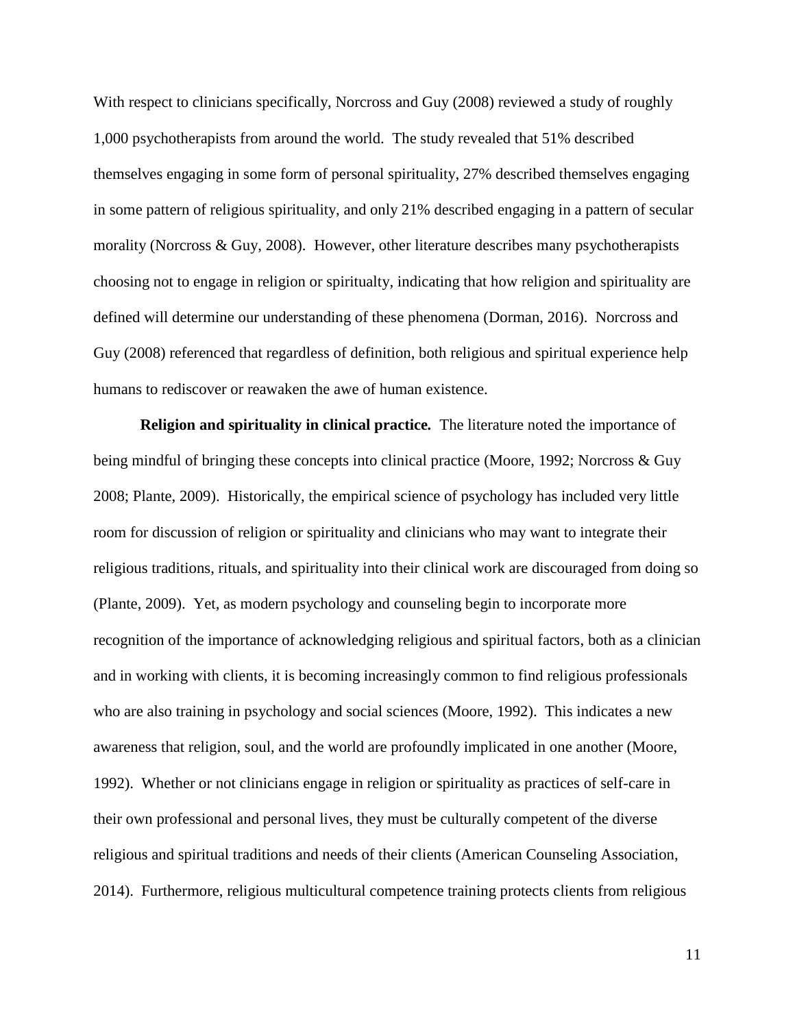With respect to clinicians specifically, Norcross and Guy (2008) reviewed a study of roughly 1,000 psychotherapists from around the world. The study revealed that 51% described themselves engaging in some form of personal spirituality, 27% described themselves engaging in some pattern of religious spirituality, and only 21% described engaging in a pattern of secular morality (Norcross & Guy, 2008). However, other literature describes many psychotherapists choosing not to engage in religion or spiritualty, indicating that how religion and spirituality are defined will determine our understanding of these phenomena (Dorman, 2016). Norcross and Guy (2008) referenced that regardless of definition, both religious and spiritual experience help humans to rediscover or reawaken the awe of human existence.

**Religion and spirituality in clinical practice.** The literature noted the importance of being mindful of bringing these concepts into clinical practice (Moore, 1992; Norcross & Guy 2008; Plante, 2009). Historically, the empirical science of psychology has included very little room for discussion of religion or spirituality and clinicians who may want to integrate their religious traditions, rituals, and spirituality into their clinical work are discouraged from doing so (Plante, 2009). Yet, as modern psychology and counseling begin to incorporate more recognition of the importance of acknowledging religious and spiritual factors, both as a clinician and in working with clients, it is becoming increasingly common to find religious professionals who are also training in psychology and social sciences (Moore, 1992). This indicates a new awareness that religion, soul, and the world are profoundly implicated in one another (Moore, 1992). Whether or not clinicians engage in religion or spirituality as practices of self-care in their own professional and personal lives, they must be culturally competent of the diverse religious and spiritual traditions and needs of their clients (American Counseling Association, 2014). Furthermore, religious multicultural competence training protects clients from religious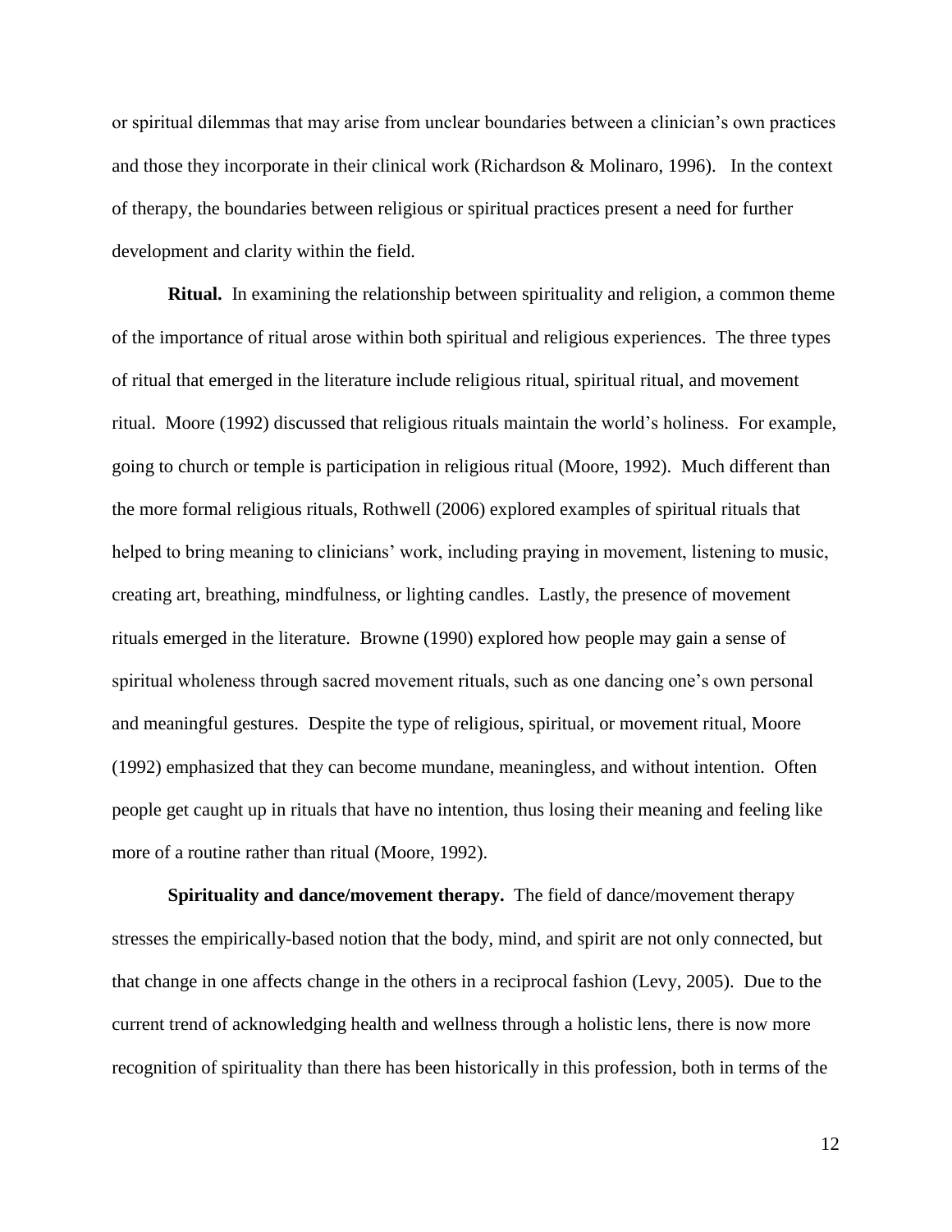or spiritual dilemmas that may arise from unclear boundaries between a clinician's own practices and those they incorporate in their clinical work (Richardson & Molinaro, 1996). In the context of therapy, the boundaries between religious or spiritual practices present a need for further development and clarity within the field.

**Ritual.** In examining the relationship between spirituality and religion, a common theme of the importance of ritual arose within both spiritual and religious experiences. The three types of ritual that emerged in the literature include religious ritual, spiritual ritual, and movement ritual. Moore (1992) discussed that religious rituals maintain the world's holiness. For example, going to church or temple is participation in religious ritual (Moore, 1992). Much different than the more formal religious rituals, Rothwell (2006) explored examples of spiritual rituals that helped to bring meaning to clinicians' work, including praying in movement, listening to music, creating art, breathing, mindfulness, or lighting candles. Lastly, the presence of movement rituals emerged in the literature. Browne (1990) explored how people may gain a sense of spiritual wholeness through sacred movement rituals, such as one dancing one's own personal and meaningful gestures. Despite the type of religious, spiritual, or movement ritual, Moore (1992) emphasized that they can become mundane, meaningless, and without intention. Often people get caught up in rituals that have no intention, thus losing their meaning and feeling like more of a routine rather than ritual (Moore, 1992).

**Spirituality and dance/movement therapy.** The field of dance/movement therapy stresses the empirically-based notion that the body, mind, and spirit are not only connected, but that change in one affects change in the others in a reciprocal fashion (Levy, 2005). Due to the current trend of acknowledging health and wellness through a holistic lens, there is now more recognition of spirituality than there has been historically in this profession, both in terms of the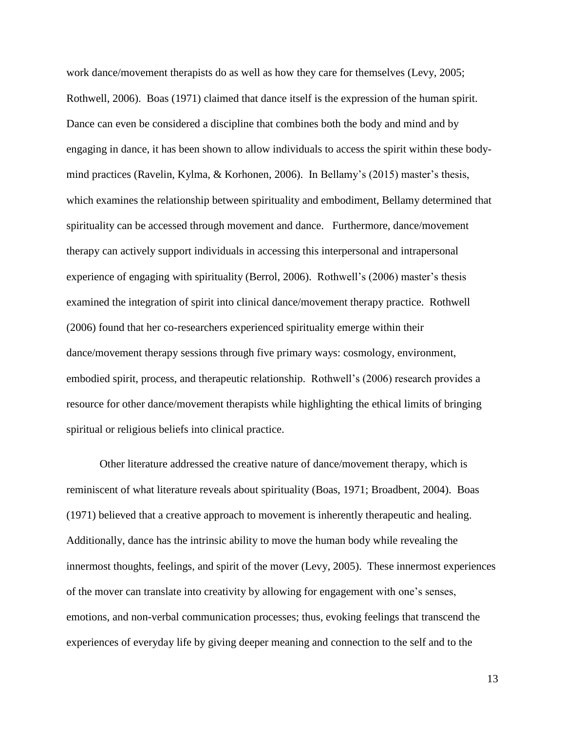work dance/movement therapists do as well as how they care for themselves (Levy, 2005; Rothwell, 2006). Boas (1971) claimed that dance itself is the expression of the human spirit. Dance can even be considered a discipline that combines both the body and mind and by engaging in dance, it has been shown to allow individuals to access the spirit within these body-mind practices (Ravelin, Kylma, & Korhonen, 2006). In Bellamy's (2015) master's thesis, which examines the relationship between spirituality and embodiment, Bellamy determined that spirituality can be accessed through movement and dance. Furthermore, dance/movement therapy can actively support individuals in accessing this interpersonal and intrapersonal experience of engaging with spirituality (Berrol, 2006). Rothwell's (2006) master's thesis examined the integration of spirit into clinical dance/movement therapy practice. Rothwell (2006) found that her co-researchers experienced spirituality emerge within their dance/movement therapy sessions through five primary ways: cosmology, environment, embodied spirit, process, and therapeutic relationship. Rothwell's (2006) research provides a resource for other dance/movement therapists while highlighting the ethical limits of bringing spiritual or religious beliefs into clinical practice.

Other literature addressed the creative nature of dance/movement therapy, which is reminiscent of what literature reveals about spirituality (Boas, 1971; Broadbent, 2004). Boas (1971) believed that a creative approach to movement is inherently therapeutic and healing. Additionally, dance has the intrinsic ability to move the human body while revealing the innermost thoughts, feelings, and spirit of the mover (Levy, 2005). These innermost experiences of the mover can translate into creativity by allowing for engagement with one's senses, emotions, and non-verbal communication processes; thus, evoking feelings that transcend the experiences of everyday life by giving deeper meaning and connection to the self and to the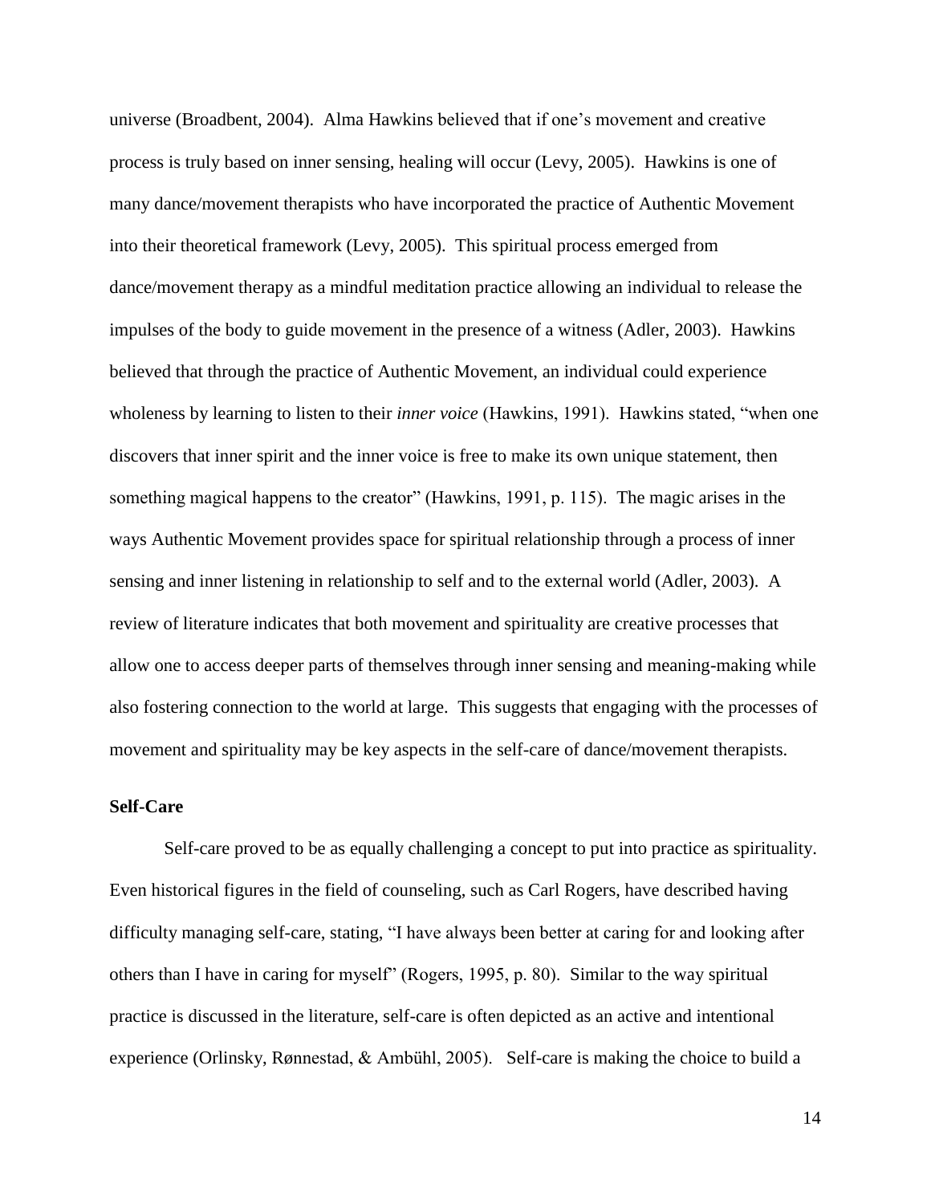universe (Broadbent, 2004). Alma Hawkins believed that if one's movement and creative process is truly based on inner sensing, healing will occur (Levy, 2005). Hawkins is one of many dance/movement therapists who have incorporated the practice of Authentic Movement into their theoretical framework (Levy, 2005). This spiritual process emerged from dance/movement therapy as a mindful meditation practice allowing an individual to release the impulses of the body to guide movement in the presence of a witness (Adler, 2003). Hawkins believed that through the practice of Authentic Movement, an individual could experience wholeness by learning to listen to their *inner voice* (Hawkins, 1991). Hawkins stated, "when one discovers that inner spirit and the inner voice is free to make its own unique statement, then something magical happens to the creator" (Hawkins, 1991, p. 115). The magic arises in the ways Authentic Movement provides space for spiritual relationship through a process of inner sensing and inner listening in relationship to self and to the external world (Adler, 2003). A review of literature indicates that both movement and spirituality are creative processes that allow one to access deeper parts of themselves through inner sensing and meaning-making while also fostering connection to the world at large. This suggests that engaging with the processes of movement and spirituality may be key aspects in the self-care of dance/movement therapists.

**Self-Care**

Self-care proved to be as equally challenging a concept to put into practice as spirituality. Even historical figures in the field of counseling, such as Carl Rogers, have described having difficulty managing self-care, stating, "I have always been better at caring for and looking after others than I have in caring for myself" (Rogers, 1995, p. 80). Similar to the way spiritual practice is discussed in the literature, self-care is often depicted as an active and intentional experience (Orlinsky, Rønnestad, & Ambühl, 2005). Self-care is making the choice to build a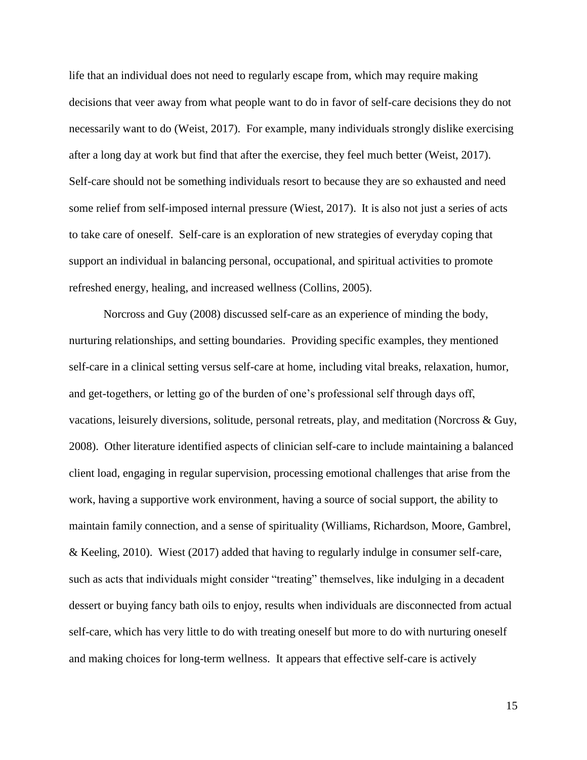life that an individual does not need to regularly escape from, which may require making decisions that veer away from what people want to do in favor of self-care decisions they do not necessarily want to do (Weist, 2017). For example, many individuals strongly dislike exercising after a long day at work but find that after the exercise, they feel much better (Weist, 2017). Self-care should not be something individuals resort to because they are so exhausted and need some relief from self-imposed internal pressure (Wiest, 2017). It is also not just a series of acts to take care of oneself. Self-care is an exploration of new strategies of everyday coping that support an individual in balancing personal, occupational, and spiritual activities to promote refreshed energy, healing, and increased wellness (Collins, 2005).

Norcross and Guy (2008) discussed self-care as an experience of minding the body, nurturing relationships, and setting boundaries. Providing specific examples, they mentioned self-care in a clinical setting versus self-care at home, including vital breaks, relaxation, humor, and get-togethers, or letting go of the burden of one's professional self through days off, vacations, leisurely diversions, solitude, personal retreats, play, and meditation (Norcross & Guy, 2008). Other literature identified aspects of clinician self-care to include maintaining a balanced client load, engaging in regular supervision, processing emotional challenges that arise from the work, having a supportive work environment, having a source of social support, the ability to maintain family connection, and a sense of spirituality (Williams, Richardson, Moore, Gambrel, & Keeling, 2010). Wiest (2017) added that having to regularly indulge in consumer self-care, such as acts that individuals might consider "treating" themselves, like indulging in a decadent dessert or buying fancy bath oils to enjoy, results when individuals are disconnected from actual self-care, which has very little to do with treating oneself but more to do with nurturing oneself and making choices for long-term wellness. It appears that effective self-care is actively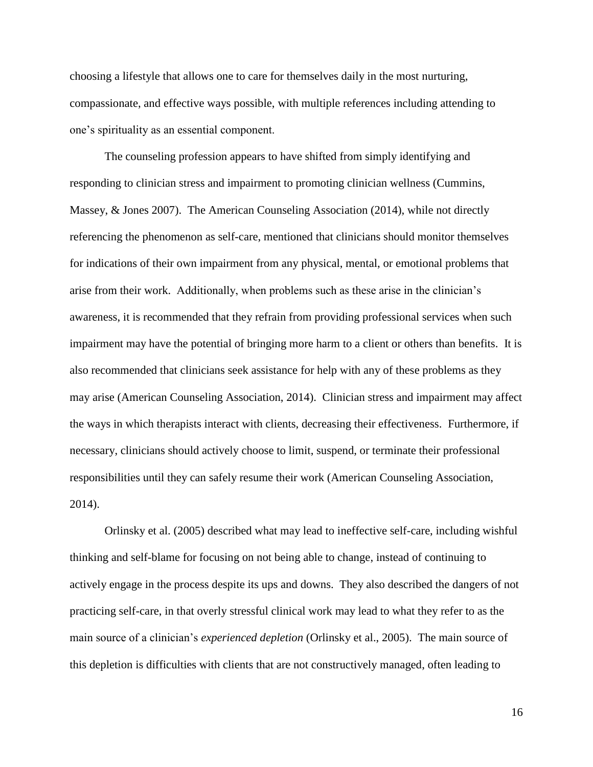choosing a lifestyle that allows one to care for themselves daily in the most nurturing, compassionate, and effective ways possible, with multiple references including attending to one's spirituality as an essential component.

The counseling profession appears to have shifted from simply identifying and responding to clinician stress and impairment to promoting clinician wellness (Cummins, Massey, & Jones 2007). The American Counseling Association (2014), while not directly referencing the phenomenon as self-care, mentioned that clinicians should monitor themselves for indications of their own impairment from any physical, mental, or emotional problems that arise from their work. Additionally, when problems such as these arise in the clinician's awareness, it is recommended that they refrain from providing professional services when such impairment may have the potential of bringing more harm to a client or others than benefits. It is also recommended that clinicians seek assistance for help with any of these problems as they may arise (American Counseling Association, 2014). Clinician stress and impairment may affect the ways in which therapists interact with clients, decreasing their effectiveness. Furthermore, if necessary, clinicians should actively choose to limit, suspend, or terminate their professional responsibilities until they can safely resume their work (American Counseling Association, 2014).

Orlinsky et al. (2005) described what may lead to ineffective self-care, including wishful thinking and self-blame for focusing on not being able to change, instead of continuing to actively engage in the process despite its ups and downs. They also described the dangers of not practicing self-care, in that overly stressful clinical work may lead to what they refer to as the main source of a clinician's *experienced depletion* (Orlinsky et al., 2005). The main source of this depletion is difficulties with clients that are not constructively managed, often leading to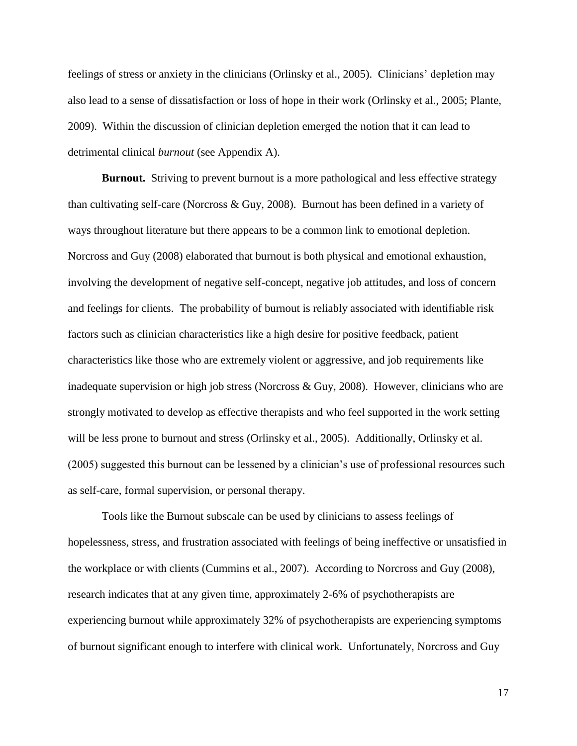feelings of stress or anxiety in the clinicians (Orlinsky et al., 2005). Clinicians' depletion may also lead to a sense of dissatisfaction or loss of hope in their work (Orlinsky et al., 2005; Plante, 2009). Within the discussion of clinician depletion emerged the notion that it can lead to detrimental clinical *burnout* (see Appendix A).

**Burnout.** Striving to prevent burnout is a more pathological and less effective strategy than cultivating self-care (Norcross & Guy, 2008). Burnout has been defined in a variety of ways throughout literature but there appears to be a common link to emotional depletion. Norcross and Guy (2008) elaborated that burnout is both physical and emotional exhaustion, involving the development of negative self-concept, negative job attitudes, and loss of concern and feelings for clients. The probability of burnout is reliably associated with identifiable risk factors such as clinician characteristics like a high desire for positive feedback, patient characteristics like those who are extremely violent or aggressive, and job requirements like inadequate supervision or high job stress (Norcross & Guy, 2008). However, clinicians who are strongly motivated to develop as effective therapists and who feel supported in the work setting will be less prone to burnout and stress (Orlinsky et al., 2005). Additionally, Orlinsky et al. (2005) suggested this burnout can be lessened by a clinician's use of professional resources such as self-care, formal supervision, or personal therapy.

Tools like the Burnout subscale can be used by clinicians to assess feelings of hopelessness, stress, and frustration associated with feelings of being ineffective or unsatisfied in the workplace or with clients (Cummins et al., 2007). According to Norcross and Guy (2008), research indicates that at any given time, approximately 2-6% of psychotherapists are experiencing burnout while approximately 32% of psychotherapists are experiencing symptoms of burnout significant enough to interfere with clinical work. Unfortunately, Norcross and Guy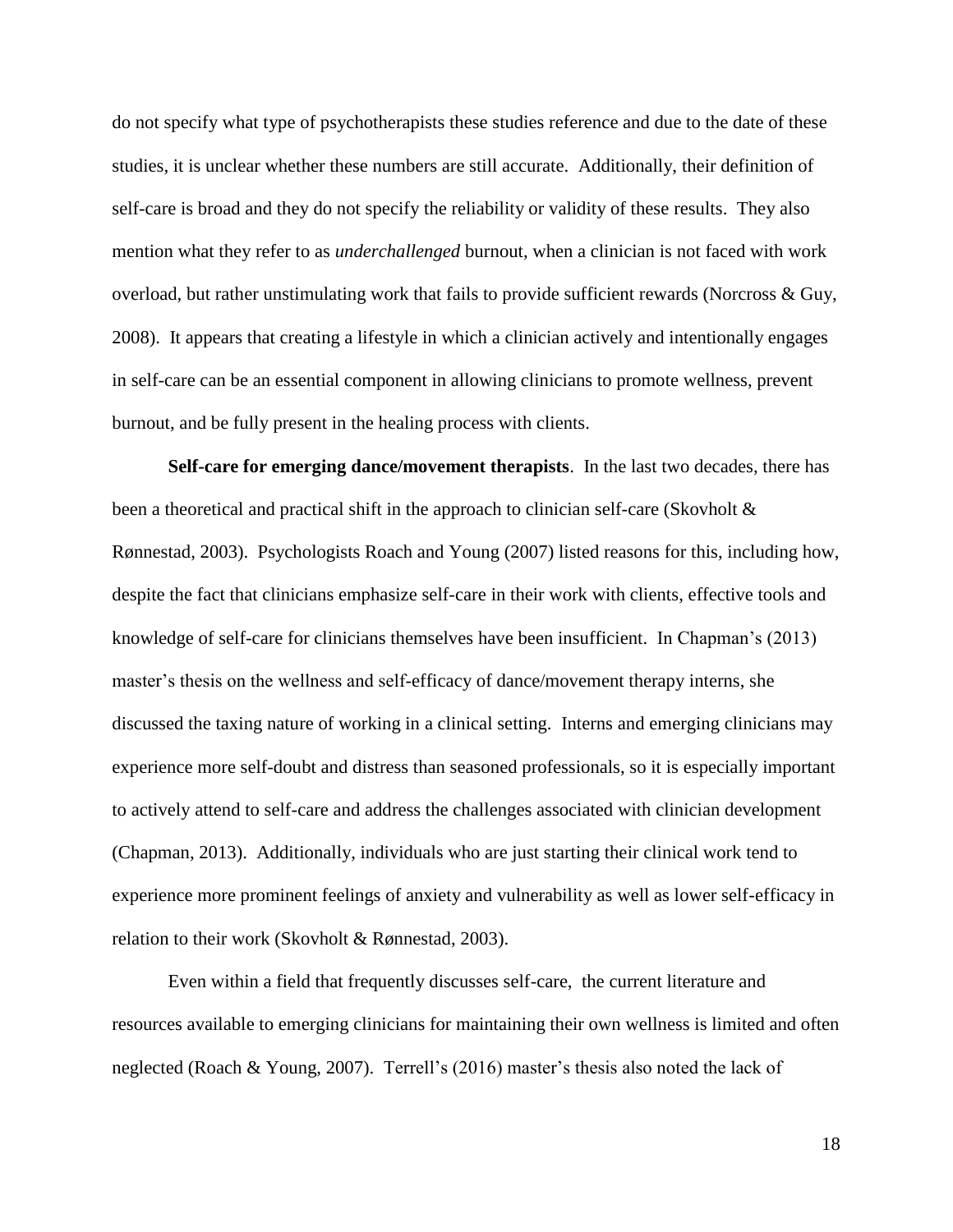do not specify what type of psychotherapists these studies reference and due to the date of these studies, it is unclear whether these numbers are still accurate. Additionally, their definition of self-care is broad and they do not specify the reliability or validity of these results. They also mention what they refer to as *underchallenged* burnout, when a clinician is not faced with work overload, but rather unstimulating work that fails to provide sufficient rewards (Norcross & Guy, 2008). It appears that creating a lifestyle in which a clinician actively and intentionally engages in self-care can be an essential component in allowing clinicians to promote wellness, prevent burnout, and be fully present in the healing process with clients.

**Self-care for emerging dance/movement therapists**. In the last two decades, there has been a theoretical and practical shift in the approach to clinician self-care (Skovholt & Rønnestad, 2003). Psychologists Roach and Young (2007) listed reasons for this, including how, despite the fact that clinicians emphasize self-care in their work with clients, effective tools and knowledge of self-care for clinicians themselves have been insufficient. In Chapman's (2013) master's thesis on the wellness and self-efficacy of dance/movement therapy interns, she discussed the taxing nature of working in a clinical setting. Interns and emerging clinicians may experience more self-doubt and distress than seasoned professionals, so it is especially important to actively attend to self-care and address the challenges associated with clinician development (Chapman, 2013). Additionally, individuals who are just starting their clinical work tend to experience more prominent feelings of anxiety and vulnerability as well as lower self-efficacy in relation to their work (Skovholt & Rønnestad, 2003).

Even within a field that frequently discusses self-care, the current literature and resources available to emerging clinicians for maintaining their own wellness is limited and often neglected (Roach & Young, 2007). Terrell's (2016) master's thesis also noted the lack of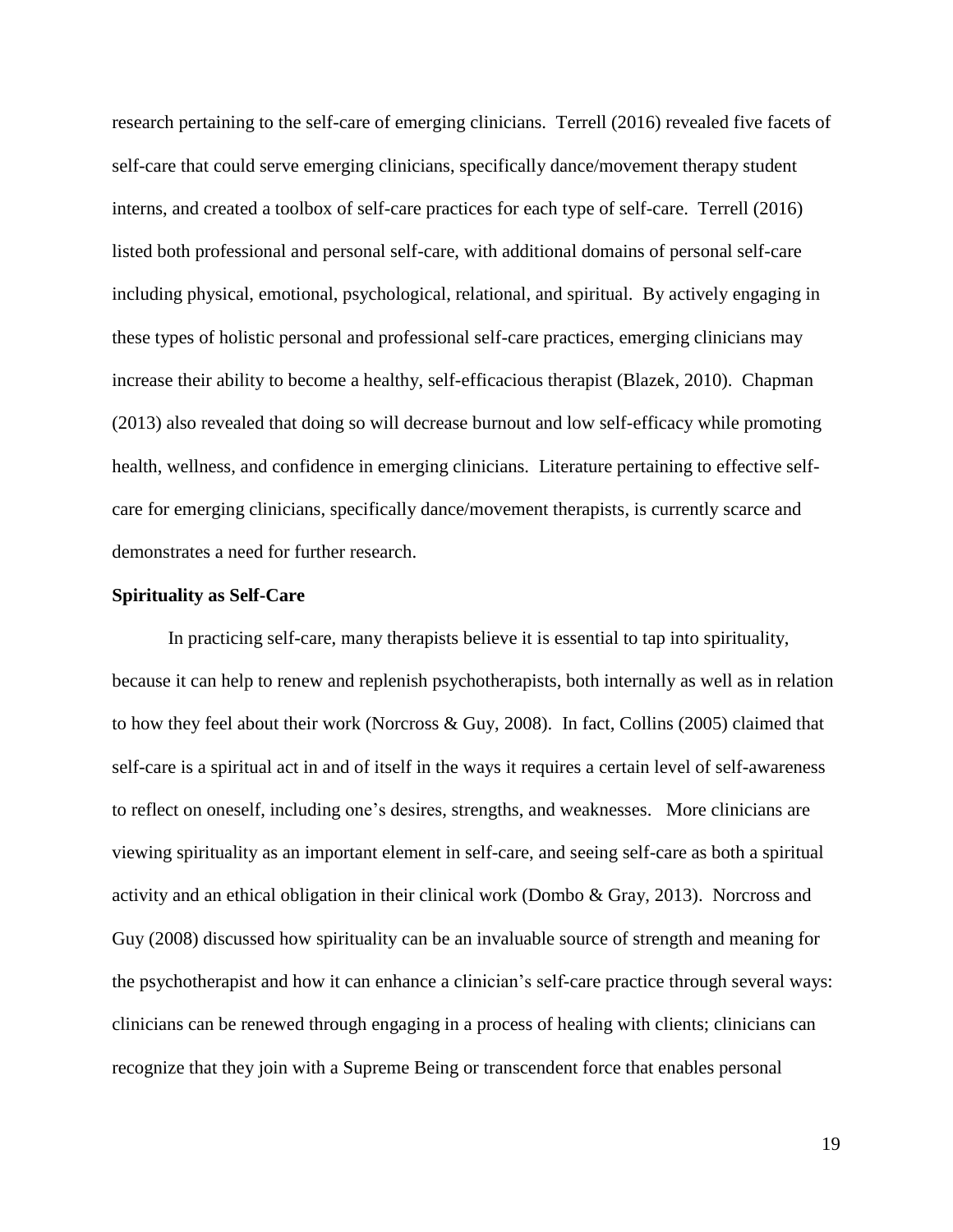research pertaining to the self-care of emerging clinicians. Terrell (2016) revealed five facets of self-care that could serve emerging clinicians, specifically dance/movement therapy student interns, and created a toolbox of self-care practices for each type of self-care. Terrell (2016) listed both professional and personal self-care, with additional domains of personal self-care including physical, emotional, psychological, relational, and spiritual. By actively engaging in these types of holistic personal and professional self-care practices, emerging clinicians may increase their ability to become a healthy, self-efficacious therapist (Blazek, 2010). Chapman (2013) also revealed that doing so will decrease burnout and low self-efficacy while promoting health, wellness, and confidence in emerging clinicians. Literature pertaining to effective self-care for emerging clinicians, specifically dance/movement therapists, is currently scarce and demonstrates a need for further research.

**Spirituality as Self-Care**

In practicing self-care, many therapists believe it is essential to tap into spirituality, because it can help to renew and replenish psychotherapists, both internally as well as in relation to how they feel about their work (Norcross & Guy, 2008). In fact, Collins (2005) claimed that self-care is a spiritual act in and of itself in the ways it requires a certain level of self-awareness to reflect on oneself, including one's desires, strengths, and weaknesses. More clinicians are viewing spirituality as an important element in self-care, and seeing self-care as both a spiritual activity and an ethical obligation in their clinical work (Dombo & Gray, 2013). Norcross and Guy (2008) discussed how spirituality can be an invaluable source of strength and meaning for the psychotherapist and how it can enhance a clinician's self-care practice through several ways: clinicians can be renewed through engaging in a process of healing with clients; clinicians can recognize that they join with a Supreme Being or transcendent force that enables personal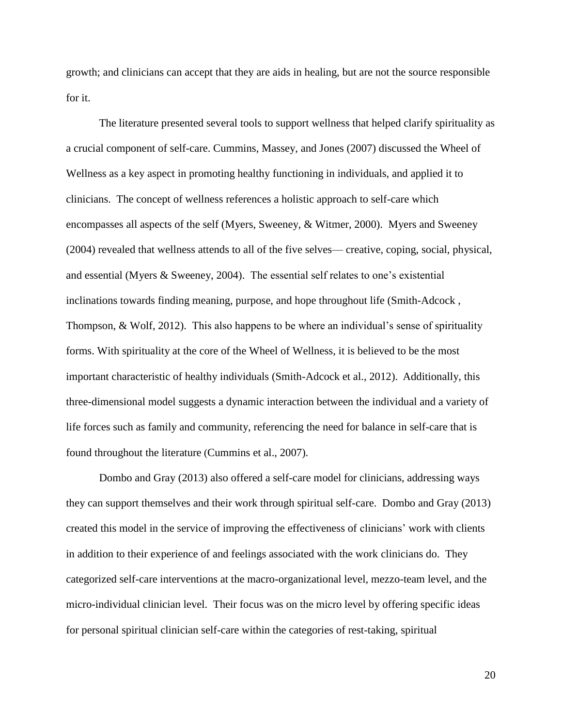growth; and clinicians can accept that they are aids in healing, but are not the source responsible for it.

The literature presented several tools to support wellness that helped clarify spirituality as a crucial component of self-care. Cummins, Massey, and Jones (2007) discussed the Wheel of Wellness as a key aspect in promoting healthy functioning in individuals, and applied it to clinicians. The concept of wellness references a holistic approach to self-care which encompasses all aspects of the self (Myers, Sweeney, & Witmer, 2000). Myers and Sweeney (2004) revealed that wellness attends to all of the five selves— creative, coping, social, physical, and essential (Myers & Sweeney, 2004). The essential self relates to one's existential inclinations towards finding meaning, purpose, and hope throughout life (Smith-Adcock , Thompson, & Wolf, 2012). This also happens to be where an individual's sense of spirituality forms. With spirituality at the core of the Wheel of Wellness, it is believed to be the most important characteristic of healthy individuals (Smith-Adcock et al., 2012). Additionally, this three-dimensional model suggests a dynamic interaction between the individual and a variety of life forces such as family and community, referencing the need for balance in self-care that is found throughout the literature (Cummins et al., 2007).

Dombo and Gray (2013) also offered a self-care model for clinicians, addressing ways they can support themselves and their work through spiritual self-care. Dombo and Gray (2013) created this model in the service of improving the effectiveness of clinicians' work with clients in addition to their experience of and feelings associated with the work clinicians do. They categorized self-care interventions at the macro-organizational level, mezzo-team level, and the micro-individual clinician level. Their focus was on the micro level by offering specific ideas for personal spiritual clinician self-care within the categories of rest-taking, spiritual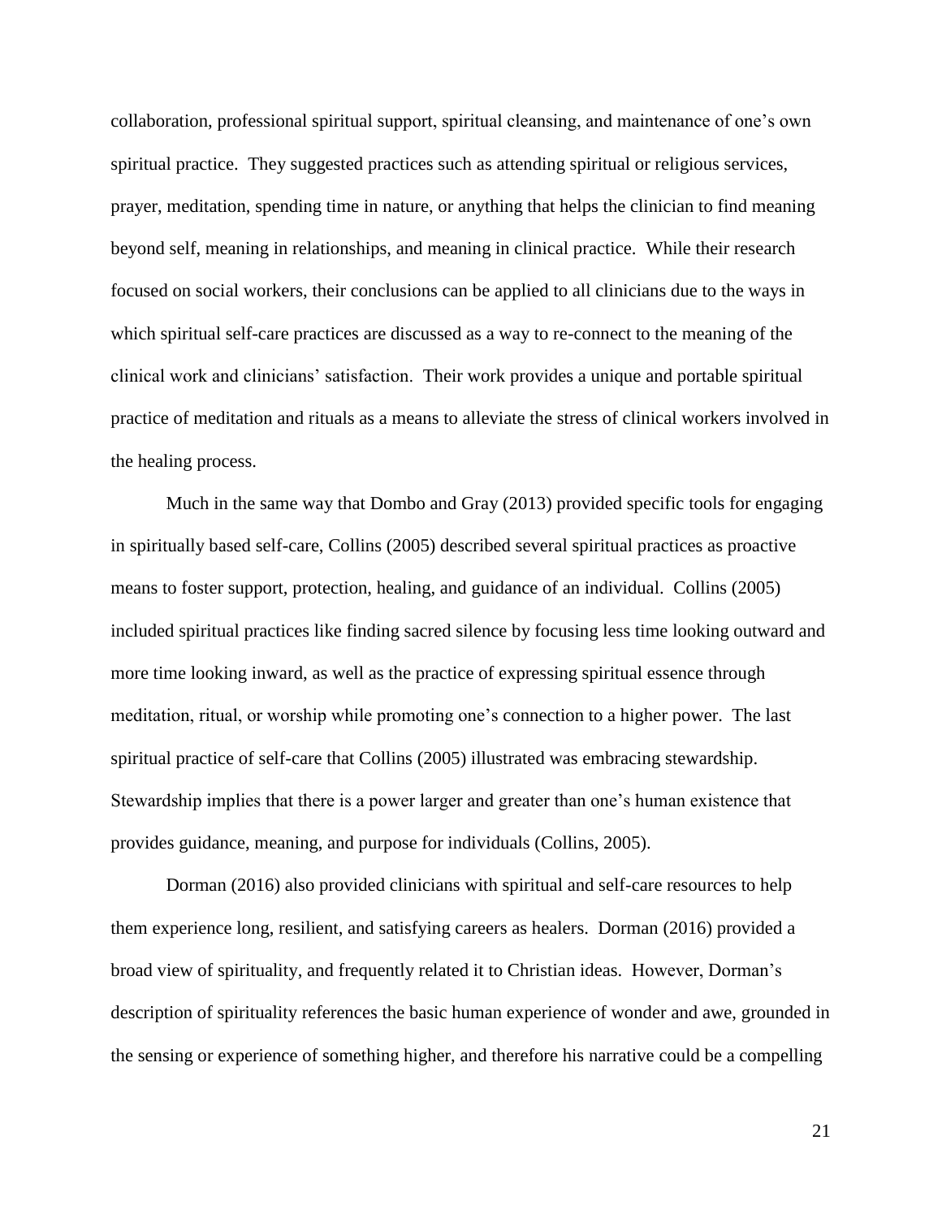collaboration, professional spiritual support, spiritual cleansing, and maintenance of one's own spiritual practice. They suggested practices such as attending spiritual or religious services, prayer, meditation, spending time in nature, or anything that helps the clinician to find meaning beyond self, meaning in relationships, and meaning in clinical practice. While their research focused on social workers, their conclusions can be applied to all clinicians due to the ways in which spiritual self-care practices are discussed as a way to re-connect to the meaning of the clinical work and clinicians' satisfaction. Their work provides a unique and portable spiritual practice of meditation and rituals as a means to alleviate the stress of clinical workers involved in the healing process.

Much in the same way that Dombo and Gray (2013) provided specific tools for engaging in spiritually based self-care, Collins (2005) described several spiritual practices as proactive means to foster support, protection, healing, and guidance of an individual. Collins (2005) included spiritual practices like finding sacred silence by focusing less time looking outward and more time looking inward, as well as the practice of expressing spiritual essence through meditation, ritual, or worship while promoting one's connection to a higher power. The last spiritual practice of self-care that Collins (2005) illustrated was embracing stewardship. Stewardship implies that there is a power larger and greater than one's human existence that provides guidance, meaning, and purpose for individuals (Collins, 2005).

Dorman (2016) also provided clinicians with spiritual and self-care resources to help them experience long, resilient, and satisfying careers as healers. Dorman (2016) provided a broad view of spirituality, and frequently related it to Christian ideas. However, Dorman's description of spirituality references the basic human experience of wonder and awe, grounded in the sensing or experience of something higher, and therefore his narrative could be a compelling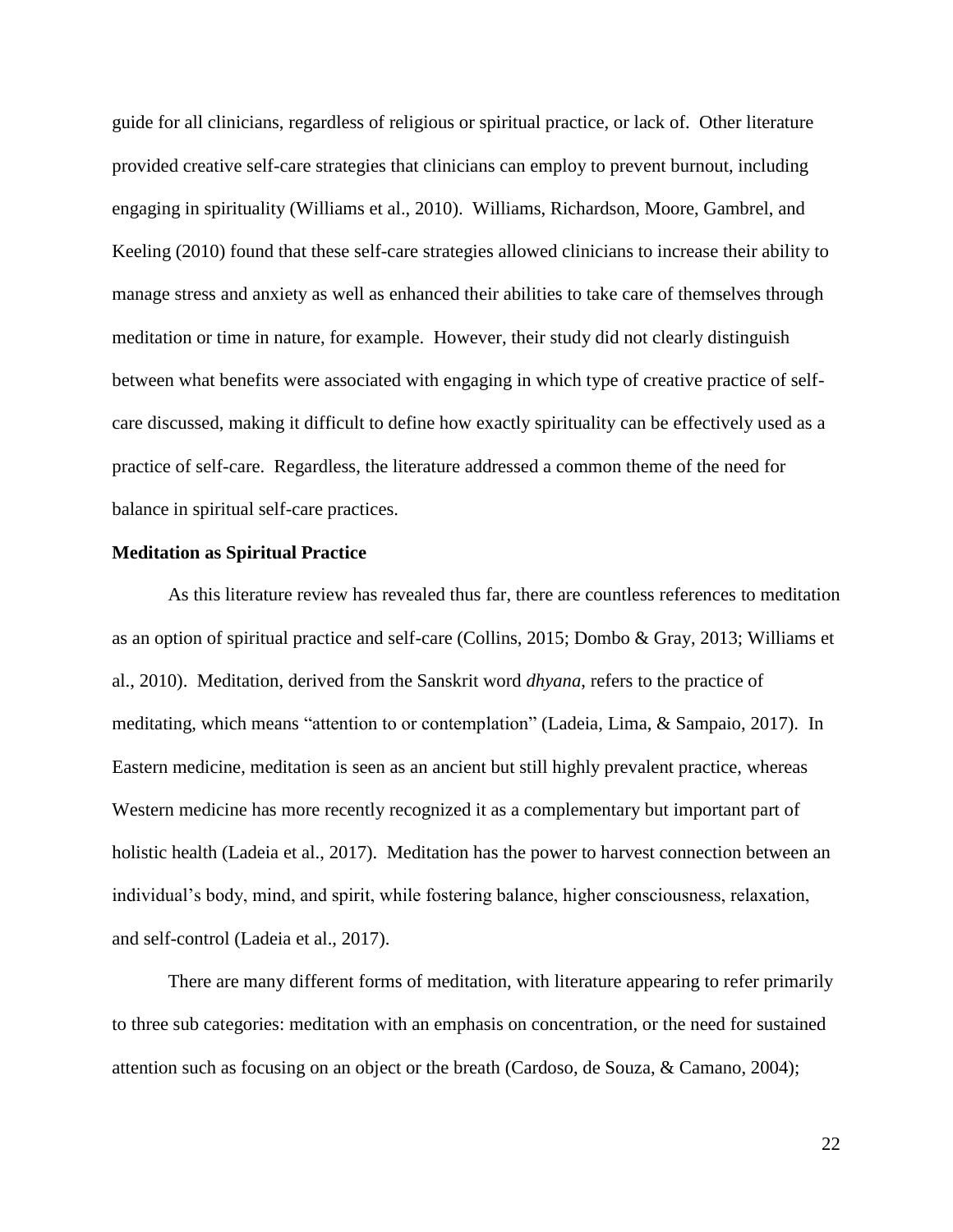guide for all clinicians, regardless of religious or spiritual practice, or lack of. Other literature provided creative self-care strategies that clinicians can employ to prevent burnout, including engaging in spirituality (Williams et al., 2010). Williams, Richardson, Moore, Gambrel, and Keeling (2010) found that these self-care strategies allowed clinicians to increase their ability to manage stress and anxiety as well as enhanced their abilities to take care of themselves through meditation or time in nature, for example. However, their study did not clearly distinguish between what benefits were associated with engaging in which type of creative practice of self-care discussed, making it difficult to define how exactly spirituality can be effectively used as a practice of self-care. Regardless, the literature addressed a common theme of the need for balance in spiritual self-care practices.

### Meditation as Spiritual Practice

As this literature review has revealed thus far, there are countless references to meditation as an option of spiritual practice and self-care (Collins, 2015; Dombo & Gray, 2013; Williams et al., 2010). Meditation, derived from the Sanskrit word *dhyana*, refers to the practice of meditating, which means "attention to or contemplation" (Ladeia, Lima, & Sampaio, 2017). In Eastern medicine, meditation is seen as an ancient but still highly prevalent practice, whereas Western medicine has more recently recognized it as a complementary but important part of holistic health (Ladeia et al., 2017). Meditation has the power to harvest connection between an individual's body, mind, and spirit, while fostering balance, higher consciousness, relaxation, and self-control (Ladeia et al., 2017).

There are many different forms of meditation, with literature appearing to refer primarily to three sub categories: meditation with an emphasis on concentration, or the need for sustained attention such as focusing on an object or the breath (Cardoso, de Souza, & Camano, 2004);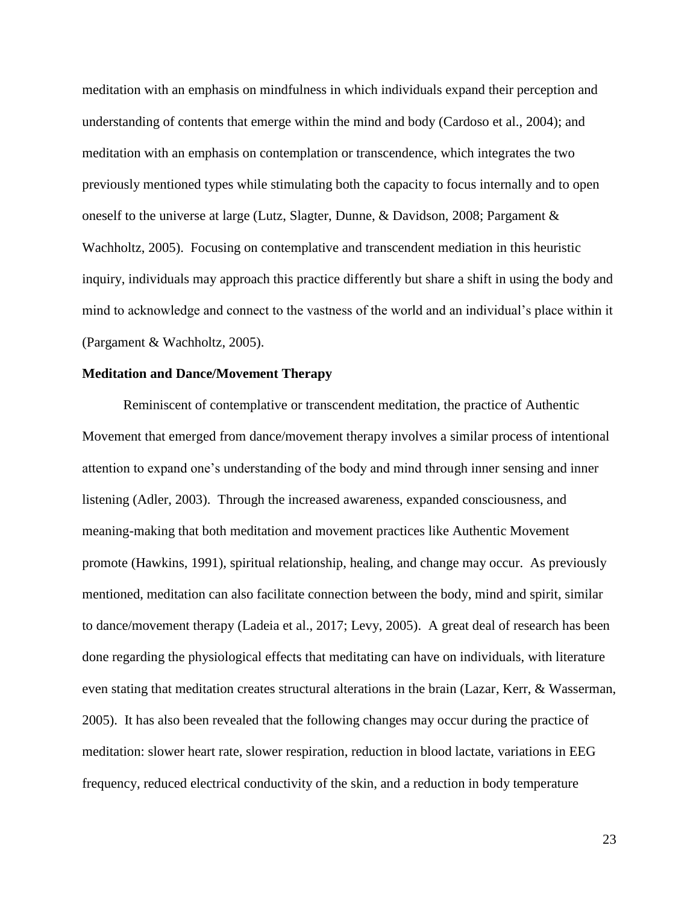meditation with an emphasis on mindfulness in which individuals expand their perception and understanding of contents that emerge within the mind and body (Cardoso et al., 2004); and meditation with an emphasis on contemplation or transcendence, which integrates the two previously mentioned types while stimulating both the capacity to focus internally and to open oneself to the universe at large (Lutz, Slagter, Dunne, & Davidson, 2008; Pargament & Wachholtz, 2005). Focusing on contemplative and transcendent mediation in this heuristic inquiry, individuals may approach this practice differently but share a shift in using the body and mind to acknowledge and connect to the vastness of the world and an individual's place within it (Pargament & Wachholtz, 2005).

**Meditation and Dance/Movement Therapy**

Reminiscent of contemplative or transcendent meditation, the practice of Authentic Movement that emerged from dance/movement therapy involves a similar process of intentional attention to expand one's understanding of the body and mind through inner sensing and inner listening (Adler, 2003). Through the increased awareness, expanded consciousness, and meaning-making that both meditation and movement practices like Authentic Movement promote (Hawkins, 1991), spiritual relationship, healing, and change may occur. As previously mentioned, meditation can also facilitate connection between the body, mind and spirit, similar to dance/movement therapy (Ladeia et al., 2017; Levy, 2005). A great deal of research has been done regarding the physiological effects that meditating can have on individuals, with literature even stating that meditation creates structural alterations in the brain (Lazar, Kerr, & Wasserman, 2005). It has also been revealed that the following changes may occur during the practice of meditation: slower heart rate, slower respiration, reduction in blood lactate, variations in EEG frequency, reduced electrical conductivity of the skin, and a reduction in body temperature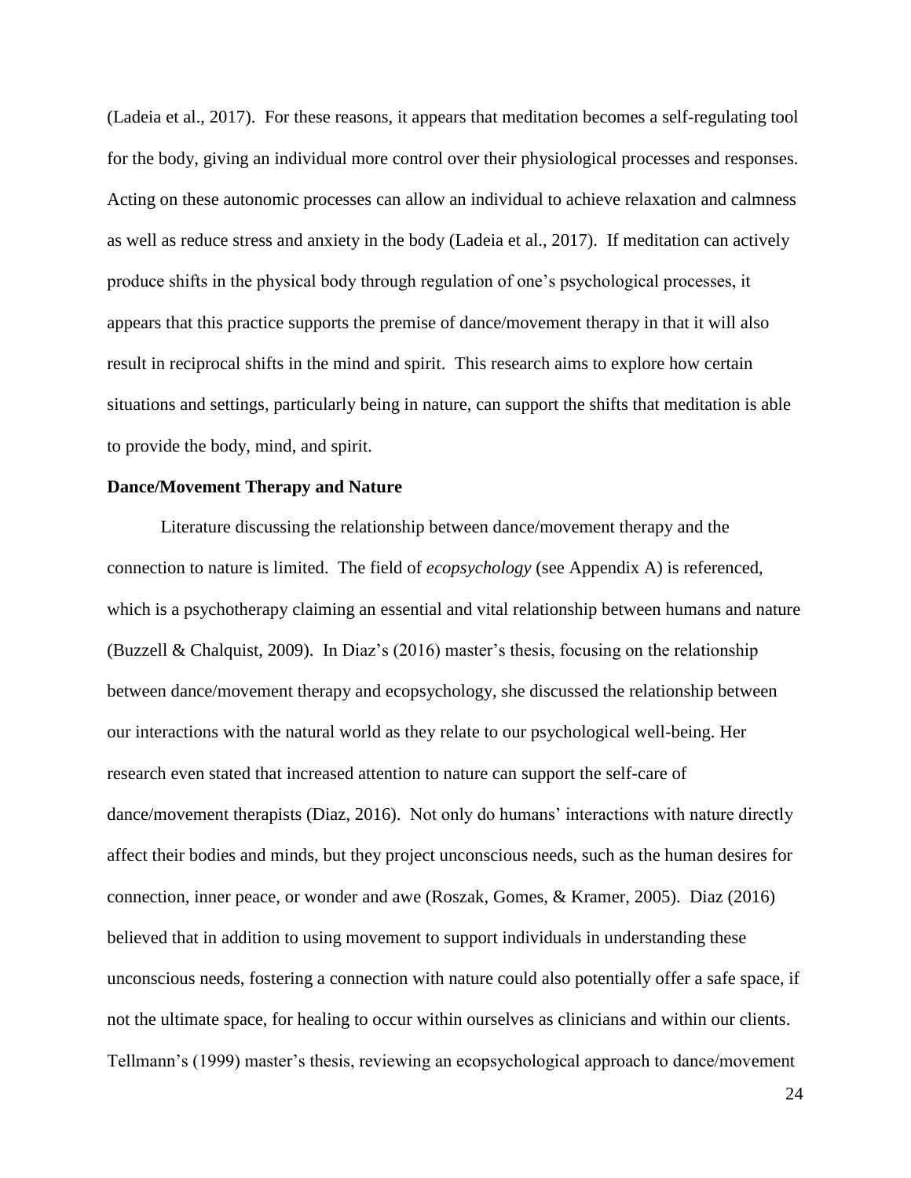(Ladeia et al., 2017). For these reasons, it appears that meditation becomes a self-regulating tool for the body, giving an individual more control over their physiological processes and responses. Acting on these autonomic processes can allow an individual to achieve relaxation and calmness as well as reduce stress and anxiety in the body (Ladeia et al., 2017). If meditation can actively produce shifts in the physical body through regulation of one's psychological processes, it appears that this practice supports the premise of dance/movement therapy in that it will also result in reciprocal shifts in the mind and spirit. This research aims to explore how certain situations and settings, particularly being in nature, can support the shifts that meditation is able to provide the body, mind, and spirit.

**Dance/Movement Therapy and Nature**

Literature discussing the relationship between dance/movement therapy and the connection to nature is limited. The field of *ecopsychology* (see Appendix A) is referenced, which is a psychotherapy claiming an essential and vital relationship between humans and nature (Buzzell & Chalquist, 2009). In Diaz's (2016) master's thesis, focusing on the relationship between dance/movement therapy and ecopsychology, she discussed the relationship between our interactions with the natural world as they relate to our psychological well-being. Her research even stated that increased attention to nature can support the self-care of dance/movement therapists (Diaz, 2016). Not only do humans' interactions with nature directly affect their bodies and minds, but they project unconscious needs, such as the human desires for connection, inner peace, or wonder and awe (Roszak, Gomes, & Kramer, 2005). Diaz (2016) believed that in addition to using movement to support individuals in understanding these unconscious needs, fostering a connection with nature could also potentially offer a safe space, if not the ultimate space, for healing to occur within ourselves as clinicians and within our clients. Tellmann's (1999) master's thesis, reviewing an ecopsychological approach to dance/movement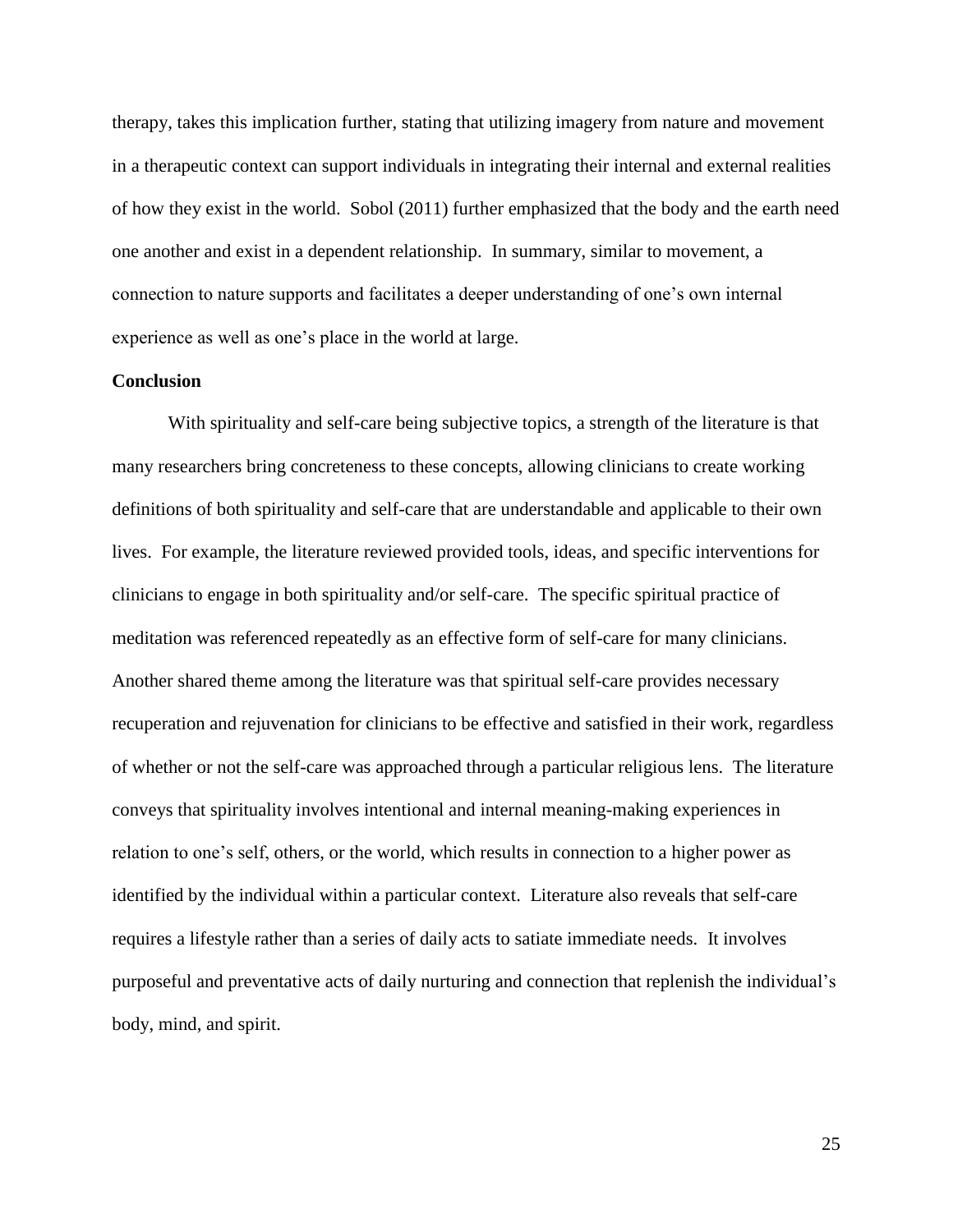therapy, takes this implication further, stating that utilizing imagery from nature and movement in a therapeutic context can support individuals in integrating their internal and external realities of how they exist in the world. Sobol (2011) further emphasized that the body and the earth need one another and exist in a dependent relationship. In summary, similar to movement, a connection to nature supports and facilitates a deeper understanding of one's own internal experience as well as one's place in the world at large.

**Conclusion**

With spirituality and self-care being subjective topics, a strength of the literature is that many researchers bring concreteness to these concepts, allowing clinicians to create working definitions of both spirituality and self-care that are understandable and applicable to their own lives. For example, the literature reviewed provided tools, ideas, and specific interventions for clinicians to engage in both spirituality and/or self-care. The specific spiritual practice of meditation was referenced repeatedly as an effective form of self-care for many clinicians. Another shared theme among the literature was that spiritual self-care provides necessary recuperation and rejuvenation for clinicians to be effective and satisfied in their work, regardless of whether or not the self-care was approached through a particular religious lens. The literature conveys that spirituality involves intentional and internal meaning-making experiences in relation to one's self, others, or the world, which results in connection to a higher power as identified by the individual within a particular context. Literature also reveals that self-care requires a lifestyle rather than a series of daily acts to satiate immediate needs. It involves purposeful and preventative acts of daily nurturing and connection that replenish the individual's body, mind, and spirit.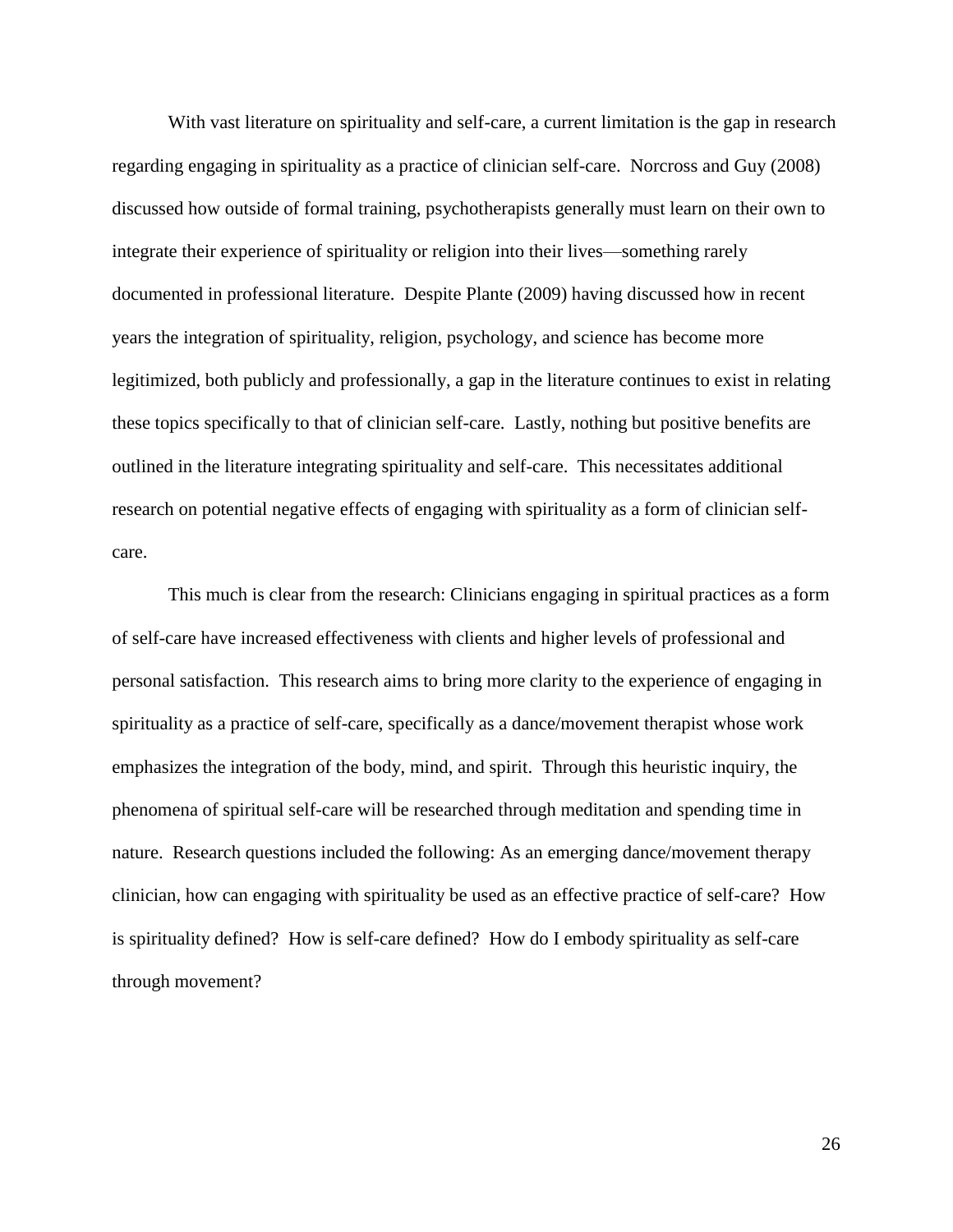With vast literature on spirituality and self-care, a current limitation is the gap in research regarding engaging in spirituality as a practice of clinician self-care. Norcross and Guy (2008) discussed how outside of formal training, psychotherapists generally must learn on their own to integrate their experience of spirituality or religion into their lives—something rarely documented in professional literature. Despite Plante (2009) having discussed how in recent years the integration of spirituality, religion, psychology, and science has become more legitimized, both publicly and professionally, a gap in the literature continues to exist in relating these topics specifically to that of clinician self-care. Lastly, nothing but positive benefits are outlined in the literature integrating spirituality and self-care. This necessitates additional research on potential negative effects of engaging with spirituality as a form of clinician self-care.

This much is clear from the research: Clinicians engaging in spiritual practices as a form of self-care have increased effectiveness with clients and higher levels of professional and personal satisfaction. This research aims to bring more clarity to the experience of engaging in spirituality as a practice of self-care, specifically as a dance/movement therapist whose work emphasizes the integration of the body, mind, and spirit. Through this heuristic inquiry, the phenomena of spiritual self-care will be researched through meditation and spending time in nature. Research questions included the following: As an emerging dance/movement therapy clinician, how can engaging with spirituality be used as an effective practice of self-care? How is spirituality defined? How is self-care defined? How do I embody spirituality as self-care through movement?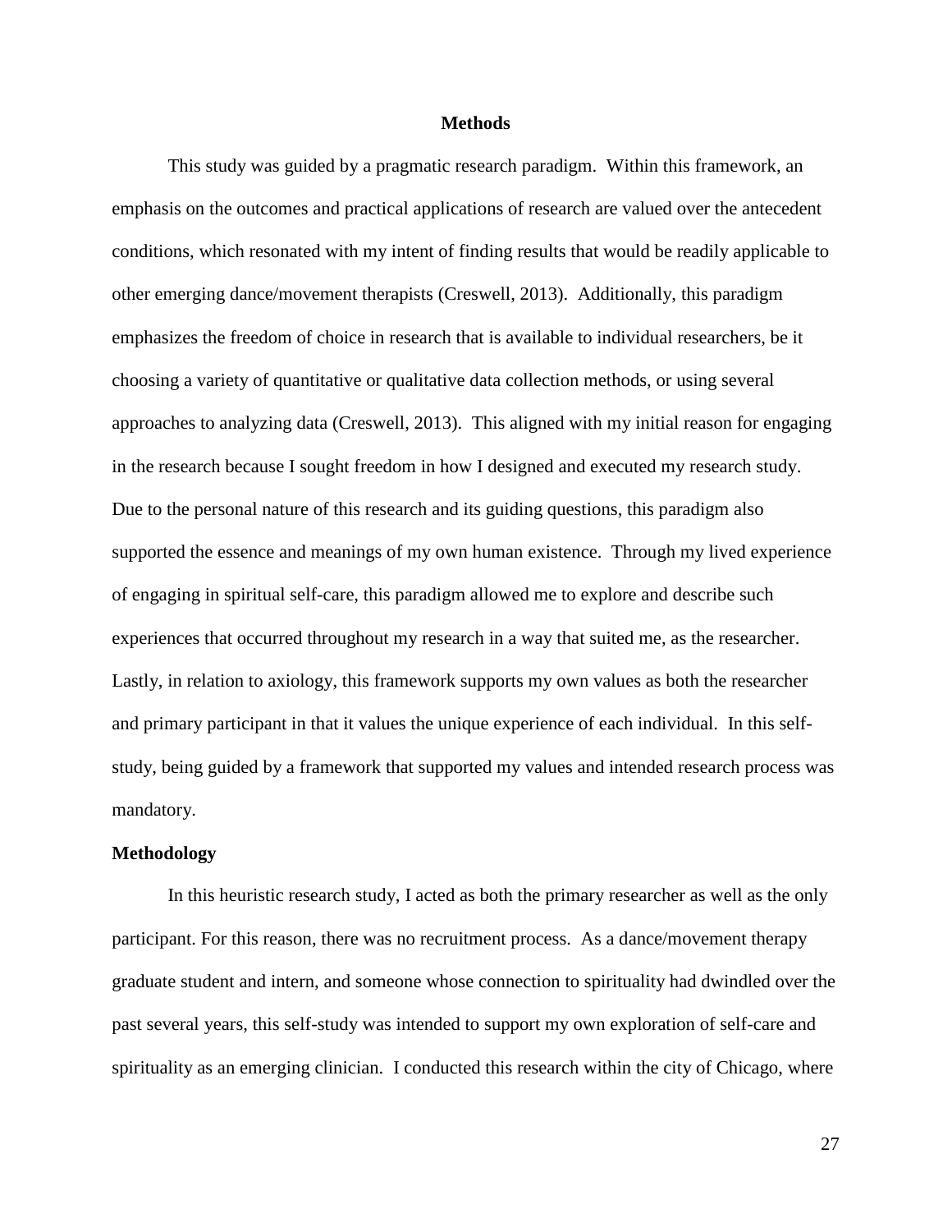## Methods

This study was guided by a pragmatic research paradigm. Within this framework, an emphasis on the outcomes and practical applications of research are valued over the antecedent conditions, which resonated with my intent of finding results that would be readily applicable to other emerging dance/movement therapists (Creswell, 2013). Additionally, this paradigm emphasizes the freedom of choice in research that is available to individual researchers, be it choosing a variety of quantitative or qualitative data collection methods, or using several approaches to analyzing data (Creswell, 2013). This aligned with my initial reason for engaging in the research because I sought freedom in how I designed and executed my research study. Due to the personal nature of this research and its guiding questions, this paradigm also supported the essence and meanings of my own human existence. Through my lived experience of engaging in spiritual self-care, this paradigm allowed me to explore and describe such experiences that occurred throughout my research in a way that suited me, as the researcher. Lastly, in relation to axiology, this framework supports my own values as both the researcher and primary participant in that it values the unique experience of each individual. In this self-study, being guided by a framework that supported my values and intended research process was mandatory.

### Methodology

In this heuristic research study, I acted as both the primary researcher as well as the only participant. For this reason, there was no recruitment process. As a dance/movement therapy graduate student and intern, and someone whose connection to spirituality had dwindled over the past several years, this self-study was intended to support my own exploration of self-care and spirituality as an emerging clinician. I conducted this research within the city of Chicago, where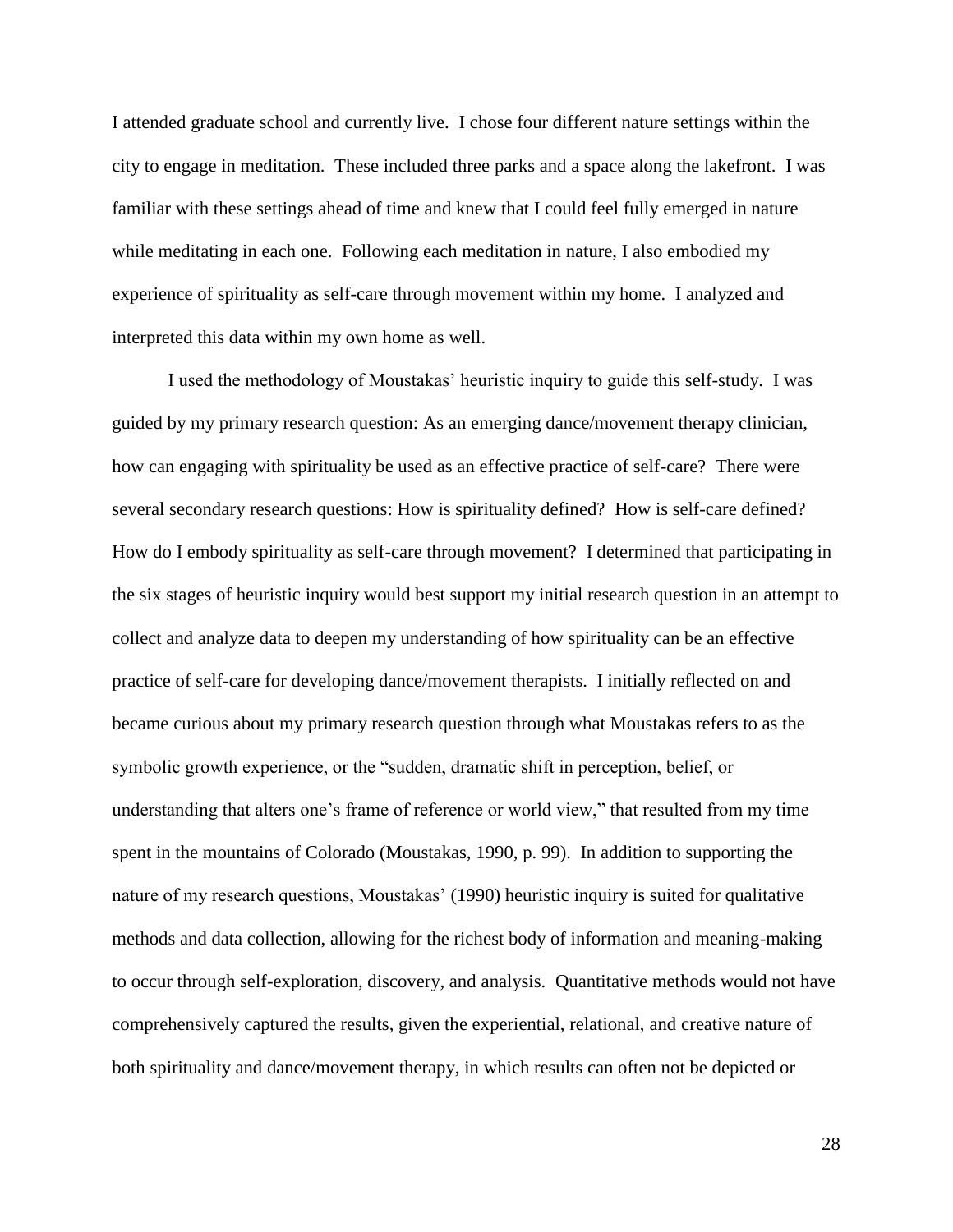I attended graduate school and currently live. I chose four different nature settings within the city to engage in meditation. These included three parks and a space along the lakefront. I was familiar with these settings ahead of time and knew that I could feel fully emerged in nature while meditating in each one. Following each meditation in nature, I also embodied my experience of spirituality as self-care through movement within my home. I analyzed and interpreted this data within my own home as well.

I used the methodology of Moustakas' heuristic inquiry to guide this self-study. I was guided by my primary research question: As an emerging dance/movement therapy clinician, how can engaging with spirituality be used as an effective practice of self-care? There were several secondary research questions: How is spirituality defined? How is self-care defined? How do I embody spirituality as self-care through movement? I determined that participating in the six stages of heuristic inquiry would best support my initial research question in an attempt to collect and analyze data to deepen my understanding of how spirituality can be an effective practice of self-care for developing dance/movement therapists. I initially reflected on and became curious about my primary research question through what Moustakas refers to as the symbolic growth experience, or the "sudden, dramatic shift in perception, belief, or understanding that alters one's frame of reference or world view," that resulted from my time spent in the mountains of Colorado (Moustakas, 1990, p. 99). In addition to supporting the nature of my research questions, Moustakas' (1990) heuristic inquiry is suited for qualitative methods and data collection, allowing for the richest body of information and meaning-making to occur through self-exploration, discovery, and analysis. Quantitative methods would not have comprehensively captured the results, given the experiential, relational, and creative nature of both spirituality and dance/movement therapy, in which results can often not be depicted or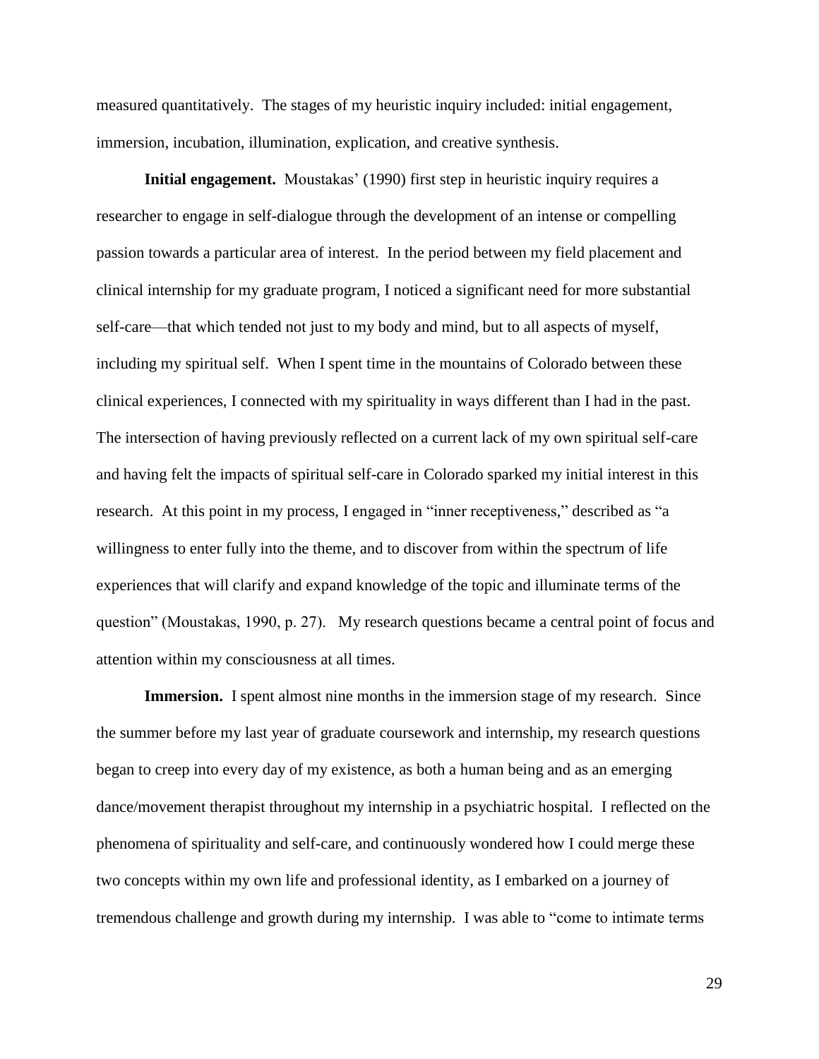measured quantitatively. The stages of my heuristic inquiry included: initial engagement, immersion, incubation, illumination, explication, and creative synthesis.

**Initial engagement.** Moustakas' (1990) first step in heuristic inquiry requires a researcher to engage in self-dialogue through the development of an intense or compelling passion towards a particular area of interest. In the period between my field placement and clinical internship for my graduate program, I noticed a significant need for more substantial self-care—that which tended not just to my body and mind, but to all aspects of myself, including my spiritual self. When I spent time in the mountains of Colorado between these clinical experiences, I connected with my spirituality in ways different than I had in the past. The intersection of having previously reflected on a current lack of my own spiritual self-care and having felt the impacts of spiritual self-care in Colorado sparked my initial interest in this research. At this point in my process, I engaged in "inner receptiveness," described as "a willingness to enter fully into the theme, and to discover from within the spectrum of life experiences that will clarify and expand knowledge of the topic and illuminate terms of the question" (Moustakas, 1990, p. 27). My research questions became a central point of focus and attention within my consciousness at all times.

**Immersion.** I spent almost nine months in the immersion stage of my research. Since the summer before my last year of graduate coursework and internship, my research questions began to creep into every day of my existence, as both a human being and as an emerging dance/movement therapist throughout my internship in a psychiatric hospital. I reflected on the phenomena of spirituality and self-care, and continuously wondered how I could merge these two concepts within my own life and professional identity, as I embarked on a journey of tremendous challenge and growth during my internship. I was able to "come to intimate terms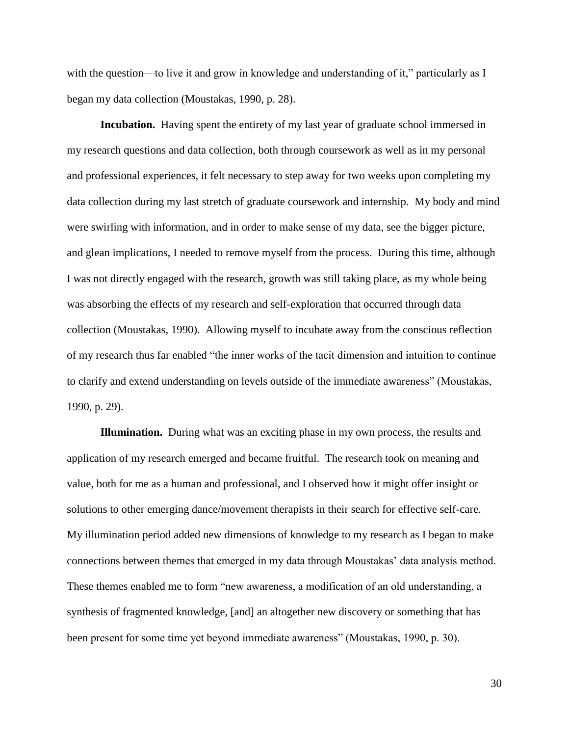with the question—to live it and grow in knowledge and understanding of it," particularly as I began my data collection (Moustakas, 1990, p. 28).

**Incubation.** Having spent the entirety of my last year of graduate school immersed in my research questions and data collection, both through coursework as well as in my personal and professional experiences, it felt necessary to step away for two weeks upon completing my data collection during my last stretch of graduate coursework and internship. My body and mind were swirling with information, and in order to make sense of my data, see the bigger picture, and glean implications, I needed to remove myself from the process. During this time, although I was not directly engaged with the research, growth was still taking place, as my whole being was absorbing the effects of my research and self-exploration that occurred through data collection (Moustakas, 1990). Allowing myself to incubate away from the conscious reflection of my research thus far enabled "the inner works of the tacit dimension and intuition to continue to clarify and extend understanding on levels outside of the immediate awareness" (Moustakas, 1990, p. 29).

**Illumination.** During what was an exciting phase in my own process, the results and application of my research emerged and became fruitful. The research took on meaning and value, both for me as a human and professional, and I observed how it might offer insight or solutions to other emerging dance/movement therapists in their search for effective self-care. My illumination period added new dimensions of knowledge to my research as I began to make connections between themes that emerged in my data through Moustakas' data analysis method. These themes enabled me to form "new awareness, a modification of an old understanding, a synthesis of fragmented knowledge, [and] an altogether new discovery or something that has been present for some time yet beyond immediate awareness" (Moustakas, 1990, p. 30).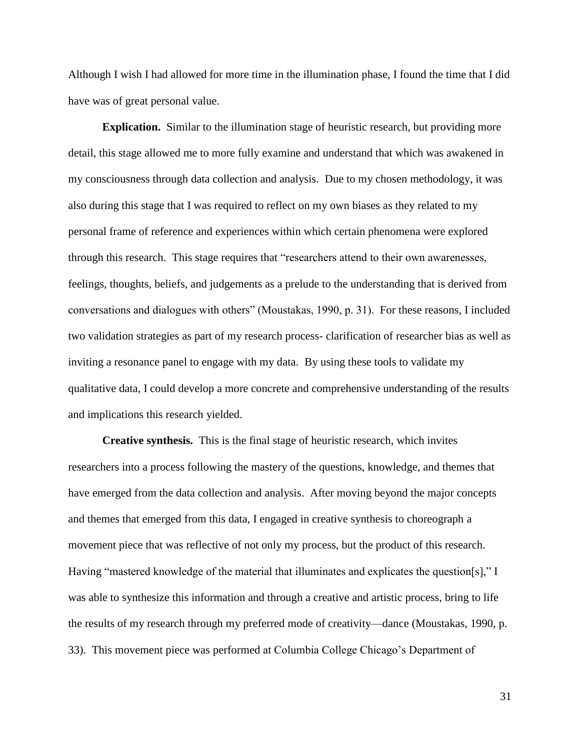Although I wish I had allowed for more time in the illumination phase, I found the time that I did have was of great personal value.

**Explication.** Similar to the illumination stage of heuristic research, but providing more detail, this stage allowed me to more fully examine and understand that which was awakened in my consciousness through data collection and analysis. Due to my chosen methodology, it was also during this stage that I was required to reflect on my own biases as they related to my personal frame of reference and experiences within which certain phenomena were explored through this research. This stage requires that "researchers attend to their own awarenesses, feelings, thoughts, beliefs, and judgements as a prelude to the understanding that is derived from conversations and dialogues with others" (Moustakas, 1990, p. 31). For these reasons, I included two validation strategies as part of my research process- clarification of researcher bias as well as inviting a resonance panel to engage with my data. By using these tools to validate my qualitative data, I could develop a more concrete and comprehensive understanding of the results and implications this research yielded.

**Creative synthesis.** This is the final stage of heuristic research, which invites researchers into a process following the mastery of the questions, knowledge, and themes that have emerged from the data collection and analysis. After moving beyond the major concepts and themes that emerged from this data, I engaged in creative synthesis to choreograph a movement piece that was reflective of not only my process, but the product of this research. Having "mastered knowledge of the material that illuminates and explicates the question[s]," I was able to synthesize this information and through a creative and artistic process, bring to life the results of my research through my preferred mode of creativity—dance (Moustakas, 1990, p. 33). This movement piece was performed at Columbia College Chicago's Department of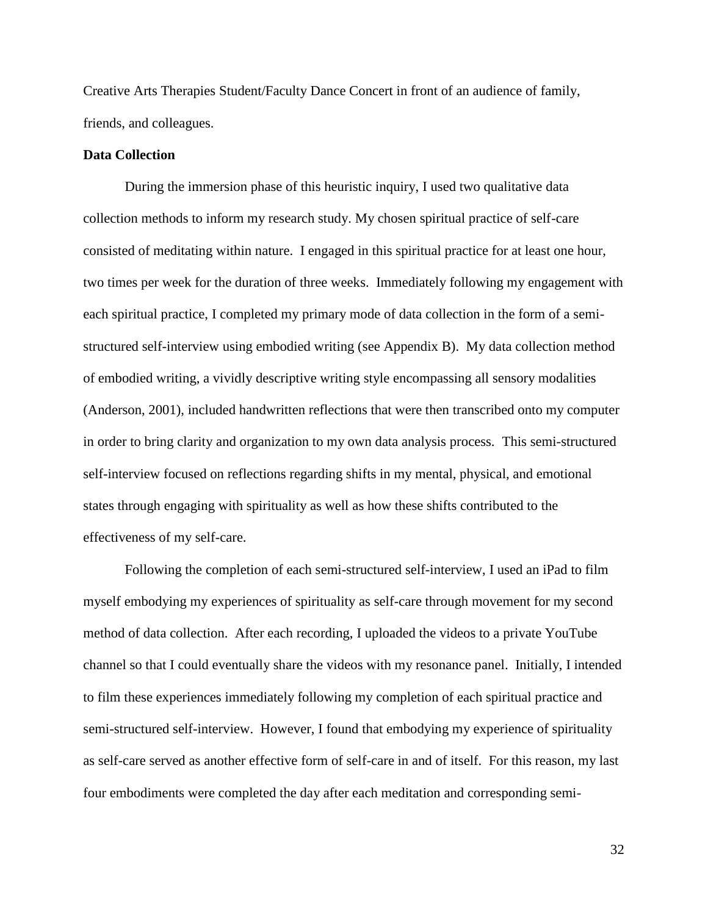Creative Arts Therapies Student/Faculty Dance Concert in front of an audience of family, friends, and colleagues.

**Data Collection**

During the immersion phase of this heuristic inquiry, I used two qualitative data collection methods to inform my research study. My chosen spiritual practice of self-care consisted of meditating within nature. I engaged in this spiritual practice for at least one hour, two times per week for the duration of three weeks. Immediately following my engagement with each spiritual practice, I completed my primary mode of data collection in the form of a semi-structured self-interview using embodied writing (see Appendix B). My data collection method of embodied writing, a vividly descriptive writing style encompassing all sensory modalities (Anderson, 2001), included handwritten reflections that were then transcribed onto my computer in order to bring clarity and organization to my own data analysis process. This semi-structured self-interview focused on reflections regarding shifts in my mental, physical, and emotional states through engaging with spirituality as well as how these shifts contributed to the effectiveness of my self-care.

Following the completion of each semi-structured self-interview, I used an iPad to film myself embodying my experiences of spirituality as self-care through movement for my second method of data collection. After each recording, I uploaded the videos to a private YouTube channel so that I could eventually share the videos with my resonance panel. Initially, I intended to film these experiences immediately following my completion of each spiritual practice and semi-structured self-interview. However, I found that embodying my experience of spirituality as self-care served as another effective form of self-care in and of itself. For this reason, my last four embodiments were completed the day after each meditation and corresponding semi-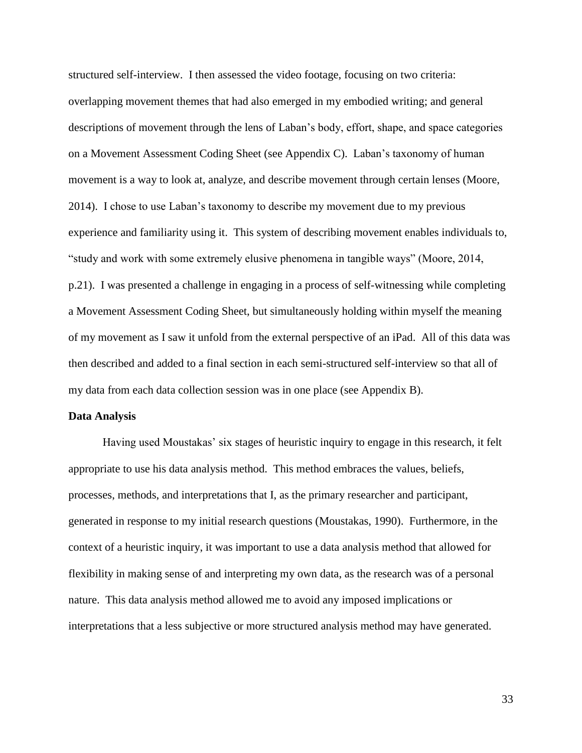structured self-interview. I then assessed the video footage, focusing on two criteria: overlapping movement themes that had also emerged in my embodied writing; and general descriptions of movement through the lens of Laban's body, effort, shape, and space categories on a Movement Assessment Coding Sheet (see Appendix C). Laban's taxonomy of human movement is a way to look at, analyze, and describe movement through certain lenses (Moore, 2014). I chose to use Laban's taxonomy to describe my movement due to my previous experience and familiarity using it. This system of describing movement enables individuals to, "study and work with some extremely elusive phenomena in tangible ways" (Moore, 2014, p.21). I was presented a challenge in engaging in a process of self-witnessing while completing a Movement Assessment Coding Sheet, but simultaneously holding within myself the meaning of my movement as I saw it unfold from the external perspective of an iPad. All of this data was then described and added to a final section in each semi-structured self-interview so that all of my data from each data collection session was in one place (see Appendix B).

**Data Analysis**

Having used Moustakas' six stages of heuristic inquiry to engage in this research, it felt appropriate to use his data analysis method. This method embraces the values, beliefs, processes, methods, and interpretations that I, as the primary researcher and participant, generated in response to my initial research questions (Moustakas, 1990). Furthermore, in the context of a heuristic inquiry, it was important to use a data analysis method that allowed for flexibility in making sense of and interpreting my own data, as the research was of a personal nature. This data analysis method allowed me to avoid any imposed implications or interpretations that a less subjective or more structured analysis method may have generated.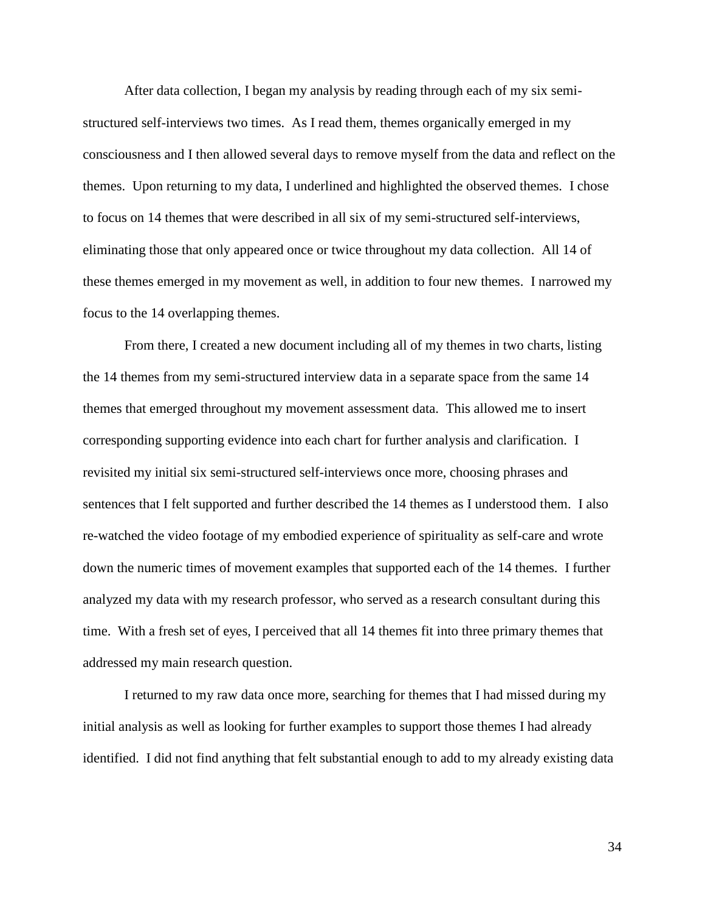After data collection, I began my analysis by reading through each of my six semi-structured self-interviews two times. As I read them, themes organically emerged in my consciousness and I then allowed several days to remove myself from the data and reflect on the themes. Upon returning to my data, I underlined and highlighted the observed themes. I chose to focus on 14 themes that were described in all six of my semi-structured self-interviews, eliminating those that only appeared once or twice throughout my data collection. All 14 of these themes emerged in my movement as well, in addition to four new themes. I narrowed my focus to the 14 overlapping themes.

From there, I created a new document including all of my themes in two charts, listing the 14 themes from my semi-structured interview data in a separate space from the same 14 themes that emerged throughout my movement assessment data. This allowed me to insert corresponding supporting evidence into each chart for further analysis and clarification. I revisited my initial six semi-structured self-interviews once more, choosing phrases and sentences that I felt supported and further described the 14 themes as I understood them. I also re-watched the video footage of my embodied experience of spirituality as self-care and wrote down the numeric times of movement examples that supported each of the 14 themes. I further analyzed my data with my research professor, who served as a research consultant during this time. With a fresh set of eyes, I perceived that all 14 themes fit into three primary themes that addressed my main research question.

I returned to my raw data once more, searching for themes that I had missed during my initial analysis as well as looking for further examples to support those themes I had already identified. I did not find anything that felt substantial enough to add to my already existing data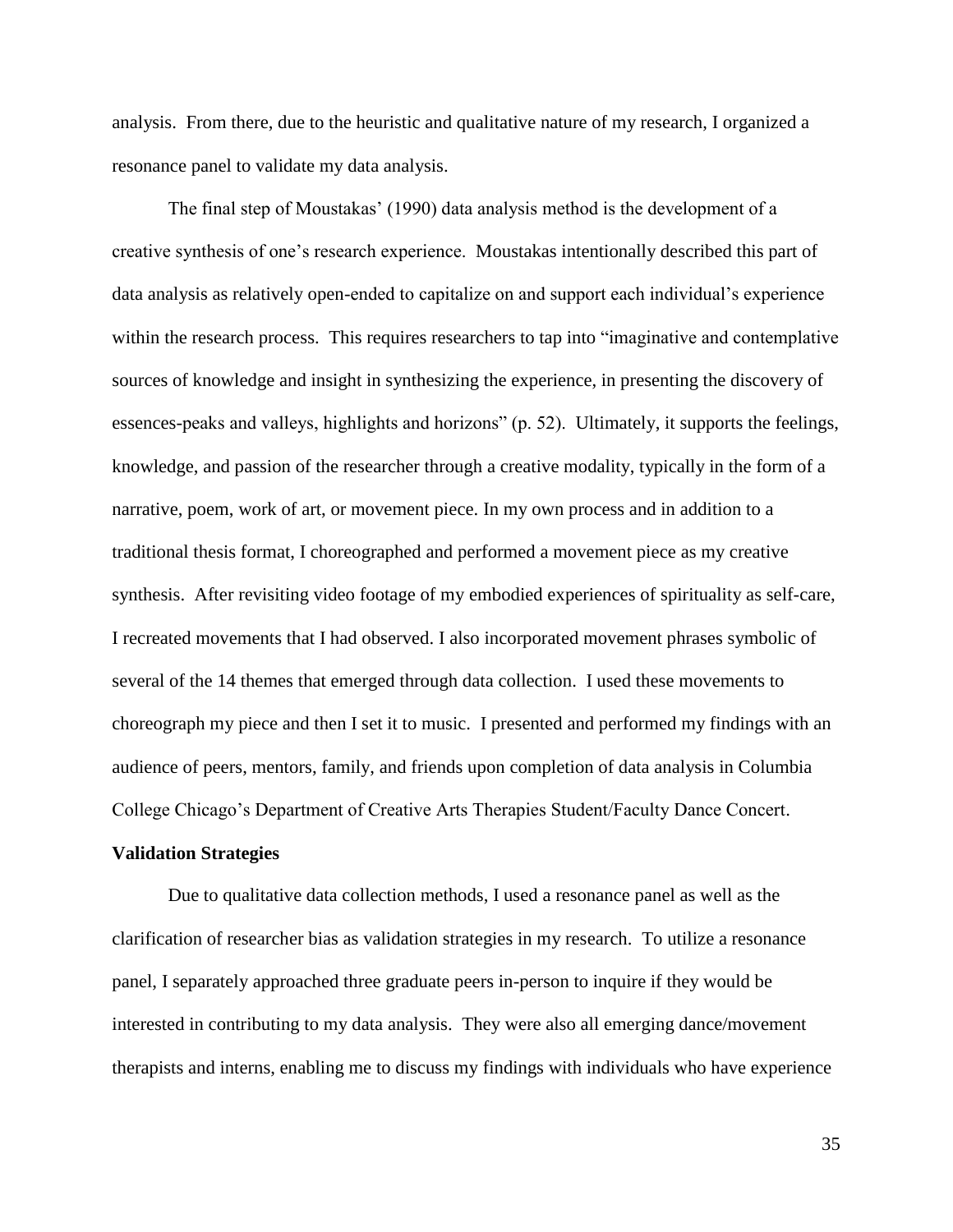analysis. From there, due to the heuristic and qualitative nature of my research, I organized a resonance panel to validate my data analysis.

The final step of Moustakas' (1990) data analysis method is the development of a creative synthesis of one's research experience. Moustakas intentionally described this part of data analysis as relatively open-ended to capitalize on and support each individual's experience within the research process. This requires researchers to tap into "imaginative and contemplative sources of knowledge and insight in synthesizing the experience, in presenting the discovery of essences-peaks and valleys, highlights and horizons" (p. 52). Ultimately, it supports the feelings, knowledge, and passion of the researcher through a creative modality, typically in the form of a narrative, poem, work of art, or movement piece. In my own process and in addition to a traditional thesis format, I choreographed and performed a movement piece as my creative synthesis. After revisiting video footage of my embodied experiences of spirituality as self-care, I recreated movements that I had observed. I also incorporated movement phrases symbolic of several of the 14 themes that emerged through data collection. I used these movements to choreograph my piece and then I set it to music. I presented and performed my findings with an audience of peers, mentors, family, and friends upon completion of data analysis in Columbia College Chicago's Department of Creative Arts Therapies Student/Faculty Dance Concert.

**Validation Strategies**

Due to qualitative data collection methods, I used a resonance panel as well as the clarification of researcher bias as validation strategies in my research. To utilize a resonance panel, I separately approached three graduate peers in-person to inquire if they would be interested in contributing to my data analysis. They were also all emerging dance/movement therapists and interns, enabling me to discuss my findings with individuals who have experience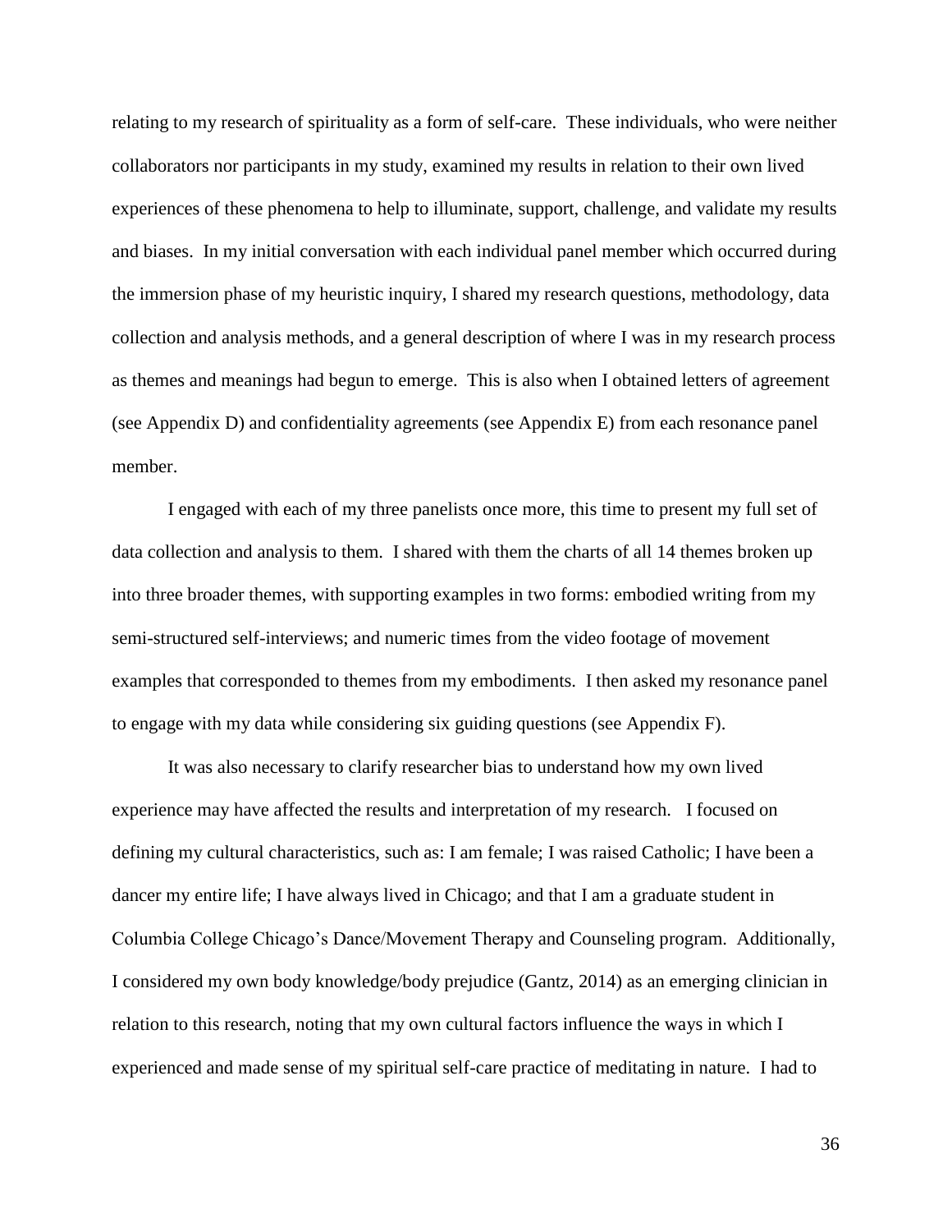relating to my research of spirituality as a form of self-care. These individuals, who were neither collaborators nor participants in my study, examined my results in relation to their own lived experiences of these phenomena to help to illuminate, support, challenge, and validate my results and biases. In my initial conversation with each individual panel member which occurred during the immersion phase of my heuristic inquiry, I shared my research questions, methodology, data collection and analysis methods, and a general description of where I was in my research process as themes and meanings had begun to emerge. This is also when I obtained letters of agreement (see Appendix D) and confidentiality agreements (see Appendix E) from each resonance panel member.

I engaged with each of my three panelists once more, this time to present my full set of data collection and analysis to them. I shared with them the charts of all 14 themes broken up into three broader themes, with supporting examples in two forms: embodied writing from my semi-structured self-interviews; and numeric times from the video footage of movement examples that corresponded to themes from my embodiments. I then asked my resonance panel to engage with my data while considering six guiding questions (see Appendix F).

It was also necessary to clarify researcher bias to understand how my own lived experience may have affected the results and interpretation of my research. I focused on defining my cultural characteristics, such as: I am female; I was raised Catholic; I have been a dancer my entire life; I have always lived in Chicago; and that I am a graduate student in Columbia College Chicago's Dance/Movement Therapy and Counseling program. Additionally, I considered my own body knowledge/body prejudice (Gantz, 2014) as an emerging clinician in relation to this research, noting that my own cultural factors influence the ways in which I experienced and made sense of my spiritual self-care practice of meditating in nature. I had to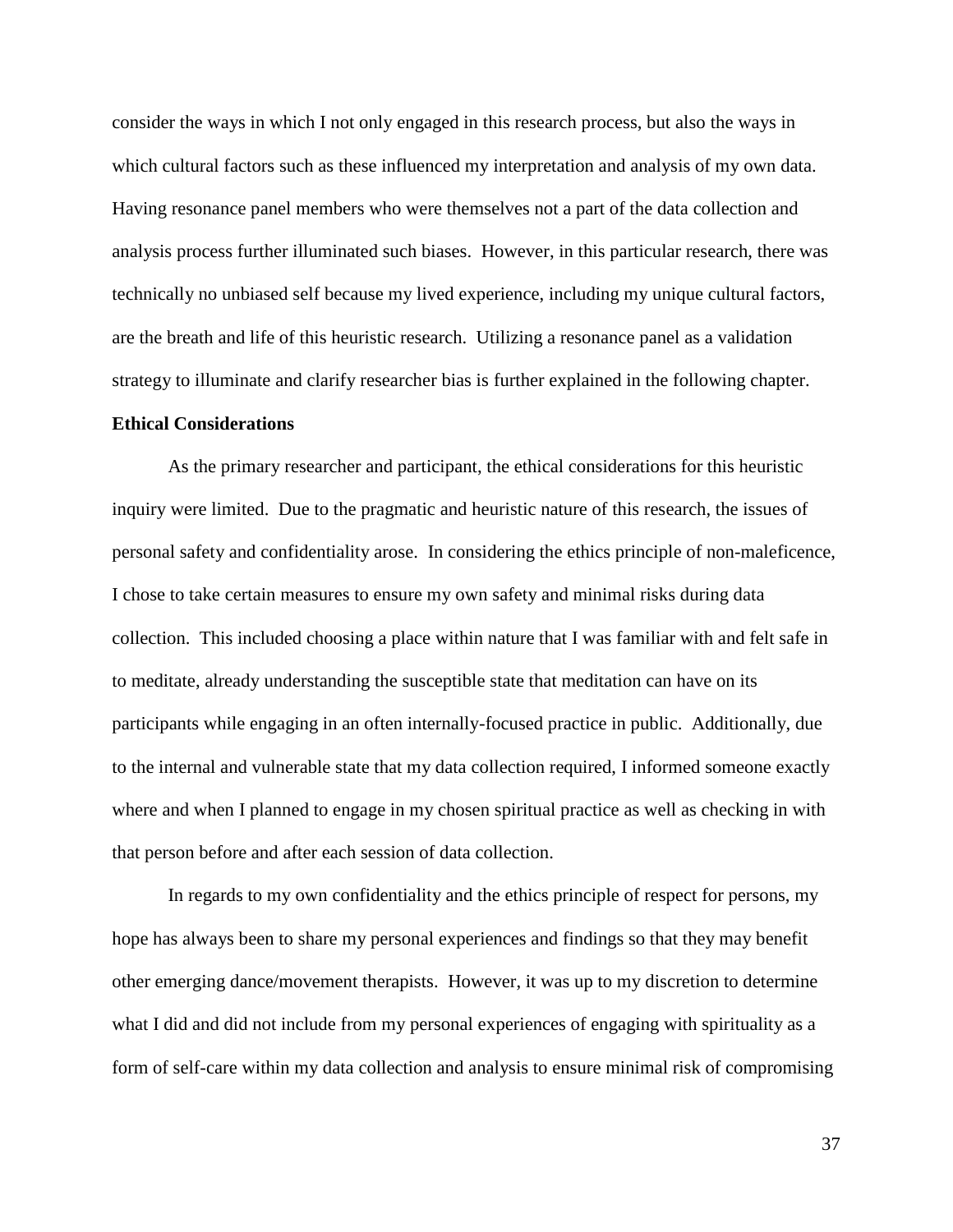consider the ways in which I not only engaged in this research process, but also the ways in which cultural factors such as these influenced my interpretation and analysis of my own data. Having resonance panel members who were themselves not a part of the data collection and analysis process further illuminated such biases. However, in this particular research, there was technically no unbiased self because my lived experience, including my unique cultural factors, are the breath and life of this heuristic research. Utilizing a resonance panel as a validation strategy to illuminate and clarify researcher bias is further explained in the following chapter.

**Ethical Considerations**

As the primary researcher and participant, the ethical considerations for this heuristic inquiry were limited. Due to the pragmatic and heuristic nature of this research, the issues of personal safety and confidentiality arose. In considering the ethics principle of non-maleficence, I chose to take certain measures to ensure my own safety and minimal risks during data collection. This included choosing a place within nature that I was familiar with and felt safe in to meditate, already understanding the susceptible state that meditation can have on its participants while engaging in an often internally-focused practice in public. Additionally, due to the internal and vulnerable state that my data collection required, I informed someone exactly where and when I planned to engage in my chosen spiritual practice as well as checking in with that person before and after each session of data collection.

In regards to my own confidentiality and the ethics principle of respect for persons, my hope has always been to share my personal experiences and findings so that they may benefit other emerging dance/movement therapists. However, it was up to my discretion to determine what I did and did not include from my personal experiences of engaging with spirituality as a form of self-care within my data collection and analysis to ensure minimal risk of compromising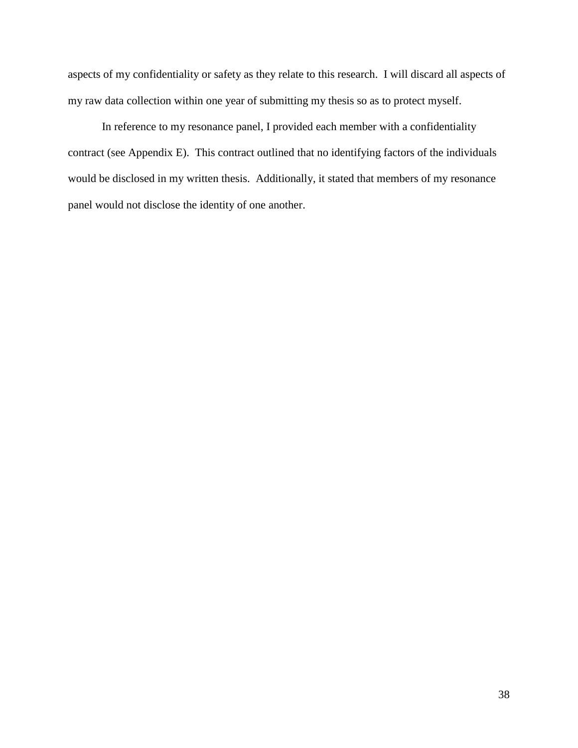aspects of my confidentiality or safety as they relate to this research. I will discard all aspects of my raw data collection within one year of submitting my thesis so as to protect myself.

In reference to my resonance panel, I provided each member with a confidentiality contract (see Appendix E). This contract outlined that no identifying factors of the individuals would be disclosed in my written thesis. Additionally, it stated that members of my resonance panel would not disclose the identity of one another.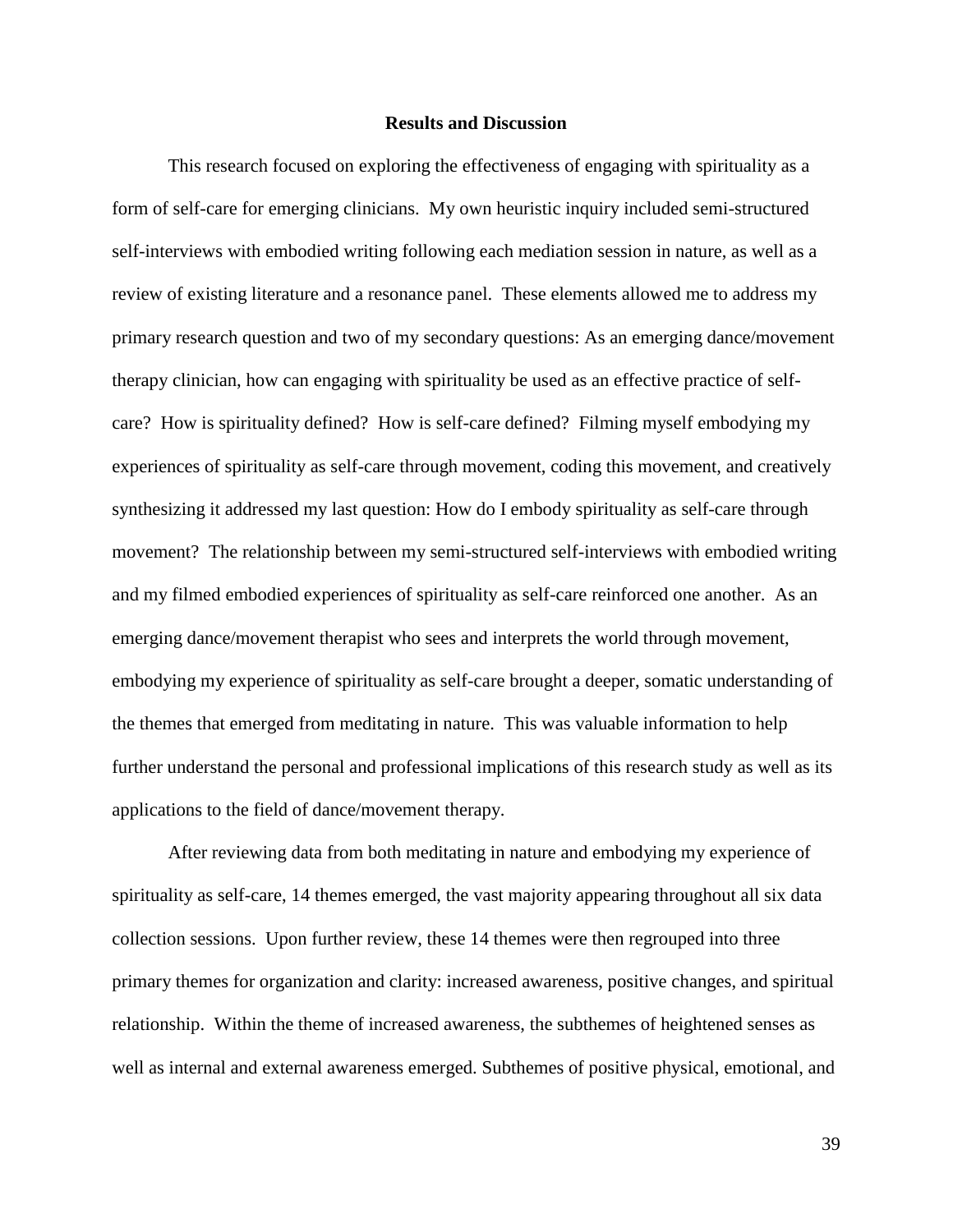## Results and Discussion

This research focused on exploring the effectiveness of engaging with spirituality as a form of self-care for emerging clinicians. My own heuristic inquiry included semi-structured self-interviews with embodied writing following each mediation session in nature, as well as a review of existing literature and a resonance panel. These elements allowed me to address my primary research question and two of my secondary questions: As an emerging dance/movement therapy clinician, how can engaging with spirituality be used as an effective practice of self-care? How is spirituality defined? How is self-care defined? Filming myself embodying my experiences of spirituality as self-care through movement, coding this movement, and creatively synthesizing it addressed my last question: How do I embody spirituality as self-care through movement? The relationship between my semi-structured self-interviews with embodied writing and my filmed embodied experiences of spirituality as self-care reinforced one another. As an emerging dance/movement therapist who sees and interprets the world through movement, embodying my experience of spirituality as self-care brought a deeper, somatic understanding of the themes that emerged from meditating in nature. This was valuable information to help further understand the personal and professional implications of this research study as well as its applications to the field of dance/movement therapy.

After reviewing data from both meditating in nature and embodying my experience of spirituality as self-care, 14 themes emerged, the vast majority appearing throughout all six data collection sessions. Upon further review, these 14 themes were then regrouped into three primary themes for organization and clarity: increased awareness, positive changes, and spiritual relationship. Within the theme of increased awareness, the subthemes of heightened senses as well as internal and external awareness emerged. Subthemes of positive physical, emotional, and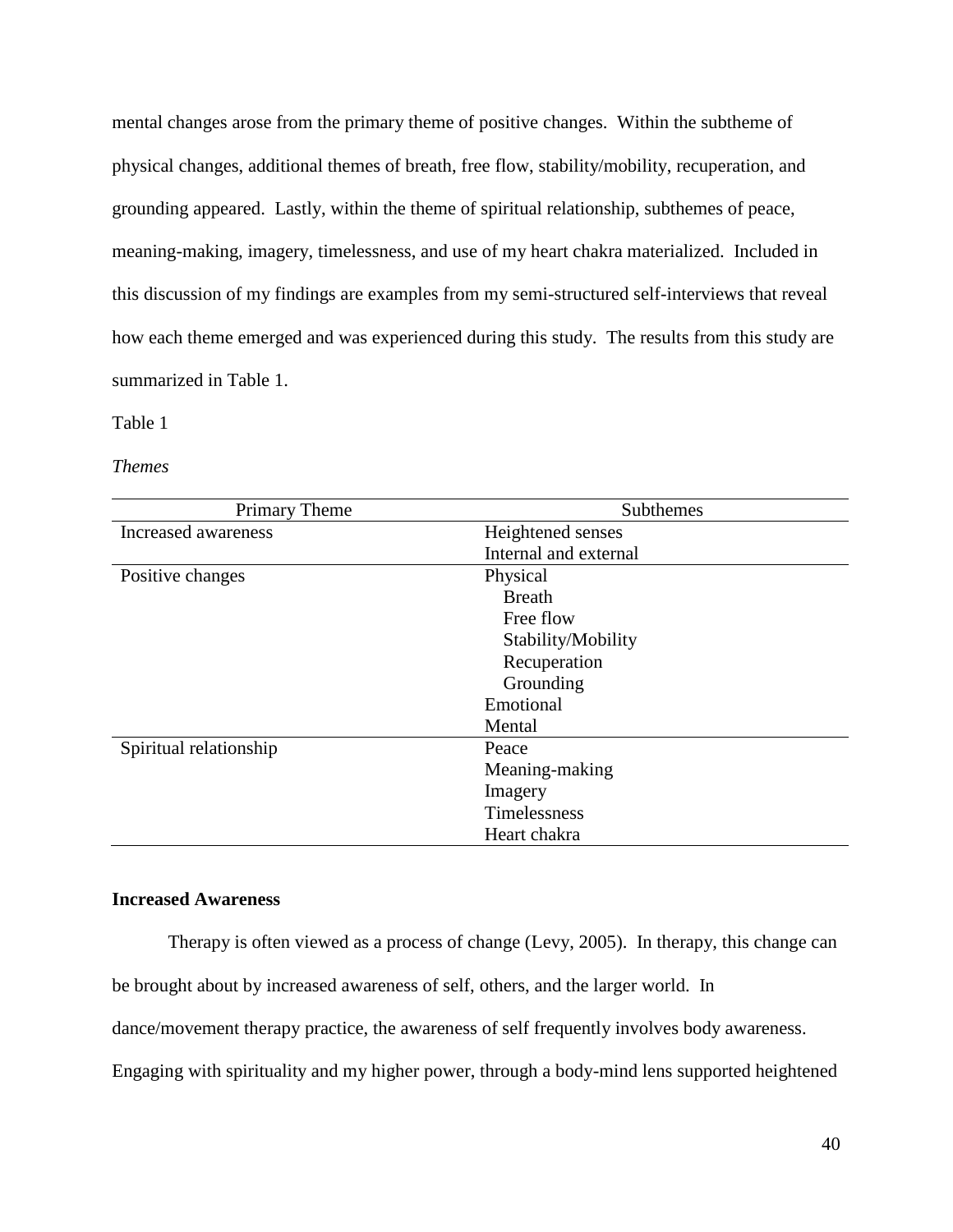mental changes arose from the primary theme of positive changes. Within the subtheme of physical changes, additional themes of breath, free flow, stability/mobility, recuperation, and grounding appeared. Lastly, within the theme of spiritual relationship, subthemes of peace, meaning-making, imagery, timelessness, and use of my heart chakra materialized. Included in this discussion of my findings are examples from my semi-structured self-interviews that reveal how each theme emerged and was experienced during this study. The results from this study are summarized in Table 1.

Table 1

*Themes*

| Primary Theme | Subthemes |
|---|---|
| Increased awareness | Heightened senses |
| | Internal and external |
| Positive changes | Physical |
| | Breath |
| | Free flow |
| | Stability/Mobility |
| | Recuperation |
| | Grounding |
| | Emotional |
| | Mental |
| Spiritual relationship | Peace |
| | Meaning-making |
| | Imagery |
| | Timelessness |
| | Heart chakra |

**Increased Awareness**

Therapy is often viewed as a process of change (Levy, 2005). In therapy, this change can be brought about by increased awareness of self, others, and the larger world. In dance/movement therapy practice, the awareness of self frequently involves body awareness. Engaging with spirituality and my higher power, through a body-mind lens supported heightened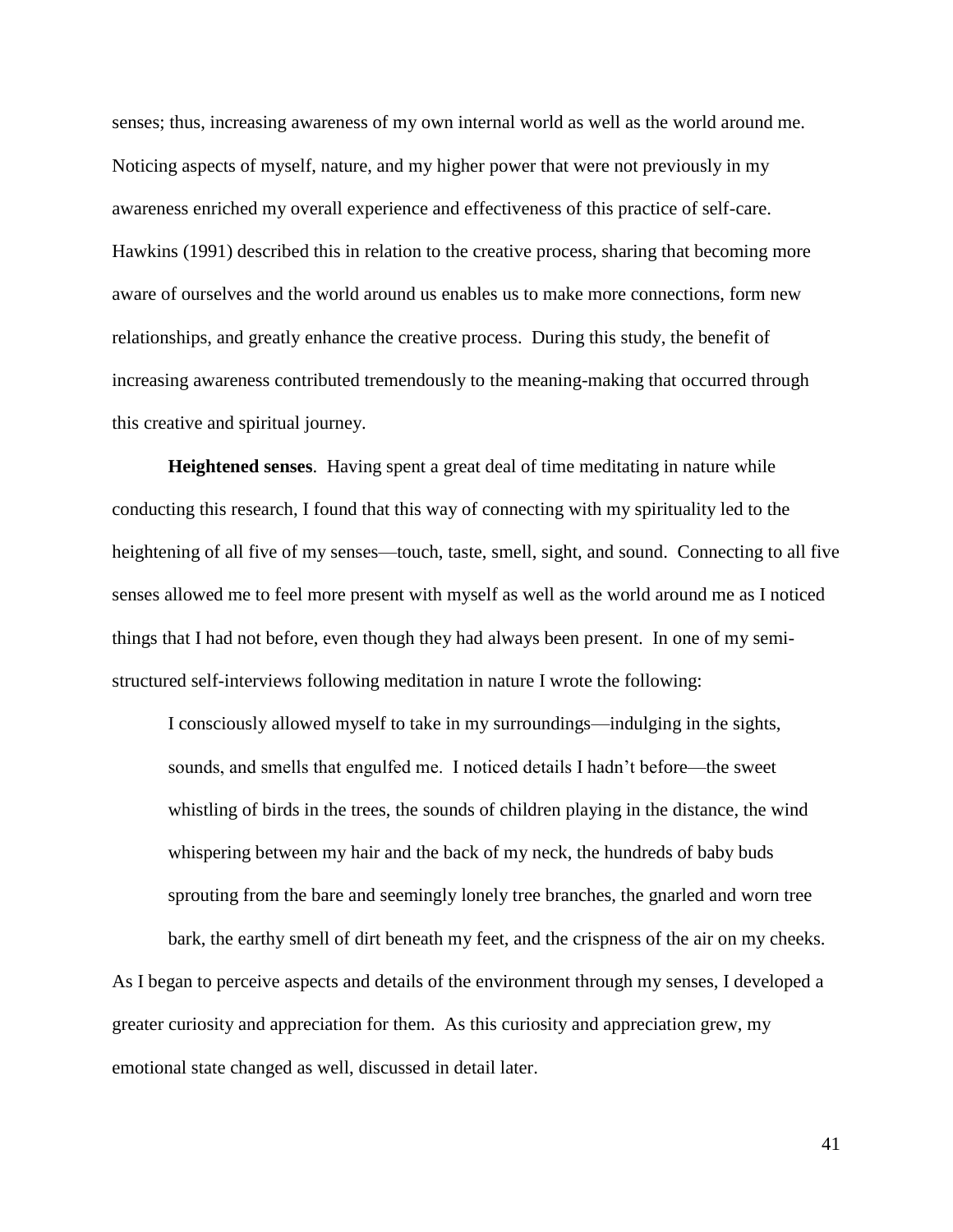senses; thus, increasing awareness of my own internal world as well as the world around me. Noticing aspects of myself, nature, and my higher power that were not previously in my awareness enriched my overall experience and effectiveness of this practice of self-care. Hawkins (1991) described this in relation to the creative process, sharing that becoming more aware of ourselves and the world around us enables us to make more connections, form new relationships, and greatly enhance the creative process. During this study, the benefit of increasing awareness contributed tremendously to the meaning-making that occurred through this creative and spiritual journey.

**Heightened senses**. Having spent a great deal of time meditating in nature while conducting this research, I found that this way of connecting with my spirituality led to the heightening of all five of my senses—touch, taste, smell, sight, and sound. Connecting to all five senses allowed me to feel more present with myself as well as the world around me as I noticed things that I had not before, even though they had always been present. In one of my semi-structured self-interviews following meditation in nature I wrote the following:

> I consciously allowed myself to take in my surroundings—indulging in the sights, sounds, and smells that engulfed me. I noticed details I hadn't before—the sweet whistling of birds in the trees, the sounds of children playing in the distance, the wind whispering between my hair and the back of my neck, the hundreds of baby buds sprouting from the bare and seemingly lonely tree branches, the gnarled and worn tree bark, the earthy smell of dirt beneath my feet, and the crispness of the air on my cheeks.

As I began to perceive aspects and details of the environment through my senses, I developed a greater curiosity and appreciation for them. As this curiosity and appreciation grew, my emotional state changed as well, discussed in detail later.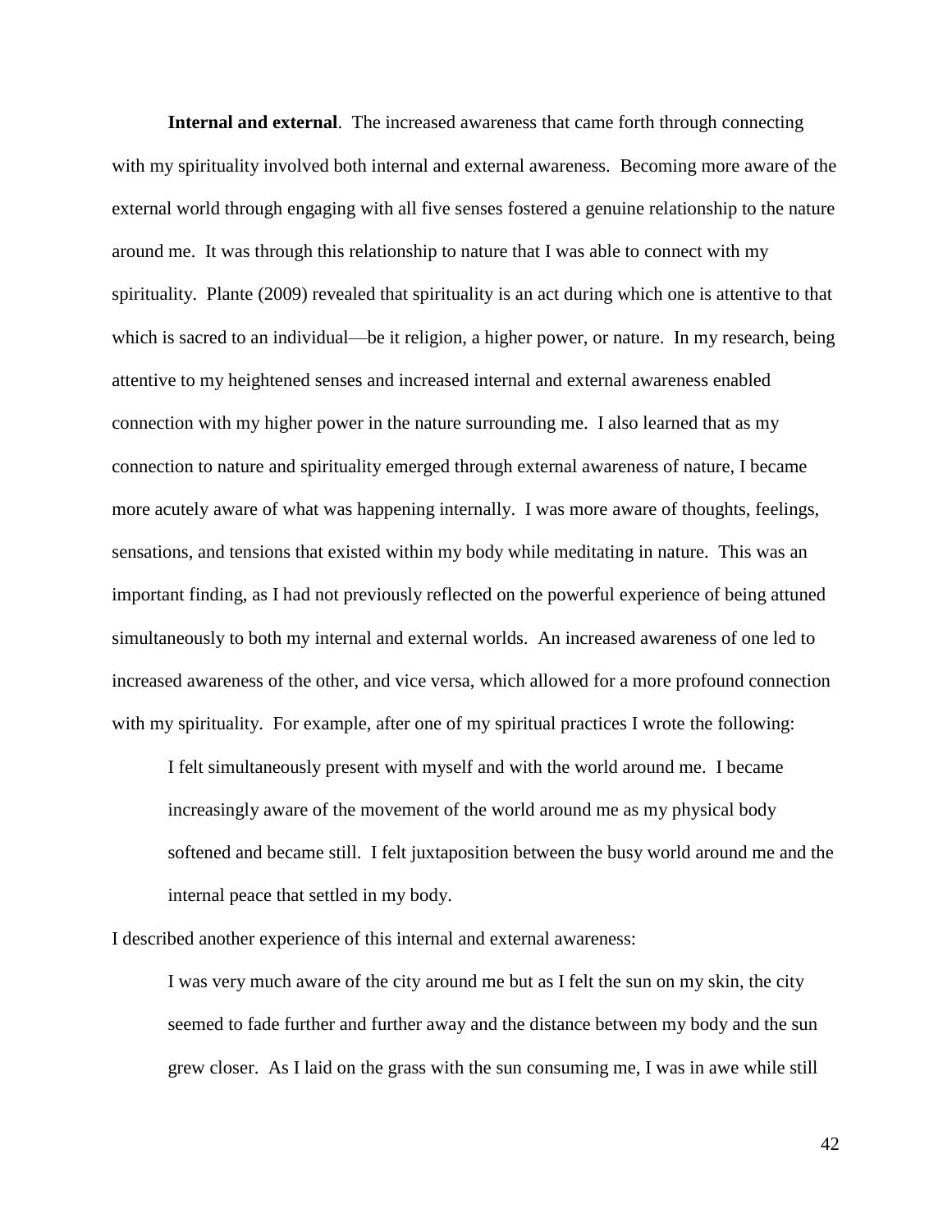**Internal and external**. The increased awareness that came forth through connecting with my spirituality involved both internal and external awareness. Becoming more aware of the external world through engaging with all five senses fostered a genuine relationship to the nature around me. It was through this relationship to nature that I was able to connect with my spirituality. Plante (2009) revealed that spirituality is an act during which one is attentive to that which is sacred to an individual—be it religion, a higher power, or nature. In my research, being attentive to my heightened senses and increased internal and external awareness enabled connection with my higher power in the nature surrounding me. I also learned that as my connection to nature and spirituality emerged through external awareness of nature, I became more acutely aware of what was happening internally. I was more aware of thoughts, feelings, sensations, and tensions that existed within my body while meditating in nature. This was an important finding, as I had not previously reflected on the powerful experience of being attuned simultaneously to both my internal and external worlds. An increased awareness of one led to increased awareness of the other, and vice versa, which allowed for a more profound connection with my spirituality. For example, after one of my spiritual practices I wrote the following:

> I felt simultaneously present with myself and with the world around me. I became increasingly aware of the movement of the world around me as my physical body softened and became still. I felt juxtaposition between the busy world around me and the internal peace that settled in my body.

I described another experience of this internal and external awareness:

> I was very much aware of the city around me but as I felt the sun on my skin, the city seemed to fade further and further away and the distance between my body and the sun grew closer. As I laid on the grass with the sun consuming me, I was in awe while still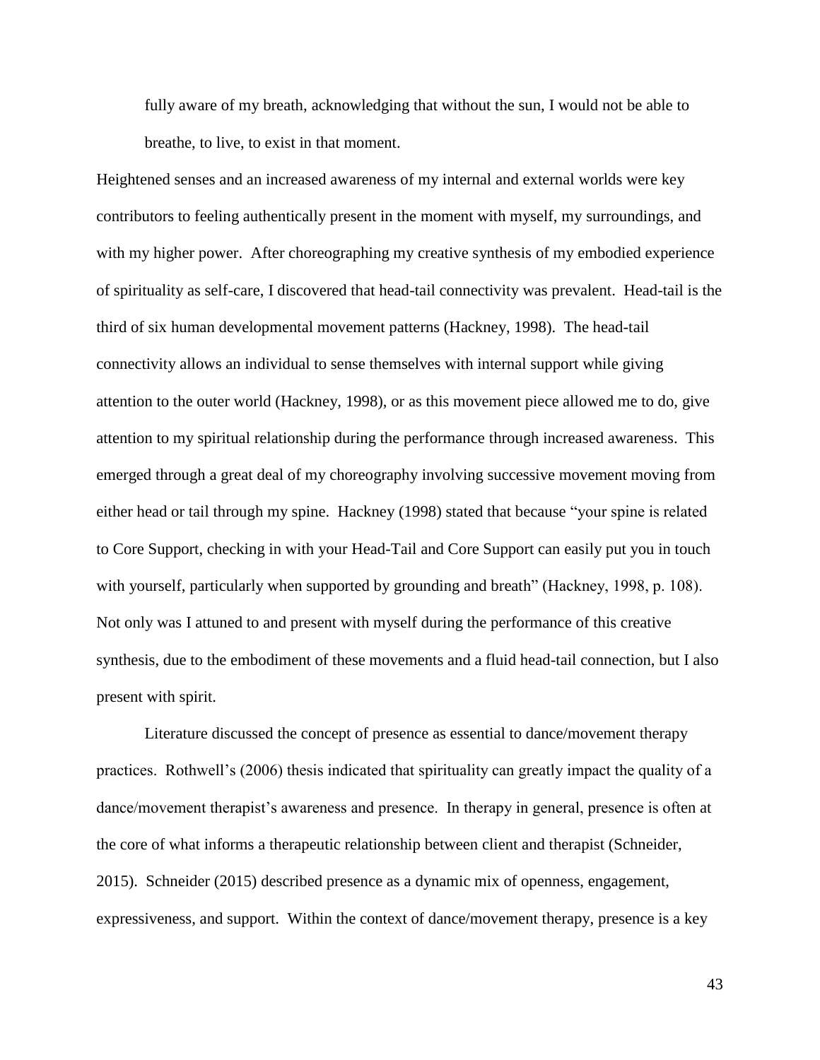fully aware of my breath, acknowledging that without the sun, I would not be able to breathe, to live, to exist in that moment.

Heightened senses and an increased awareness of my internal and external worlds were key contributors to feeling authentically present in the moment with myself, my surroundings, and with my higher power. After choreographing my creative synthesis of my embodied experience of spirituality as self-care, I discovered that head-tail connectivity was prevalent. Head-tail is the third of six human developmental movement patterns (Hackney, 1998). The head-tail connectivity allows an individual to sense themselves with internal support while giving attention to the outer world (Hackney, 1998), or as this movement piece allowed me to do, give attention to my spiritual relationship during the performance through increased awareness. This emerged through a great deal of my choreography involving successive movement moving from either head or tail through my spine. Hackney (1998) stated that because "your spine is related to Core Support, checking in with your Head-Tail and Core Support can easily put you in touch with yourself, particularly when supported by grounding and breath" (Hackney, 1998, p. 108). Not only was I attuned to and present with myself during the performance of this creative synthesis, due to the embodiment of these movements and a fluid head-tail connection, but I also present with spirit.

Literature discussed the concept of presence as essential to dance/movement therapy practices. Rothwell's (2006) thesis indicated that spirituality can greatly impact the quality of a dance/movement therapist's awareness and presence. In therapy in general, presence is often at the core of what informs a therapeutic relationship between client and therapist (Schneider, 2015). Schneider (2015) described presence as a dynamic mix of openness, engagement, expressiveness, and support. Within the context of dance/movement therapy, presence is a key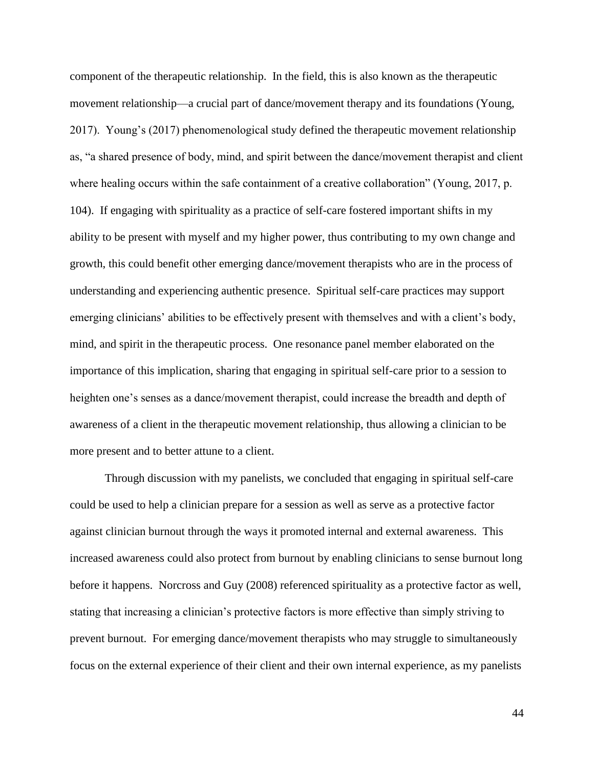component of the therapeutic relationship. In the field, this is also known as the therapeutic movement relationship—a crucial part of dance/movement therapy and its foundations (Young, 2017). Young's (2017) phenomenological study defined the therapeutic movement relationship as, "a shared presence of body, mind, and spirit between the dance/movement therapist and client where healing occurs within the safe containment of a creative collaboration" (Young, 2017, p. 104). If engaging with spirituality as a practice of self-care fostered important shifts in my ability to be present with myself and my higher power, thus contributing to my own change and growth, this could benefit other emerging dance/movement therapists who are in the process of understanding and experiencing authentic presence. Spiritual self-care practices may support emerging clinicians' abilities to be effectively present with themselves and with a client's body, mind, and spirit in the therapeutic process. One resonance panel member elaborated on the importance of this implication, sharing that engaging in spiritual self-care prior to a session to heighten one's senses as a dance/movement therapist, could increase the breadth and depth of awareness of a client in the therapeutic movement relationship, thus allowing a clinician to be more present and to better attune to a client.

Through discussion with my panelists, we concluded that engaging in spiritual self-care could be used to help a clinician prepare for a session as well as serve as a protective factor against clinician burnout through the ways it promoted internal and external awareness. This increased awareness could also protect from burnout by enabling clinicians to sense burnout long before it happens. Norcross and Guy (2008) referenced spirituality as a protective factor as well, stating that increasing a clinician's protective factors is more effective than simply striving to prevent burnout. For emerging dance/movement therapists who may struggle to simultaneously focus on the external experience of their client and their own internal experience, as my panelists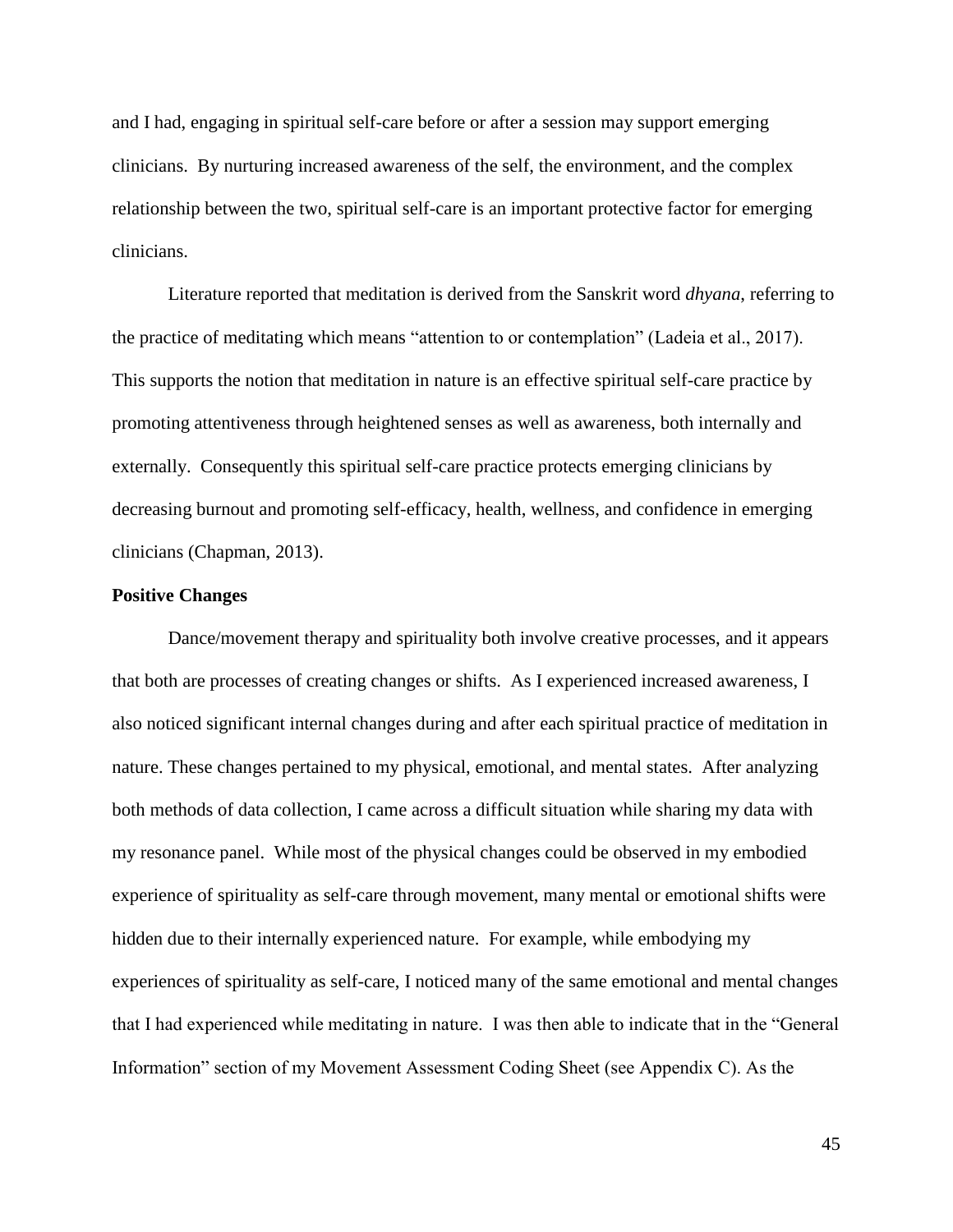and I had, engaging in spiritual self-care before or after a session may support emerging clinicians. By nurturing increased awareness of the self, the environment, and the complex relationship between the two, spiritual self-care is an important protective factor for emerging clinicians.

Literature reported that meditation is derived from the Sanskrit word *dhyana*, referring to the practice of meditating which means "attention to or contemplation" (Ladeia et al., 2017). This supports the notion that meditation in nature is an effective spiritual self-care practice by promoting attentiveness through heightened senses as well as awareness, both internally and externally. Consequently this spiritual self-care practice protects emerging clinicians by decreasing burnout and promoting self-efficacy, health, wellness, and confidence in emerging clinicians (Chapman, 2013).

**Positive Changes**

Dance/movement therapy and spirituality both involve creative processes, and it appears that both are processes of creating changes or shifts. As I experienced increased awareness, I also noticed significant internal changes during and after each spiritual practice of meditation in nature. These changes pertained to my physical, emotional, and mental states. After analyzing both methods of data collection, I came across a difficult situation while sharing my data with my resonance panel. While most of the physical changes could be observed in my embodied experience of spirituality as self-care through movement, many mental or emotional shifts were hidden due to their internally experienced nature. For example, while embodying my experiences of spirituality as self-care, I noticed many of the same emotional and mental changes that I had experienced while meditating in nature. I was then able to indicate that in the "General Information" section of my Movement Assessment Coding Sheet (see Appendix C). As the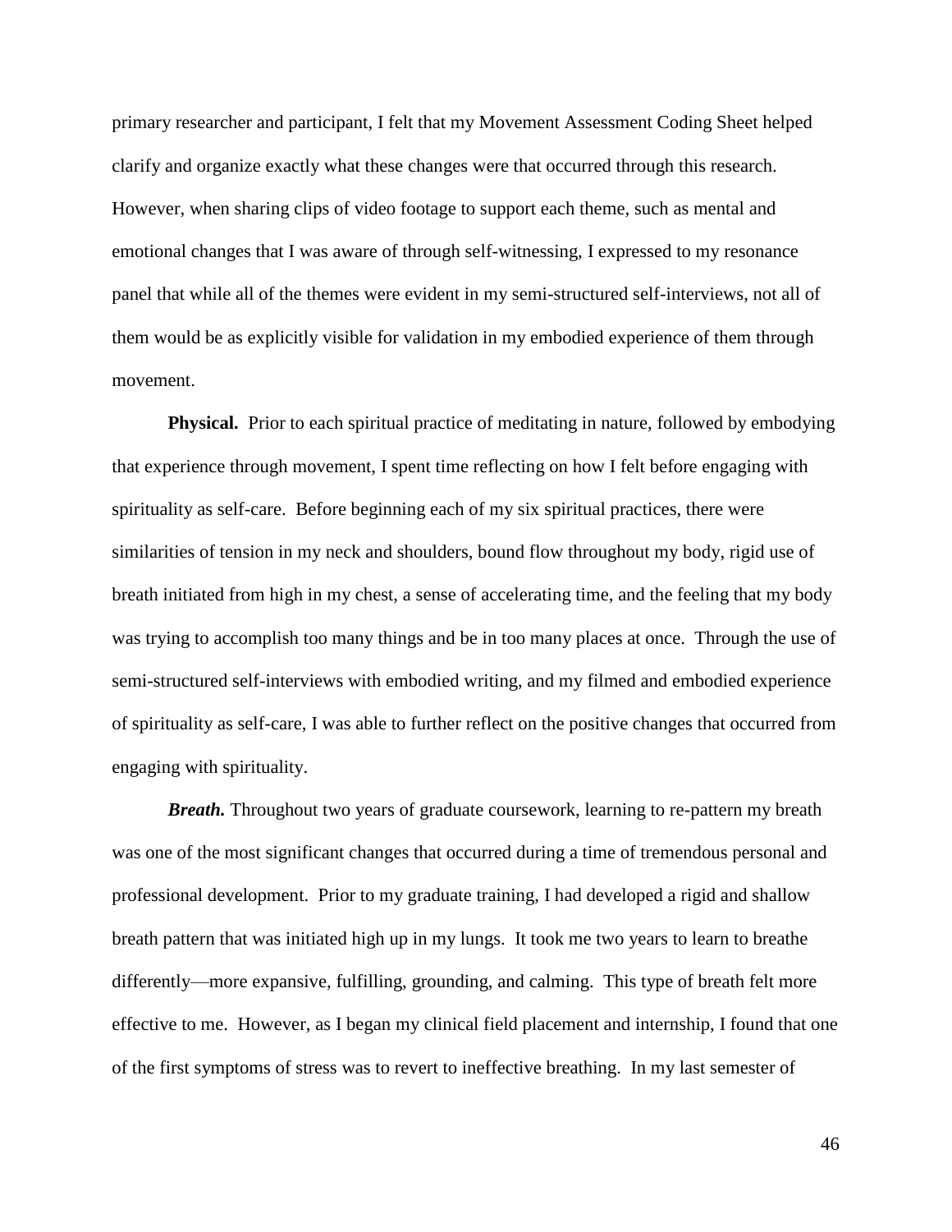primary researcher and participant, I felt that my Movement Assessment Coding Sheet helped clarify and organize exactly what these changes were that occurred through this research. However, when sharing clips of video footage to support each theme, such as mental and emotional changes that I was aware of through self-witnessing, I expressed to my resonance panel that while all of the themes were evident in my semi-structured self-interviews, not all of them would be as explicitly visible for validation in my embodied experience of them through movement.

**Physical.** Prior to each spiritual practice of meditating in nature, followed by embodying that experience through movement, I spent time reflecting on how I felt before engaging with spirituality as self-care. Before beginning each of my six spiritual practices, there were similarities of tension in my neck and shoulders, bound flow throughout my body, rigid use of breath initiated from high in my chest, a sense of accelerating time, and the feeling that my body was trying to accomplish too many things and be in too many places at once. Through the use of semi-structured self-interviews with embodied writing, and my filmed and embodied experience of spirituality as self-care, I was able to further reflect on the positive changes that occurred from engaging with spirituality.

***Breath.*** Throughout two years of graduate coursework, learning to re-pattern my breath was one of the most significant changes that occurred during a time of tremendous personal and professional development. Prior to my graduate training, I had developed a rigid and shallow breath pattern that was initiated high up in my lungs. It took me two years to learn to breathe differently—more expansive, fulfilling, grounding, and calming. This type of breath felt more effective to me. However, as I began my clinical field placement and internship, I found that one of the first symptoms of stress was to revert to ineffective breathing. In my last semester of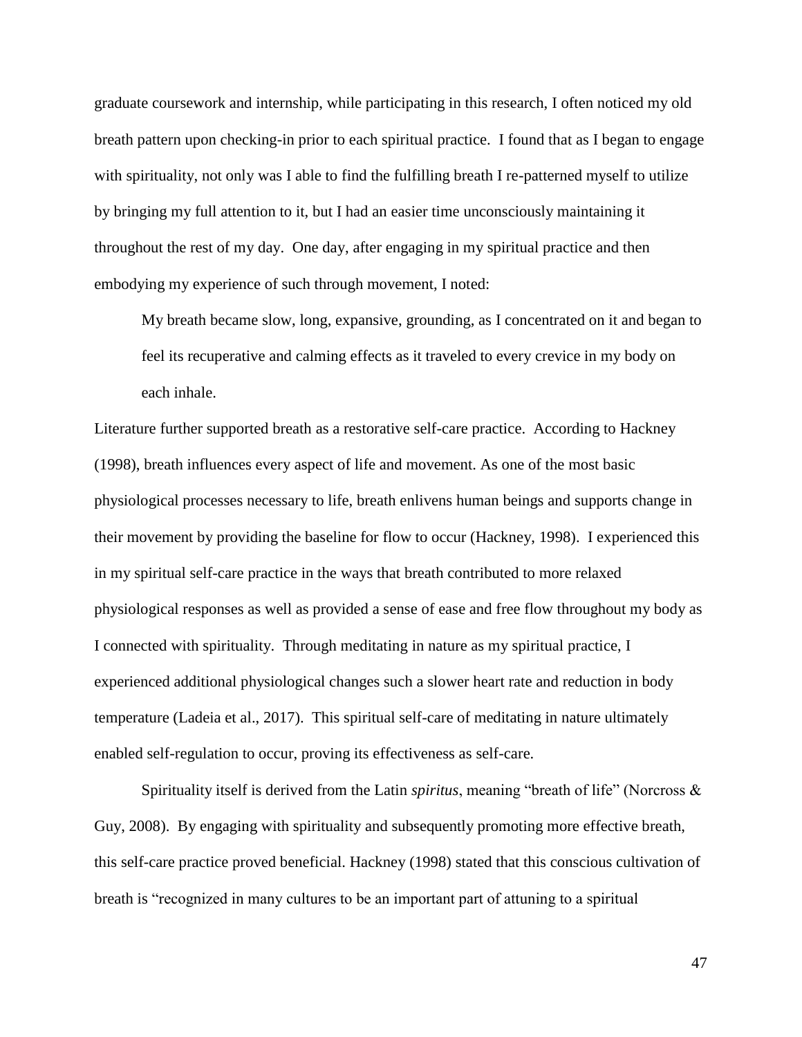graduate coursework and internship, while participating in this research, I often noticed my old breath pattern upon checking-in prior to each spiritual practice. I found that as I began to engage with spirituality, not only was I able to find the fulfilling breath I re-patterned myself to utilize by bringing my full attention to it, but I had an easier time unconsciously maintaining it throughout the rest of my day. One day, after engaging in my spiritual practice and then embodying my experience of such through movement, I noted:

> My breath became slow, long, expansive, grounding, as I concentrated on it and began to feel its recuperative and calming effects as it traveled to every crevice in my body on each inhale.

Literature further supported breath as a restorative self-care practice. According to Hackney (1998), breath influences every aspect of life and movement. As one of the most basic physiological processes necessary to life, breath enlivens human beings and supports change in their movement by providing the baseline for flow to occur (Hackney, 1998). I experienced this in my spiritual self-care practice in the ways that breath contributed to more relaxed physiological responses as well as provided a sense of ease and free flow throughout my body as I connected with spirituality. Through meditating in nature as my spiritual practice, I experienced additional physiological changes such a slower heart rate and reduction in body temperature (Ladeia et al., 2017). This spiritual self-care of meditating in nature ultimately enabled self-regulation to occur, proving its effectiveness as self-care.

Spirituality itself is derived from the Latin *spiritus*, meaning "breath of life" (Norcross & Guy, 2008). By engaging with spirituality and subsequently promoting more effective breath, this self-care practice proved beneficial. Hackney (1998) stated that this conscious cultivation of breath is "recognized in many cultures to be an important part of attuning to a spiritual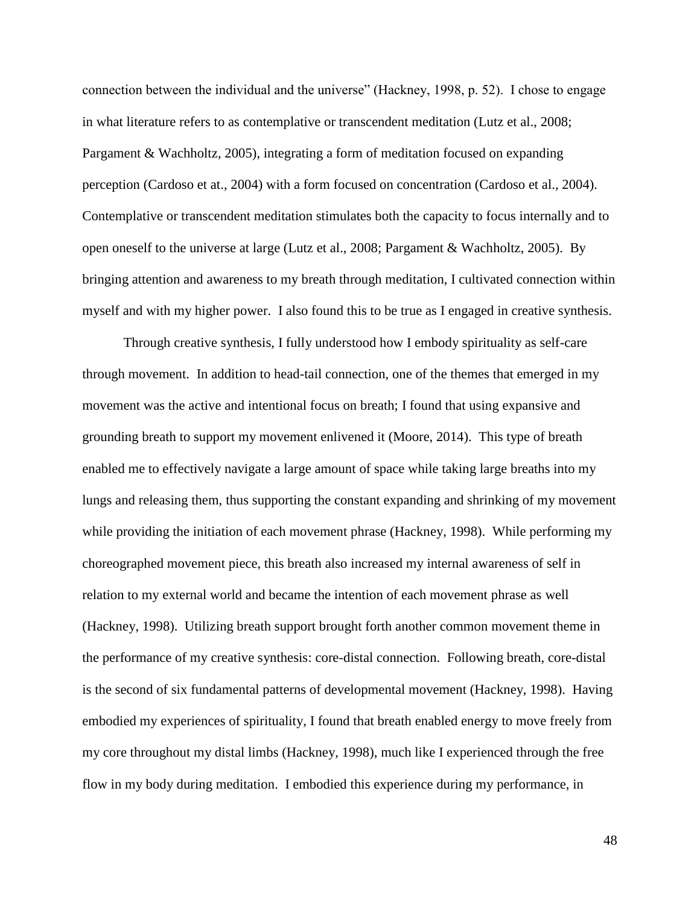connection between the individual and the universe" (Hackney, 1998, p. 52). I chose to engage in what literature refers to as contemplative or transcendent meditation (Lutz et al., 2008; Pargament & Wachholtz, 2005), integrating a form of meditation focused on expanding perception (Cardoso et at., 2004) with a form focused on concentration (Cardoso et al., 2004). Contemplative or transcendent meditation stimulates both the capacity to focus internally and to open oneself to the universe at large (Lutz et al., 2008; Pargament & Wachholtz, 2005). By bringing attention and awareness to my breath through meditation, I cultivated connection within myself and with my higher power. I also found this to be true as I engaged in creative synthesis.

Through creative synthesis, I fully understood how I embody spirituality as self-care through movement. In addition to head-tail connection, one of the themes that emerged in my movement was the active and intentional focus on breath; I found that using expansive and grounding breath to support my movement enlivened it (Moore, 2014). This type of breath enabled me to effectively navigate a large amount of space while taking large breaths into my lungs and releasing them, thus supporting the constant expanding and shrinking of my movement while providing the initiation of each movement phrase (Hackney, 1998). While performing my choreographed movement piece, this breath also increased my internal awareness of self in relation to my external world and became the intention of each movement phrase as well (Hackney, 1998). Utilizing breath support brought forth another common movement theme in the performance of my creative synthesis: core-distal connection. Following breath, core-distal is the second of six fundamental patterns of developmental movement (Hackney, 1998). Having embodied my experiences of spirituality, I found that breath enabled energy to move freely from my core throughout my distal limbs (Hackney, 1998), much like I experienced through the free flow in my body during meditation. I embodied this experience during my performance, in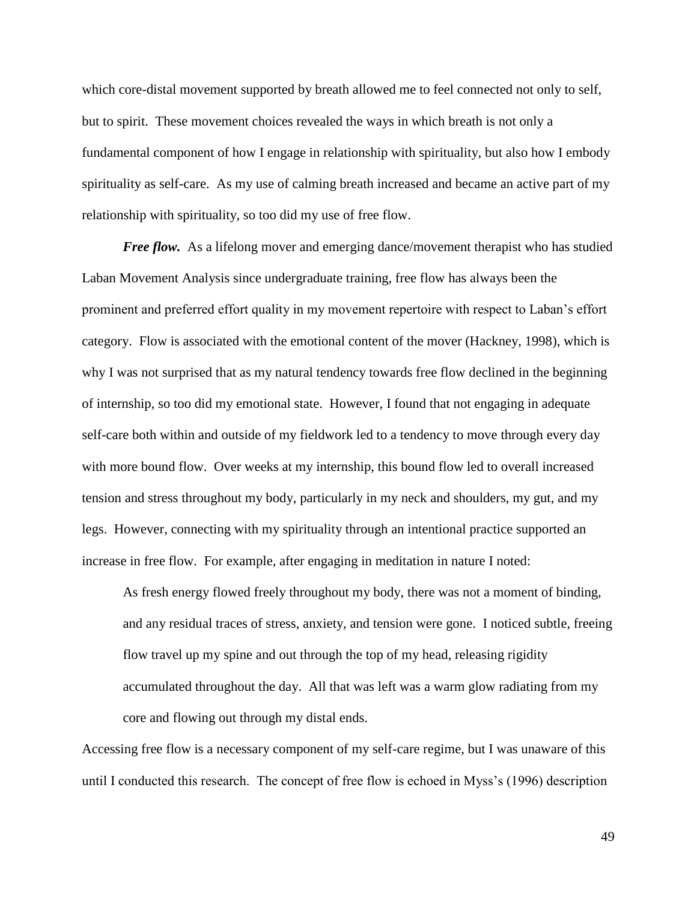which core-distal movement supported by breath allowed me to feel connected not only to self, but to spirit. These movement choices revealed the ways in which breath is not only a fundamental component of how I engage in relationship with spirituality, but also how I embody spirituality as self-care. As my use of calming breath increased and became an active part of my relationship with spirituality, so too did my use of free flow.

***Free flow.*** As a lifelong mover and emerging dance/movement therapist who has studied Laban Movement Analysis since undergraduate training, free flow has always been the prominent and preferred effort quality in my movement repertoire with respect to Laban's effort category. Flow is associated with the emotional content of the mover (Hackney, 1998), which is why I was not surprised that as my natural tendency towards free flow declined in the beginning of internship, so too did my emotional state. However, I found that not engaging in adequate self-care both within and outside of my fieldwork led to a tendency to move through every day with more bound flow. Over weeks at my internship, this bound flow led to overall increased tension and stress throughout my body, particularly in my neck and shoulders, my gut, and my legs. However, connecting with my spirituality through an intentional practice supported an increase in free flow. For example, after engaging in meditation in nature I noted:

> As fresh energy flowed freely throughout my body, there was not a moment of binding, and any residual traces of stress, anxiety, and tension were gone. I noticed subtle, freeing flow travel up my spine and out through the top of my head, releasing rigidity accumulated throughout the day. All that was left was a warm glow radiating from my core and flowing out through my distal ends.

Accessing free flow is a necessary component of my self-care regime, but I was unaware of this until I conducted this research. The concept of free flow is echoed in Myss's (1996) description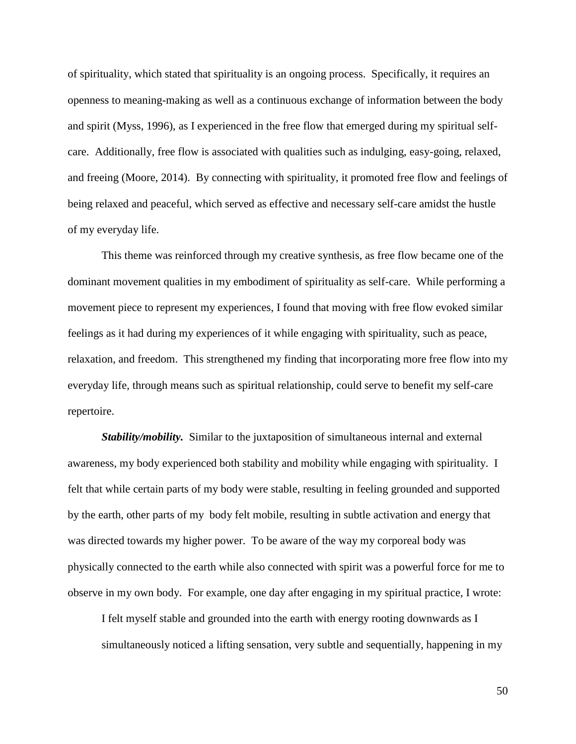of spirituality, which stated that spirituality is an ongoing process. Specifically, it requires an openness to meaning-making as well as a continuous exchange of information between the body and spirit (Myss, 1996), as I experienced in the free flow that emerged during my spiritual self-care. Additionally, free flow is associated with qualities such as indulging, easy-going, relaxed, and freeing (Moore, 2014). By connecting with spirituality, it promoted free flow and feelings of being relaxed and peaceful, which served as effective and necessary self-care amidst the hustle of my everyday life.

This theme was reinforced through my creative synthesis, as free flow became one of the dominant movement qualities in my embodiment of spirituality as self-care. While performing a movement piece to represent my experiences, I found that moving with free flow evoked similar feelings as it had during my experiences of it while engaging with spirituality, such as peace, relaxation, and freedom. This strengthened my finding that incorporating more free flow into my everyday life, through means such as spiritual relationship, could serve to benefit my self-care repertoire.

***Stability/mobility.*** Similar to the juxtaposition of simultaneous internal and external awareness, my body experienced both stability and mobility while engaging with spirituality. I felt that while certain parts of my body were stable, resulting in feeling grounded and supported by the earth, other parts of my body felt mobile, resulting in subtle activation and energy that was directed towards my higher power. To be aware of the way my corporeal body was physically connected to the earth while also connected with spirit was a powerful force for me to observe in my own body. For example, one day after engaging in my spiritual practice, I wrote:

> I felt myself stable and grounded into the earth with energy rooting downwards as I simultaneously noticed a lifting sensation, very subtle and sequentially, happening in my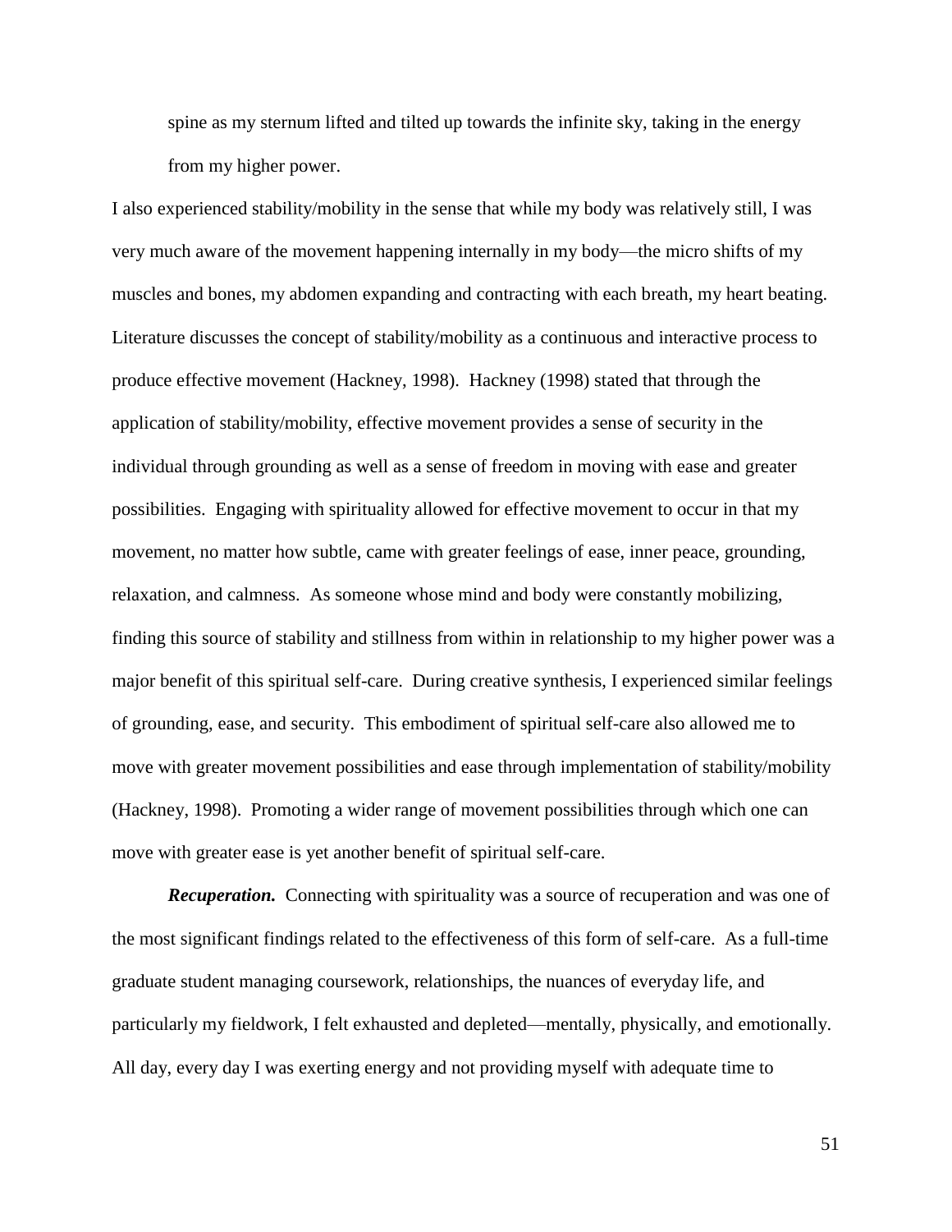spine as my sternum lifted and tilted up towards the infinite sky, taking in the energy from my higher power.

I also experienced stability/mobility in the sense that while my body was relatively still, I was very much aware of the movement happening internally in my body—the micro shifts of my muscles and bones, my abdomen expanding and contracting with each breath, my heart beating. Literature discusses the concept of stability/mobility as a continuous and interactive process to produce effective movement (Hackney, 1998). Hackney (1998) stated that through the application of stability/mobility, effective movement provides a sense of security in the individual through grounding as well as a sense of freedom in moving with ease and greater possibilities. Engaging with spirituality allowed for effective movement to occur in that my movement, no matter how subtle, came with greater feelings of ease, inner peace, grounding, relaxation, and calmness. As someone whose mind and body were constantly mobilizing, finding this source of stability and stillness from within in relationship to my higher power was a major benefit of this spiritual self-care. During creative synthesis, I experienced similar feelings of grounding, ease, and security. This embodiment of spiritual self-care also allowed me to move with greater movement possibilities and ease through implementation of stability/mobility (Hackney, 1998). Promoting a wider range of movement possibilities through which one can move with greater ease is yet another benefit of spiritual self-care.

***Recuperation.*** Connecting with spirituality was a source of recuperation and was one of the most significant findings related to the effectiveness of this form of self-care. As a full-time graduate student managing coursework, relationships, the nuances of everyday life, and particularly my fieldwork, I felt exhausted and depleted—mentally, physically, and emotionally. All day, every day I was exerting energy and not providing myself with adequate time to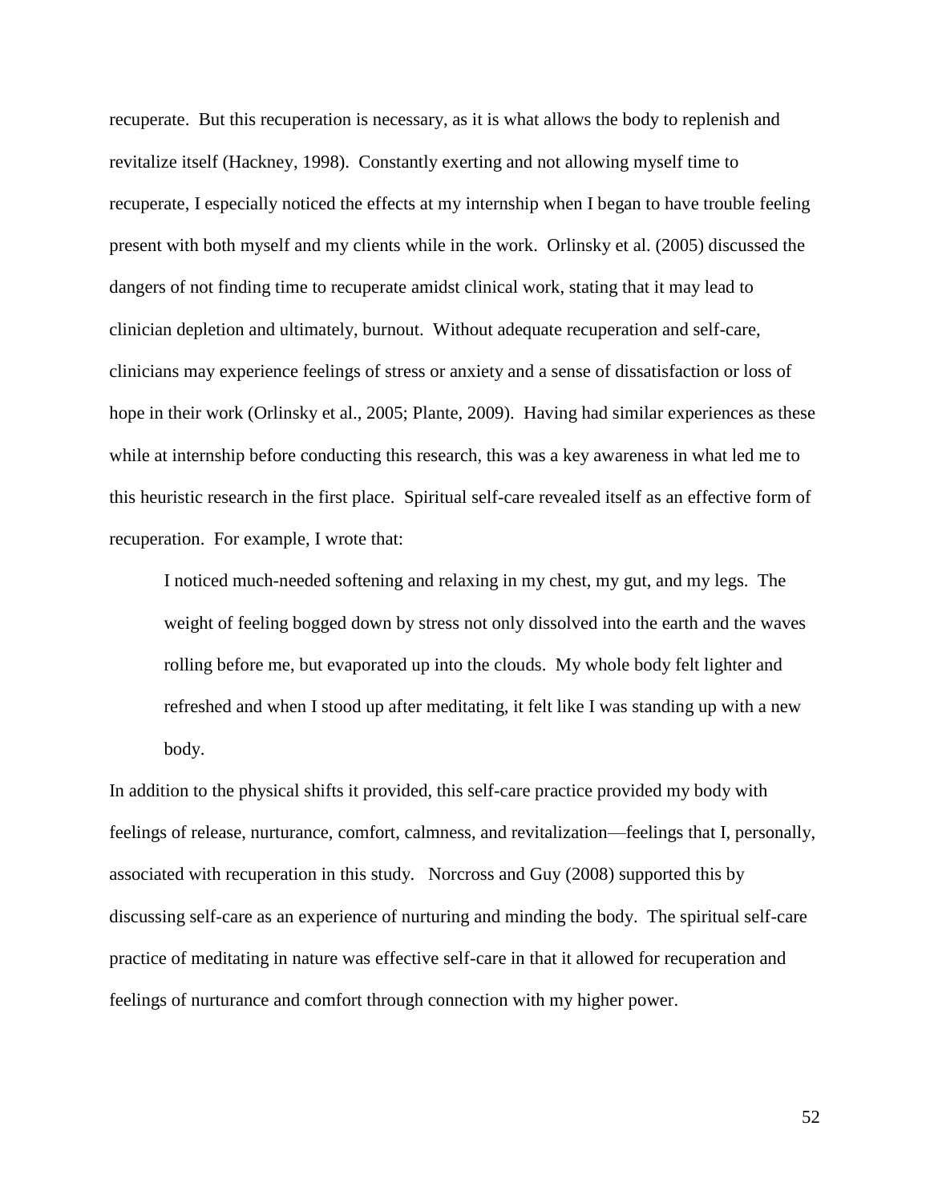recuperate. But this recuperation is necessary, as it is what allows the body to replenish and revitalize itself (Hackney, 1998). Constantly exerting and not allowing myself time to recuperate, I especially noticed the effects at my internship when I began to have trouble feeling present with both myself and my clients while in the work. Orlinsky et al. (2005) discussed the dangers of not finding time to recuperate amidst clinical work, stating that it may lead to clinician depletion and ultimately, burnout. Without adequate recuperation and self-care, clinicians may experience feelings of stress or anxiety and a sense of dissatisfaction or loss of hope in their work (Orlinsky et al., 2005; Plante, 2009). Having had similar experiences as these while at internship before conducting this research, this was a key awareness in what led me to this heuristic research in the first place. Spiritual self-care revealed itself as an effective form of recuperation. For example, I wrote that:

> I noticed much-needed softening and relaxing in my chest, my gut, and my legs. The weight of feeling bogged down by stress not only dissolved into the earth and the waves rolling before me, but evaporated up into the clouds. My whole body felt lighter and refreshed and when I stood up after meditating, it felt like I was standing up with a new body.

In addition to the physical shifts it provided, this self-care practice provided my body with feelings of release, nurturance, comfort, calmness, and revitalization—feelings that I, personally, associated with recuperation in this study. Norcross and Guy (2008) supported this by discussing self-care as an experience of nurturing and minding the body. The spiritual self-care practice of meditating in nature was effective self-care in that it allowed for recuperation and feelings of nurturance and comfort through connection with my higher power.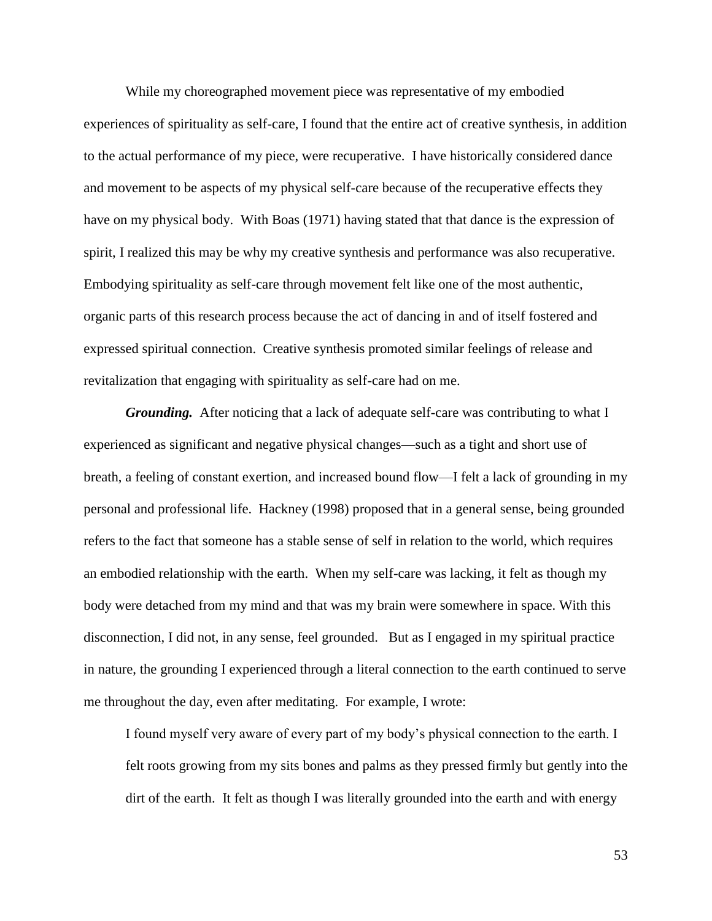While my choreographed movement piece was representative of my embodied experiences of spirituality as self-care, I found that the entire act of creative synthesis, in addition to the actual performance of my piece, were recuperative. I have historically considered dance and movement to be aspects of my physical self-care because of the recuperative effects they have on my physical body. With Boas (1971) having stated that that dance is the expression of spirit, I realized this may be why my creative synthesis and performance was also recuperative. Embodying spirituality as self-care through movement felt like one of the most authentic, organic parts of this research process because the act of dancing in and of itself fostered and expressed spiritual connection. Creative synthesis promoted similar feelings of release and revitalization that engaging with spirituality as self-care had on me.

***Grounding.*** After noticing that a lack of adequate self-care was contributing to what I experienced as significant and negative physical changes—such as a tight and short use of breath, a feeling of constant exertion, and increased bound flow—I felt a lack of grounding in my personal and professional life. Hackney (1998) proposed that in a general sense, being grounded refers to the fact that someone has a stable sense of self in relation to the world, which requires an embodied relationship with the earth. When my self-care was lacking, it felt as though my body were detached from my mind and that was my brain were somewhere in space. With this disconnection, I did not, in any sense, feel grounded. But as I engaged in my spiritual practice in nature, the grounding I experienced through a literal connection to the earth continued to serve me throughout the day, even after meditating. For example, I wrote:

> I found myself very aware of every part of my body's physical connection to the earth. I felt roots growing from my sits bones and palms as they pressed firmly but gently into the dirt of the earth. It felt as though I was literally grounded into the earth and with energy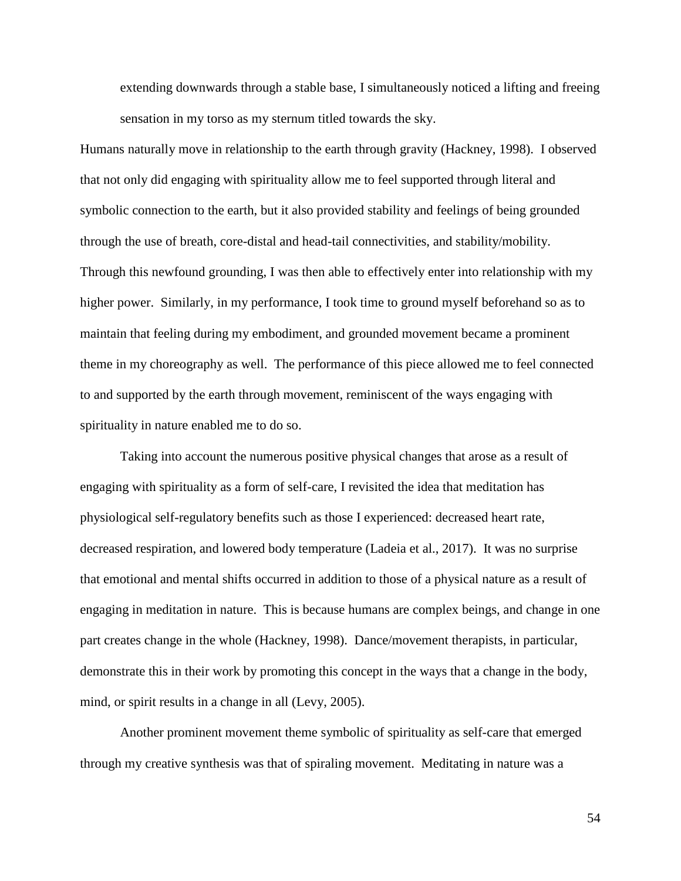> extending downwards through a stable base, I simultaneously noticed a lifting and freeing sensation in my torso as my sternum titled towards the sky.

Humans naturally move in relationship to the earth through gravity (Hackney, 1998). I observed that not only did engaging with spirituality allow me to feel supported through literal and symbolic connection to the earth, but it also provided stability and feelings of being grounded through the use of breath, core-distal and head-tail connectivities, and stability/mobility. Through this newfound grounding, I was then able to effectively enter into relationship with my higher power. Similarly, in my performance, I took time to ground myself beforehand so as to maintain that feeling during my embodiment, and grounded movement became a prominent theme in my choreography as well. The performance of this piece allowed me to feel connected to and supported by the earth through movement, reminiscent of the ways engaging with spirituality in nature enabled me to do so.

Taking into account the numerous positive physical changes that arose as a result of engaging with spirituality as a form of self-care, I revisited the idea that meditation has physiological self-regulatory benefits such as those I experienced: decreased heart rate, decreased respiration, and lowered body temperature (Ladeia et al., 2017). It was no surprise that emotional and mental shifts occurred in addition to those of a physical nature as a result of engaging in meditation in nature. This is because humans are complex beings, and change in one part creates change in the whole (Hackney, 1998). Dance/movement therapists, in particular, demonstrate this in their work by promoting this concept in the ways that a change in the body, mind, or spirit results in a change in all (Levy, 2005).

Another prominent movement theme symbolic of spirituality as self-care that emerged through my creative synthesis was that of spiraling movement. Meditating in nature was a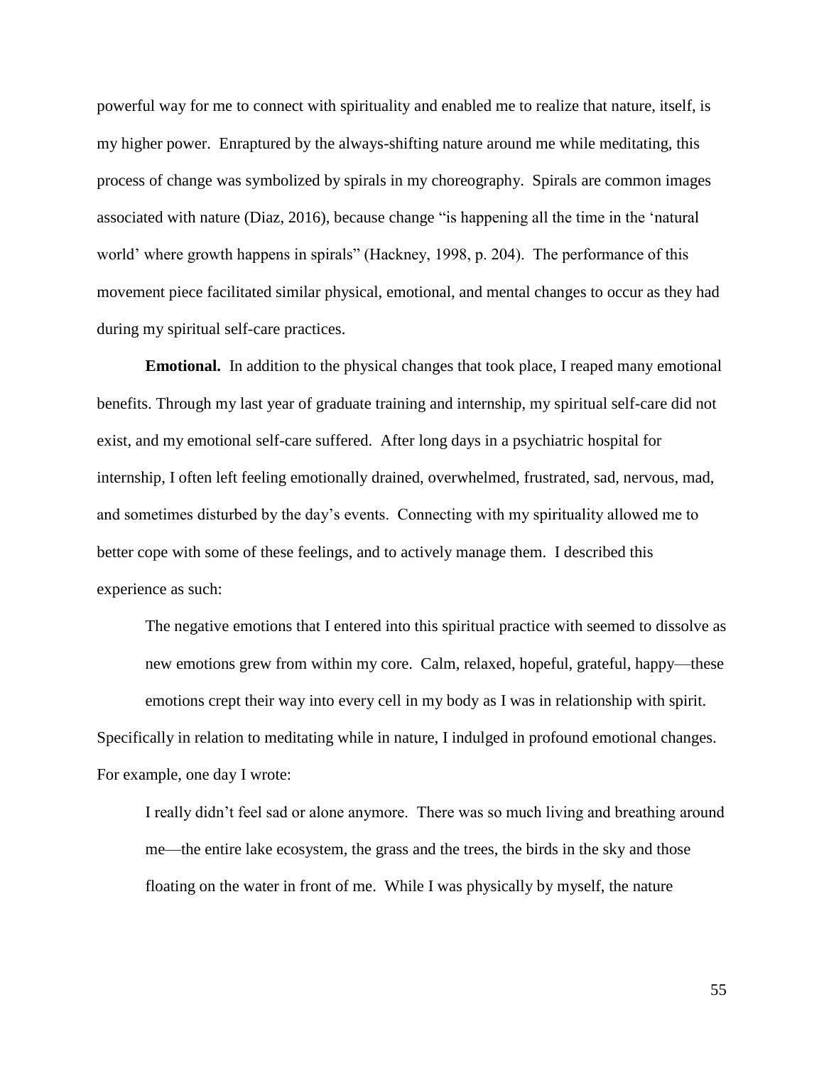powerful way for me to connect with spirituality and enabled me to realize that nature, itself, is my higher power. Enraptured by the always-shifting nature around me while meditating, this process of change was symbolized by spirals in my choreography. Spirals are common images associated with nature (Diaz, 2016), because change "is happening all the time in the 'natural world' where growth happens in spirals" (Hackney, 1998, p. 204). The performance of this movement piece facilitated similar physical, emotional, and mental changes to occur as they had during my spiritual self-care practices.

**Emotional.** In addition to the physical changes that took place, I reaped many emotional benefits. Through my last year of graduate training and internship, my spiritual self-care did not exist, and my emotional self-care suffered. After long days in a psychiatric hospital for internship, I often left feeling emotionally drained, overwhelmed, frustrated, sad, nervous, mad, and sometimes disturbed by the day's events. Connecting with my spirituality allowed me to better cope with some of these feelings, and to actively manage them. I described this experience as such:

> The negative emotions that I entered into this spiritual practice with seemed to dissolve as new emotions grew from within my core. Calm, relaxed, hopeful, grateful, happy—these emotions crept their way into every cell in my body as I was in relationship with spirit.

Specifically in relation to meditating while in nature, I indulged in profound emotional changes. For example, one day I wrote:

> I really didn't feel sad or alone anymore. There was so much living and breathing around me—the entire lake ecosystem, the grass and the trees, the birds in the sky and those floating on the water in front of me. While I was physically by myself, the nature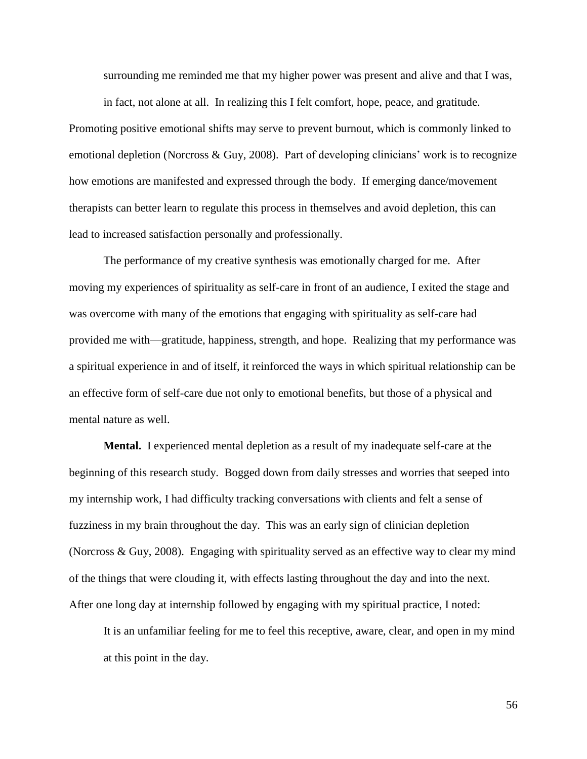surrounding me reminded me that my higher power was present and alive and that I was, in fact, not alone at all. In realizing this I felt comfort, hope, peace, and gratitude.

Promoting positive emotional shifts may serve to prevent burnout, which is commonly linked to emotional depletion (Norcross & Guy, 2008). Part of developing clinicians' work is to recognize how emotions are manifested and expressed through the body. If emerging dance/movement therapists can better learn to regulate this process in themselves and avoid depletion, this can lead to increased satisfaction personally and professionally.

The performance of my creative synthesis was emotionally charged for me. After moving my experiences of spirituality as self-care in front of an audience, I exited the stage and was overcome with many of the emotions that engaging with spirituality as self-care had provided me with—gratitude, happiness, strength, and hope. Realizing that my performance was a spiritual experience in and of itself, it reinforced the ways in which spiritual relationship can be an effective form of self-care due not only to emotional benefits, but those of a physical and mental nature as well.

**Mental.** I experienced mental depletion as a result of my inadequate self-care at the beginning of this research study. Bogged down from daily stresses and worries that seeped into my internship work, I had difficulty tracking conversations with clients and felt a sense of fuzziness in my brain throughout the day. This was an early sign of clinician depletion (Norcross & Guy, 2008). Engaging with spirituality served as an effective way to clear my mind of the things that were clouding it, with effects lasting throughout the day and into the next. After one long day at internship followed by engaging with my spiritual practice, I noted:

> It is an unfamiliar feeling for me to feel this receptive, aware, clear, and open in my mind at this point in the day.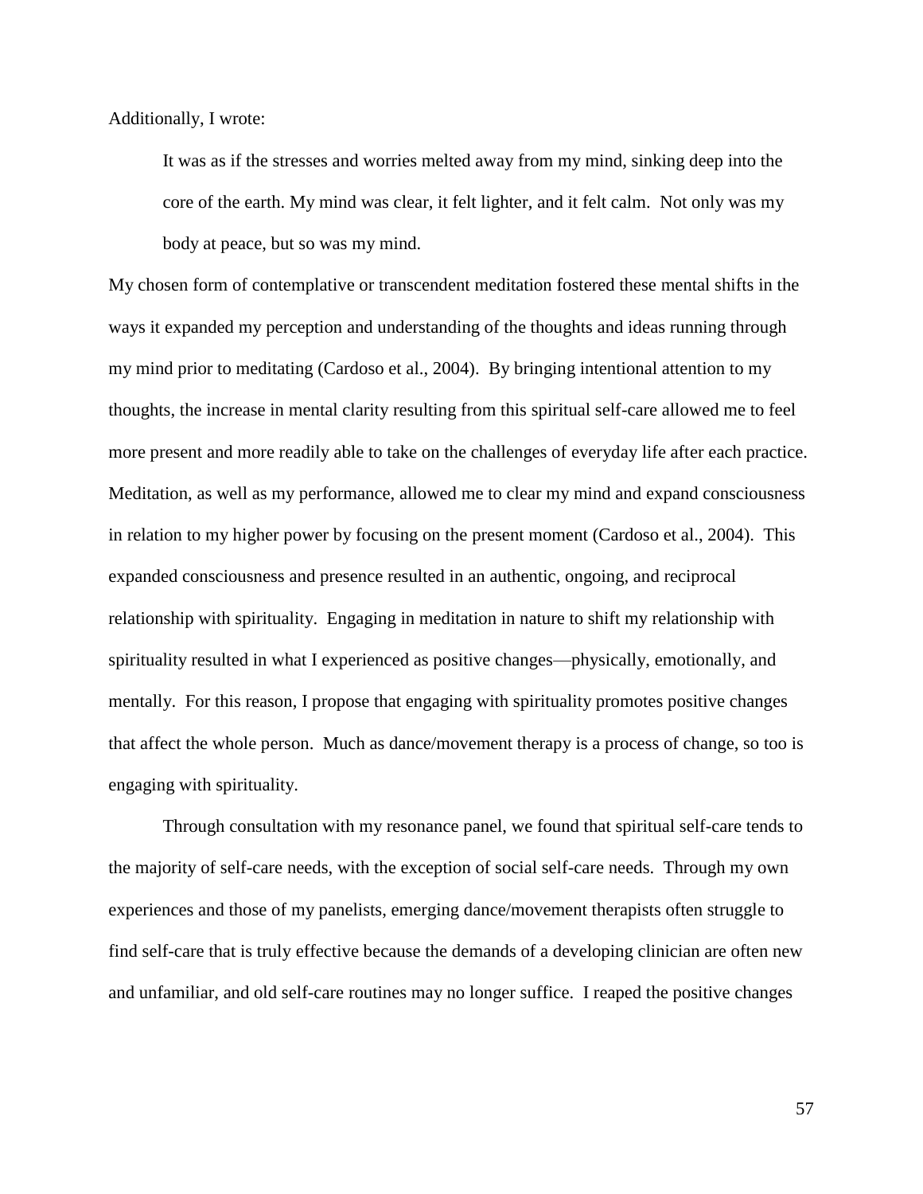Additionally, I wrote:

> It was as if the stresses and worries melted away from my mind, sinking deep into the core of the earth. My mind was clear, it felt lighter, and it felt calm. Not only was my body at peace, but so was my mind.

My chosen form of contemplative or transcendent meditation fostered these mental shifts in the ways it expanded my perception and understanding of the thoughts and ideas running through my mind prior to meditating (Cardoso et al., 2004). By bringing intentional attention to my thoughts, the increase in mental clarity resulting from this spiritual self-care allowed me to feel more present and more readily able to take on the challenges of everyday life after each practice. Meditation, as well as my performance, allowed me to clear my mind and expand consciousness in relation to my higher power by focusing on the present moment (Cardoso et al., 2004). This expanded consciousness and presence resulted in an authentic, ongoing, and reciprocal relationship with spirituality. Engaging in meditation in nature to shift my relationship with spirituality resulted in what I experienced as positive changes—physically, emotionally, and mentally. For this reason, I propose that engaging with spirituality promotes positive changes that affect the whole person. Much as dance/movement therapy is a process of change, so too is engaging with spirituality.

Through consultation with my resonance panel, we found that spiritual self-care tends to the majority of self-care needs, with the exception of social self-care needs. Through my own experiences and those of my panelists, emerging dance/movement therapists often struggle to find self-care that is truly effective because the demands of a developing clinician are often new and unfamiliar, and old self-care routines may no longer suffice. I reaped the positive changes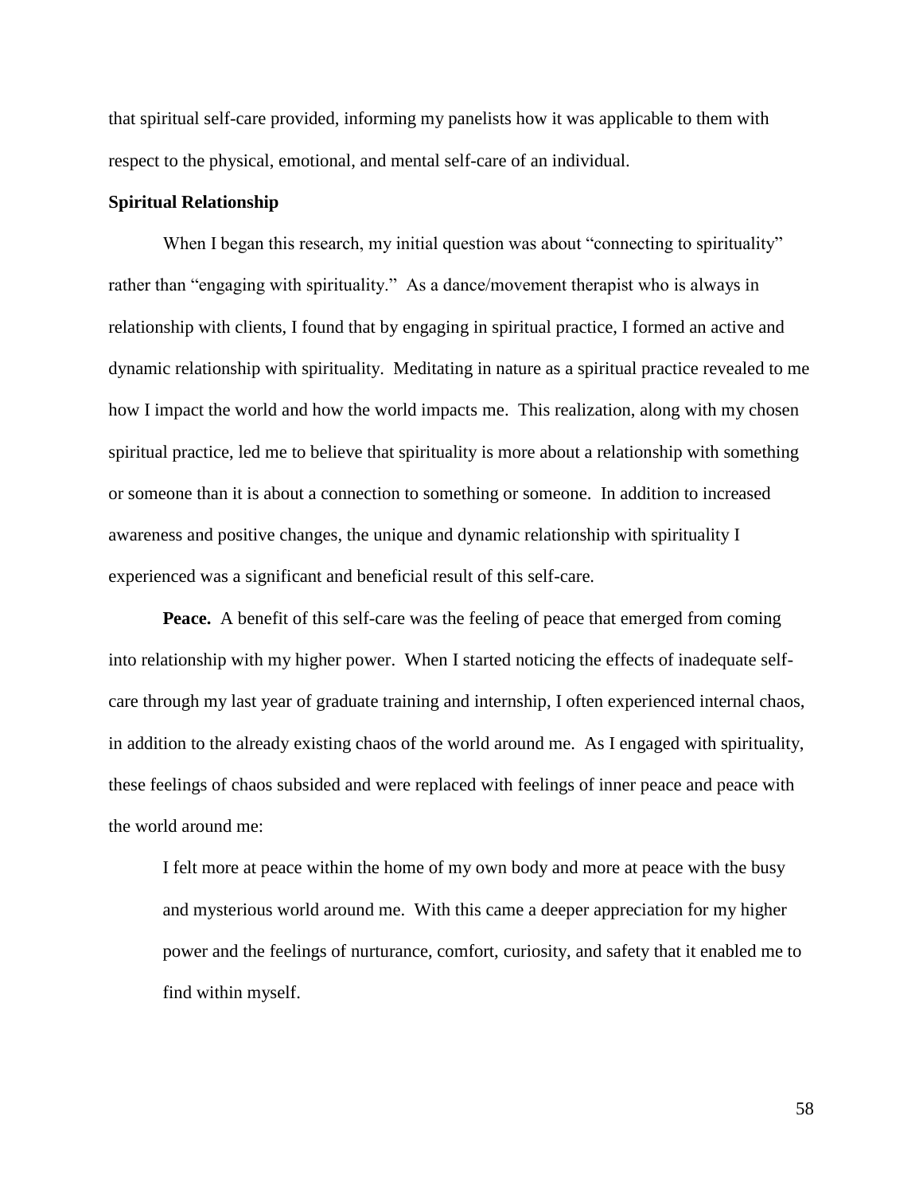that spiritual self-care provided, informing my panelists how it was applicable to them with respect to the physical, emotional, and mental self-care of an individual.

### Spiritual Relationship

When I began this research, my initial question was about "connecting to spirituality" rather than "engaging with spirituality." As a dance/movement therapist who is always in relationship with clients, I found that by engaging in spiritual practice, I formed an active and dynamic relationship with spirituality. Meditating in nature as a spiritual practice revealed to me how I impact the world and how the world impacts me. This realization, along with my chosen spiritual practice, led me to believe that spirituality is more about a relationship with something or someone than it is about a connection to something or someone. In addition to increased awareness and positive changes, the unique and dynamic relationship with spirituality I experienced was a significant and beneficial result of this self-care.

**Peace.** A benefit of this self-care was the feeling of peace that emerged from coming into relationship with my higher power. When I started noticing the effects of inadequate self-care through my last year of graduate training and internship, I often experienced internal chaos, in addition to the already existing chaos of the world around me. As I engaged with spirituality, these feelings of chaos subsided and were replaced with feelings of inner peace and peace with the world around me:

> I felt more at peace within the home of my own body and more at peace with the busy and mysterious world around me. With this came a deeper appreciation for my higher power and the feelings of nurturance, comfort, curiosity, and safety that it enabled me to find within myself.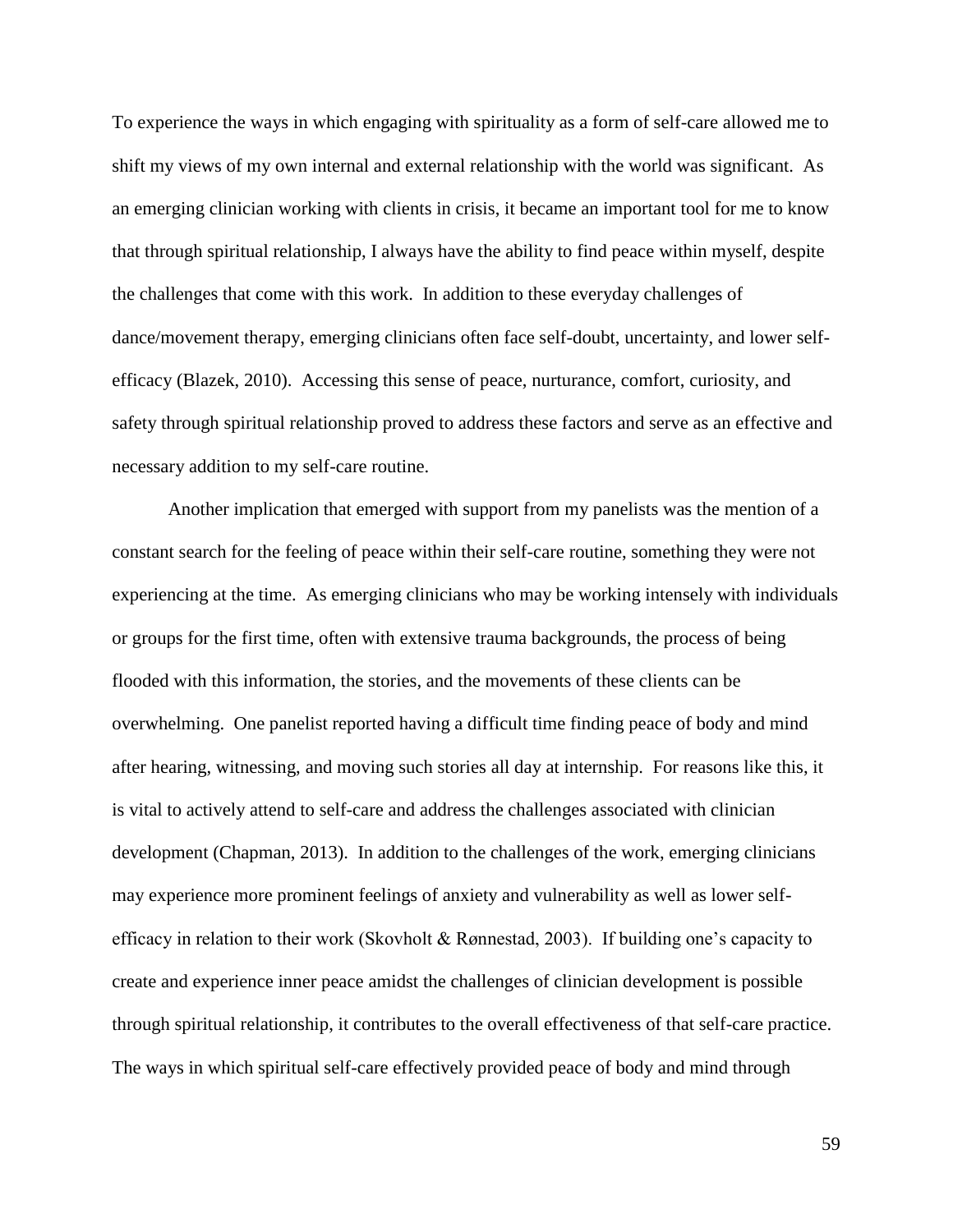To experience the ways in which engaging with spirituality as a form of self-care allowed me to shift my views of my own internal and external relationship with the world was significant. As an emerging clinician working with clients in crisis, it became an important tool for me to know that through spiritual relationship, I always have the ability to find peace within myself, despite the challenges that come with this work. In addition to these everyday challenges of dance/movement therapy, emerging clinicians often face self-doubt, uncertainty, and lower self-efficacy (Blazek, 2010). Accessing this sense of peace, nurturance, comfort, curiosity, and safety through spiritual relationship proved to address these factors and serve as an effective and necessary addition to my self-care routine.

Another implication that emerged with support from my panelists was the mention of a constant search for the feeling of peace within their self-care routine, something they were not experiencing at the time. As emerging clinicians who may be working intensely with individuals or groups for the first time, often with extensive trauma backgrounds, the process of being flooded with this information, the stories, and the movements of these clients can be overwhelming. One panelist reported having a difficult time finding peace of body and mind after hearing, witnessing, and moving such stories all day at internship. For reasons like this, it is vital to actively attend to self-care and address the challenges associated with clinician development (Chapman, 2013). In addition to the challenges of the work, emerging clinicians may experience more prominent feelings of anxiety and vulnerability as well as lower self-efficacy in relation to their work (Skovholt & Rønnestad, 2003). If building one's capacity to create and experience inner peace amidst the challenges of clinician development is possible through spiritual relationship, it contributes to the overall effectiveness of that self-care practice. The ways in which spiritual self-care effectively provided peace of body and mind through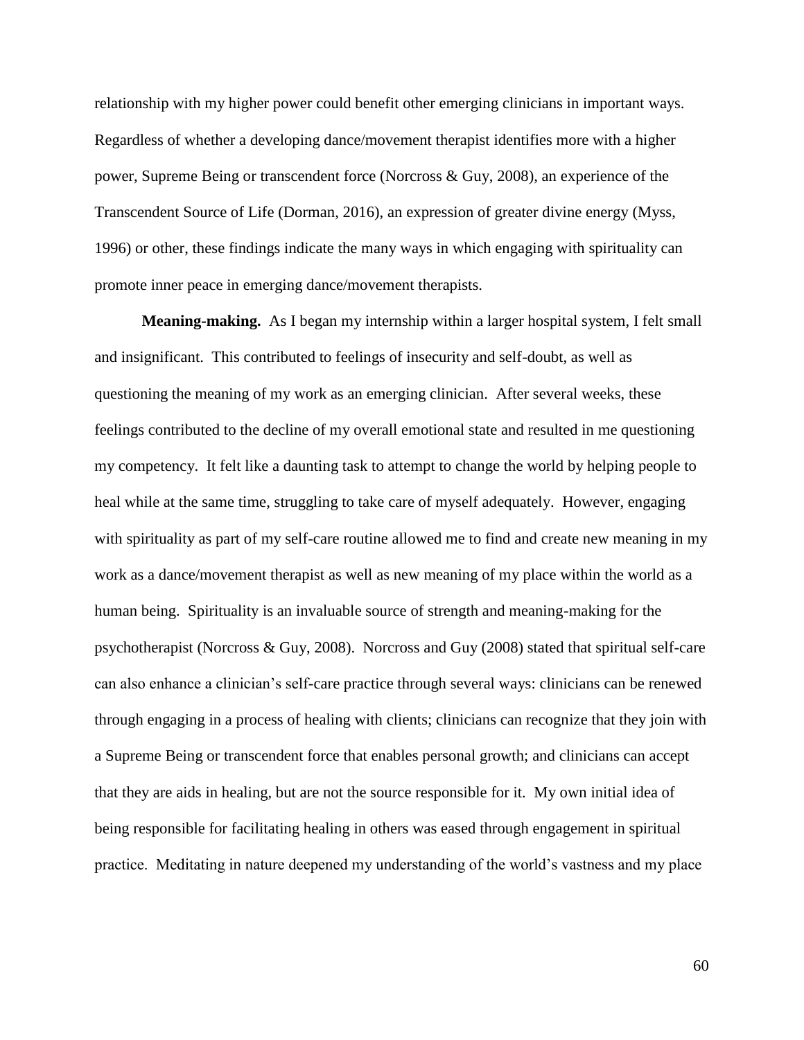relationship with my higher power could benefit other emerging clinicians in important ways. Regardless of whether a developing dance/movement therapist identifies more with a higher power, Supreme Being or transcendent force (Norcross & Guy, 2008), an experience of the Transcendent Source of Life (Dorman, 2016), an expression of greater divine energy (Myss, 1996) or other, these findings indicate the many ways in which engaging with spirituality can promote inner peace in emerging dance/movement therapists.

**Meaning-making.** As I began my internship within a larger hospital system, I felt small and insignificant. This contributed to feelings of insecurity and self-doubt, as well as questioning the meaning of my work as an emerging clinician. After several weeks, these feelings contributed to the decline of my overall emotional state and resulted in me questioning my competency. It felt like a daunting task to attempt to change the world by helping people to heal while at the same time, struggling to take care of myself adequately. However, engaging with spirituality as part of my self-care routine allowed me to find and create new meaning in my work as a dance/movement therapist as well as new meaning of my place within the world as a human being. Spirituality is an invaluable source of strength and meaning-making for the psychotherapist (Norcross & Guy, 2008). Norcross and Guy (2008) stated that spiritual self-care can also enhance a clinician's self-care practice through several ways: clinicians can be renewed through engaging in a process of healing with clients; clinicians can recognize that they join with a Supreme Being or transcendent force that enables personal growth; and clinicians can accept that they are aids in healing, but are not the source responsible for it. My own initial idea of being responsible for facilitating healing in others was eased through engagement in spiritual practice. Meditating in nature deepened my understanding of the world's vastness and my place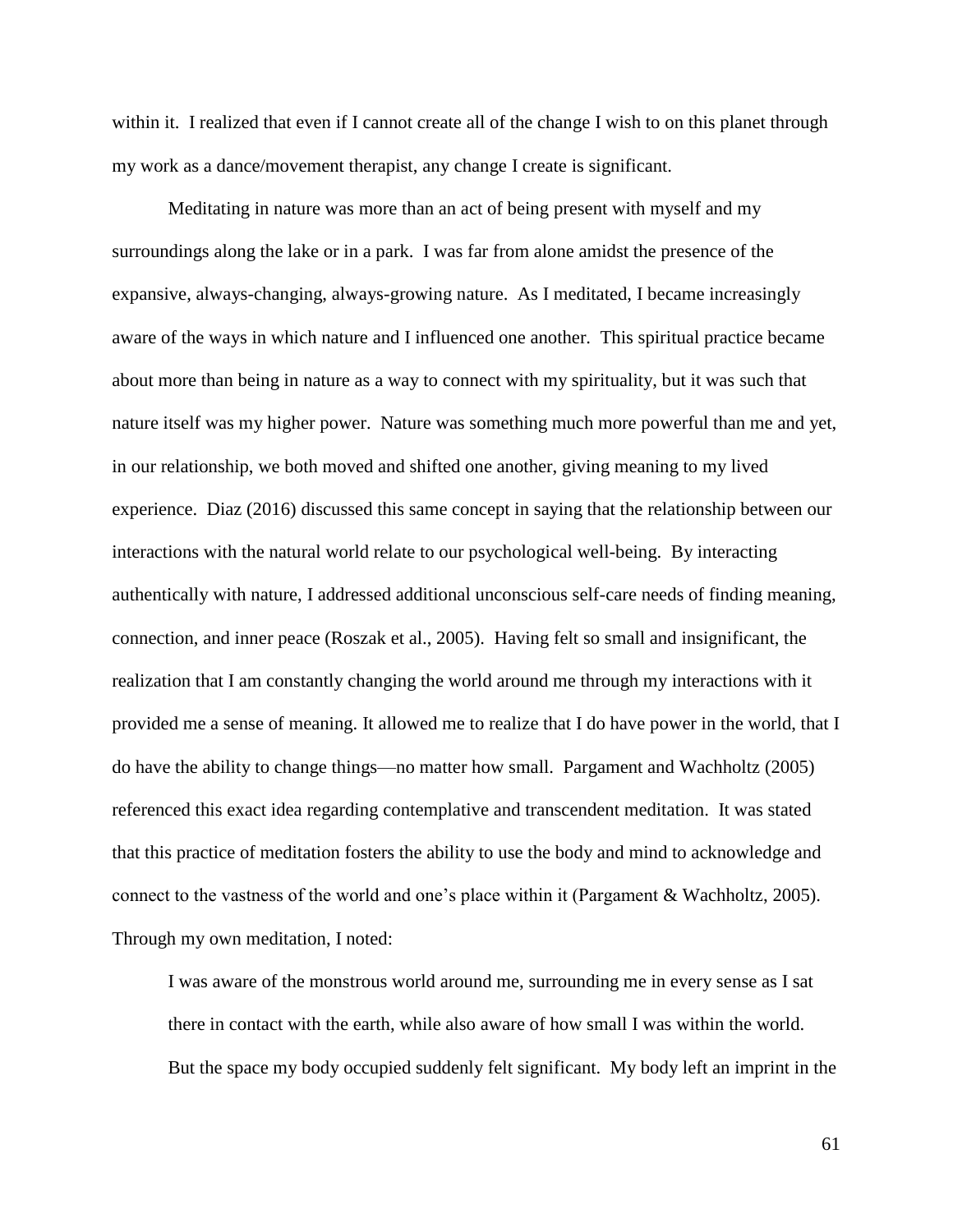within it. I realized that even if I cannot create all of the change I wish to on this planet through my work as a dance/movement therapist, any change I create is significant.

Meditating in nature was more than an act of being present with myself and my surroundings along the lake or in a park. I was far from alone amidst the presence of the expansive, always-changing, always-growing nature. As I meditated, I became increasingly aware of the ways in which nature and I influenced one another. This spiritual practice became about more than being in nature as a way to connect with my spirituality, but it was such that nature itself was my higher power. Nature was something much more powerful than me and yet, in our relationship, we both moved and shifted one another, giving meaning to my lived experience. Diaz (2016) discussed this same concept in saying that the relationship between our interactions with the natural world relate to our psychological well-being. By interacting authentically with nature, I addressed additional unconscious self-care needs of finding meaning, connection, and inner peace (Roszak et al., 2005). Having felt so small and insignificant, the realization that I am constantly changing the world around me through my interactions with it provided me a sense of meaning. It allowed me to realize that I do have power in the world, that I do have the ability to change things—no matter how small. Pargament and Wachholtz (2005) referenced this exact idea regarding contemplative and transcendent meditation. It was stated that this practice of meditation fosters the ability to use the body and mind to acknowledge and connect to the vastness of the world and one's place within it (Pargament & Wachholtz, 2005). Through my own meditation, I noted:

> I was aware of the monstrous world around me, surrounding me in every sense as I sat there in contact with the earth, while also aware of how small I was within the world. But the space my body occupied suddenly felt significant. My body left an imprint in the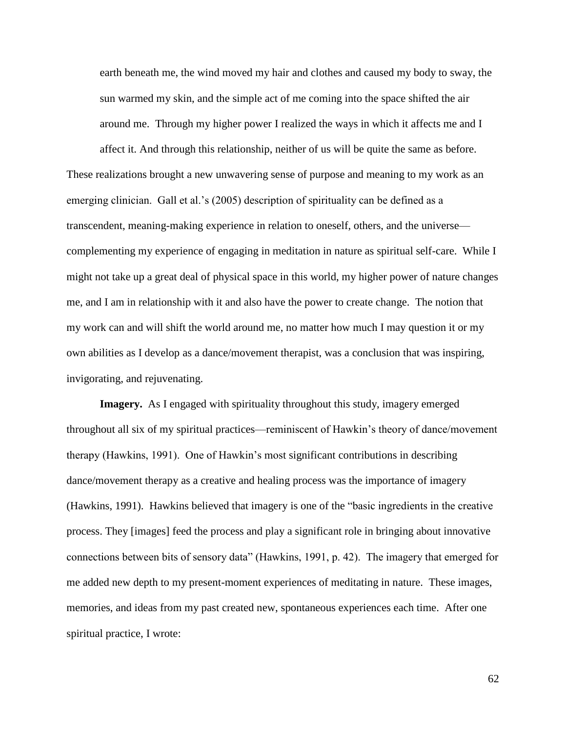> earth beneath me, the wind moved my hair and clothes and caused my body to sway, the sun warmed my skin, and the simple act of me coming into the space shifted the air around me. Through my higher power I realized the ways in which it affects me and I affect it. And through this relationship, neither of us will be quite the same as before.

These realizations brought a new unwavering sense of purpose and meaning to my work as an emerging clinician. Gall et al.'s (2005) description of spirituality can be defined as a transcendent, meaning-making experience in relation to oneself, others, and the universe—complementing my experience of engaging in meditation in nature as spiritual self-care. While I might not take up a great deal of physical space in this world, my higher power of nature changes me, and I am in relationship with it and also have the power to create change. The notion that my work can and will shift the world around me, no matter how much I may question it or my own abilities as I develop as a dance/movement therapist, was a conclusion that was inspiring, invigorating, and rejuvenating.

**Imagery.** As I engaged with spirituality throughout this study, imagery emerged throughout all six of my spiritual practices—reminiscent of Hawkin's theory of dance/movement therapy (Hawkins, 1991). One of Hawkin's most significant contributions in describing dance/movement therapy as a creative and healing process was the importance of imagery (Hawkins, 1991). Hawkins believed that imagery is one of the "basic ingredients in the creative process. They [images] feed the process and play a significant role in bringing about innovative connections between bits of sensory data" (Hawkins, 1991, p. 42). The imagery that emerged for me added new depth to my present-moment experiences of meditating in nature. These images, memories, and ideas from my past created new, spontaneous experiences each time. After one spiritual practice, I wrote: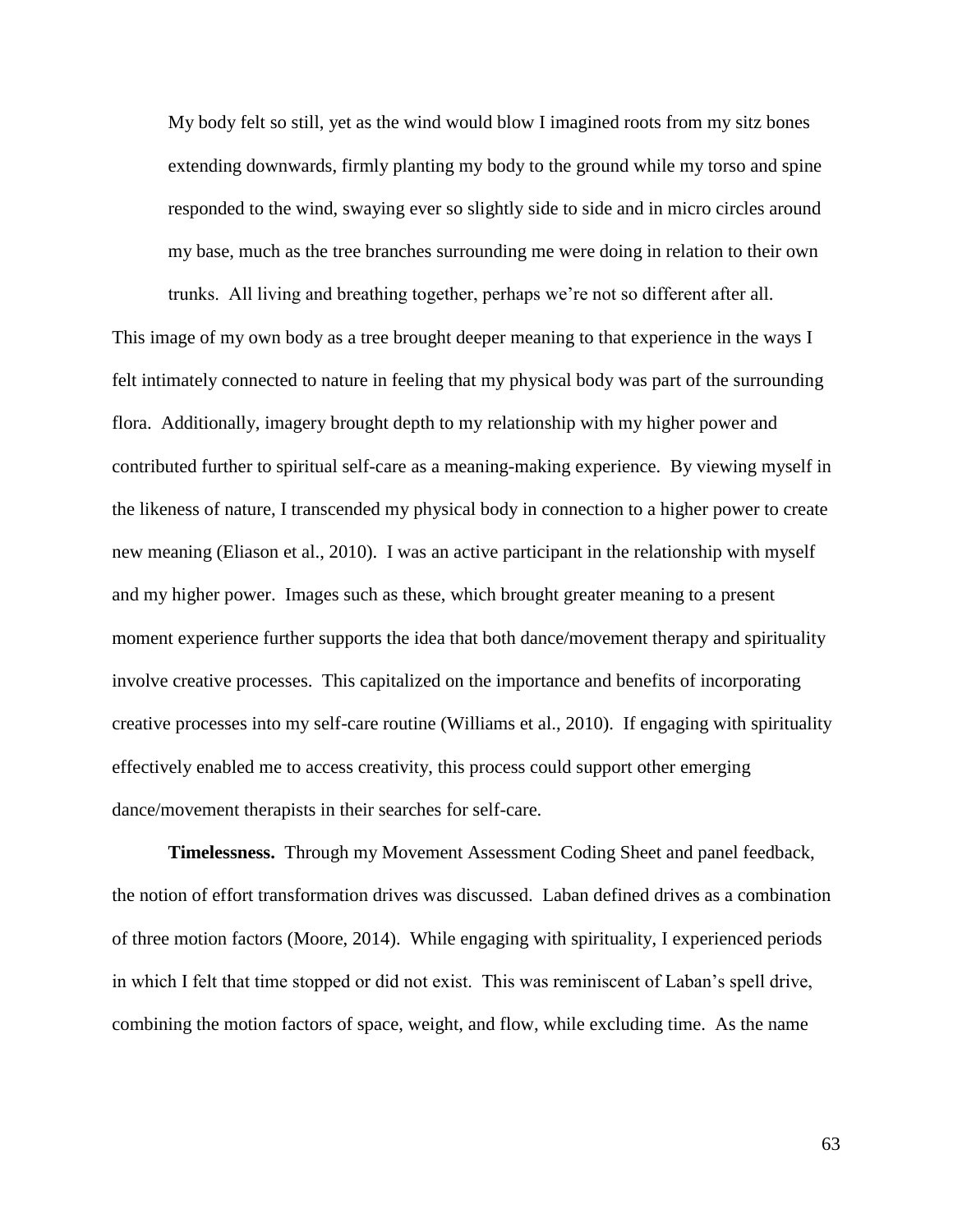> My body felt so still, yet as the wind would blow I imagined roots from my sitz bones extending downwards, firmly planting my body to the ground while my torso and spine responded to the wind, swaying ever so slightly side to side and in micro circles around my base, much as the tree branches surrounding me were doing in relation to their own trunks. All living and breathing together, perhaps we're not so different after all.

This image of my own body as a tree brought deeper meaning to that experience in the ways I felt intimately connected to nature in feeling that my physical body was part of the surrounding flora. Additionally, imagery brought depth to my relationship with my higher power and contributed further to spiritual self-care as a meaning-making experience. By viewing myself in the likeness of nature, I transcended my physical body in connection to a higher power to create new meaning (Eliason et al., 2010). I was an active participant in the relationship with myself and my higher power. Images such as these, which brought greater meaning to a present moment experience further supports the idea that both dance/movement therapy and spirituality involve creative processes. This capitalized on the importance and benefits of incorporating creative processes into my self-care routine (Williams et al., 2010). If engaging with spirituality effectively enabled me to access creativity, this process could support other emerging dance/movement therapists in their searches for self-care.

**Timelessness.** Through my Movement Assessment Coding Sheet and panel feedback, the notion of effort transformation drives was discussed. Laban defined drives as a combination of three motion factors (Moore, 2014). While engaging with spirituality, I experienced periods in which I felt that time stopped or did not exist. This was reminiscent of Laban's spell drive, combining the motion factors of space, weight, and flow, while excluding time. As the name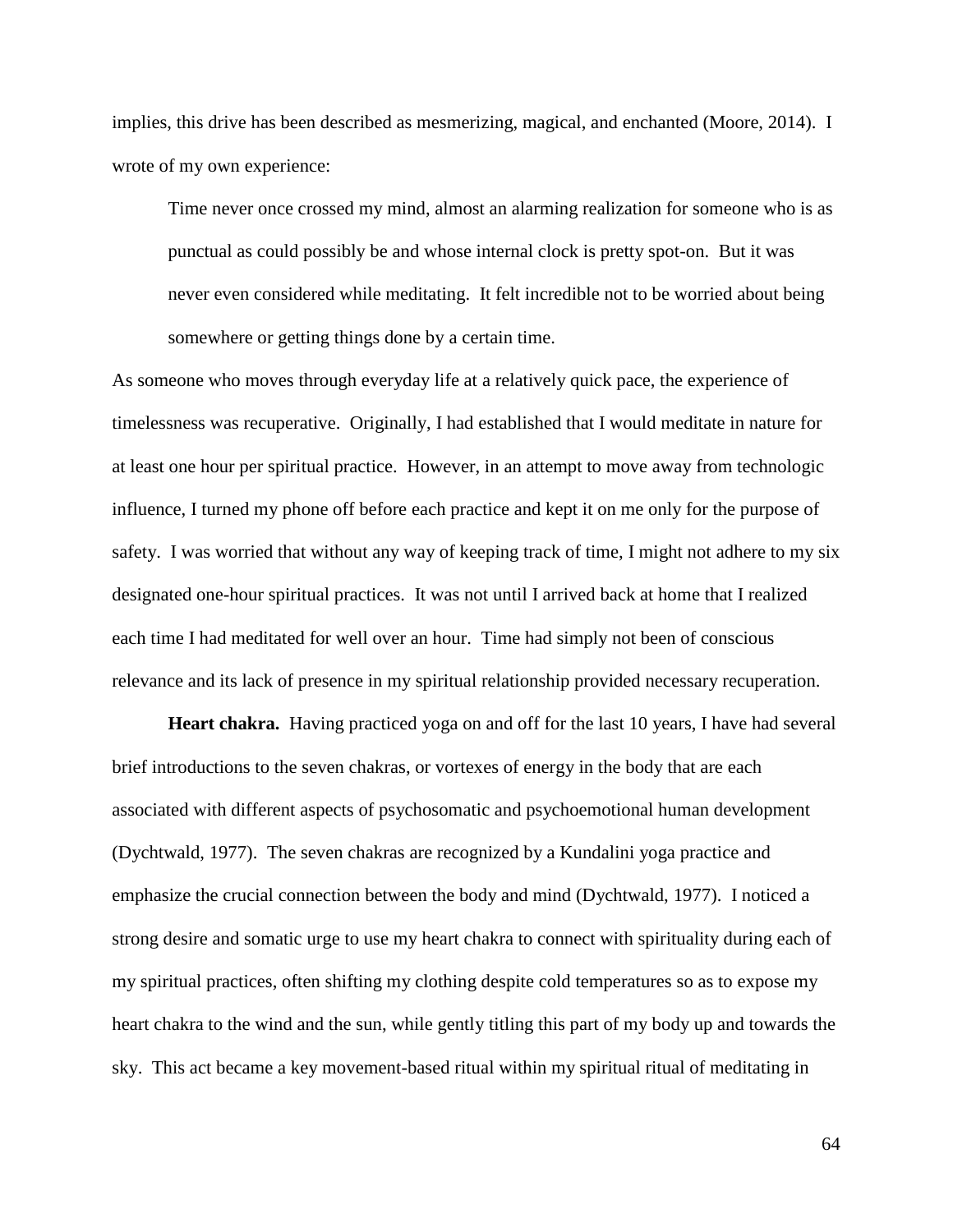implies, this drive has been described as mesmerizing, magical, and enchanted (Moore, 2014). I wrote of my own experience:

> Time never once crossed my mind, almost an alarming realization for someone who is as punctual as could possibly be and whose internal clock is pretty spot-on. But it was never even considered while meditating. It felt incredible not to be worried about being somewhere or getting things done by a certain time.

As someone who moves through everyday life at a relatively quick pace, the experience of timelessness was recuperative. Originally, I had established that I would meditate in nature for at least one hour per spiritual practice. However, in an attempt to move away from technologic influence, I turned my phone off before each practice and kept it on me only for the purpose of safety. I was worried that without any way of keeping track of time, I might not adhere to my six designated one-hour spiritual practices. It was not until I arrived back at home that I realized each time I had meditated for well over an hour. Time had simply not been of conscious relevance and its lack of presence in my spiritual relationship provided necessary recuperation.

**Heart chakra.** Having practiced yoga on and off for the last 10 years, I have had several brief introductions to the seven chakras, or vortexes of energy in the body that are each associated with different aspects of psychosomatic and psychoemotional human development (Dychtwald, 1977). The seven chakras are recognized by a Kundalini yoga practice and emphasize the crucial connection between the body and mind (Dychtwald, 1977). I noticed a strong desire and somatic urge to use my heart chakra to connect with spirituality during each of my spiritual practices, often shifting my clothing despite cold temperatures so as to expose my heart chakra to the wind and the sun, while gently titling this part of my body up and towards the sky. This act became a key movement-based ritual within my spiritual ritual of meditating in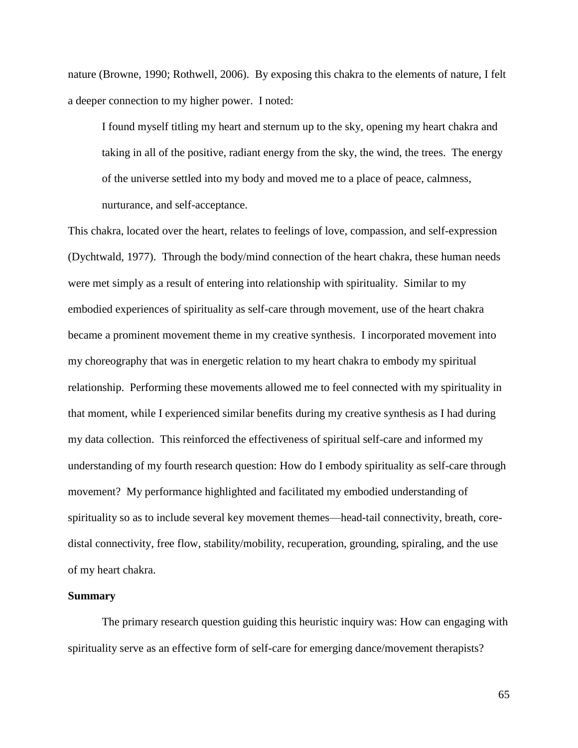nature (Browne, 1990; Rothwell, 2006). By exposing this chakra to the elements of nature, I felt a deeper connection to my higher power. I noted:

> I found myself titling my heart and sternum up to the sky, opening my heart chakra and taking in all of the positive, radiant energy from the sky, the wind, the trees. The energy of the universe settled into my body and moved me to a place of peace, calmness, nurturance, and self-acceptance.

This chakra, located over the heart, relates to feelings of love, compassion, and self-expression (Dychtwald, 1977). Through the body/mind connection of the heart chakra, these human needs were met simply as a result of entering into relationship with spirituality. Similar to my embodied experiences of spirituality as self-care through movement, use of the heart chakra became a prominent movement theme in my creative synthesis. I incorporated movement into my choreography that was in energetic relation to my heart chakra to embody my spiritual relationship. Performing these movements allowed me to feel connected with my spirituality in that moment, while I experienced similar benefits during my creative synthesis as I had during my data collection. This reinforced the effectiveness of spiritual self-care and informed my understanding of my fourth research question: How do I embody spirituality as self-care through movement? My performance highlighted and facilitated my embodied understanding of spirituality so as to include several key movement themes—head-tail connectivity, breath, core-distal connectivity, free flow, stability/mobility, recuperation, grounding, spiraling, and the use of my heart chakra.

**Summary**

The primary research question guiding this heuristic inquiry was: How can engaging with spirituality serve as an effective form of self-care for emerging dance/movement therapists?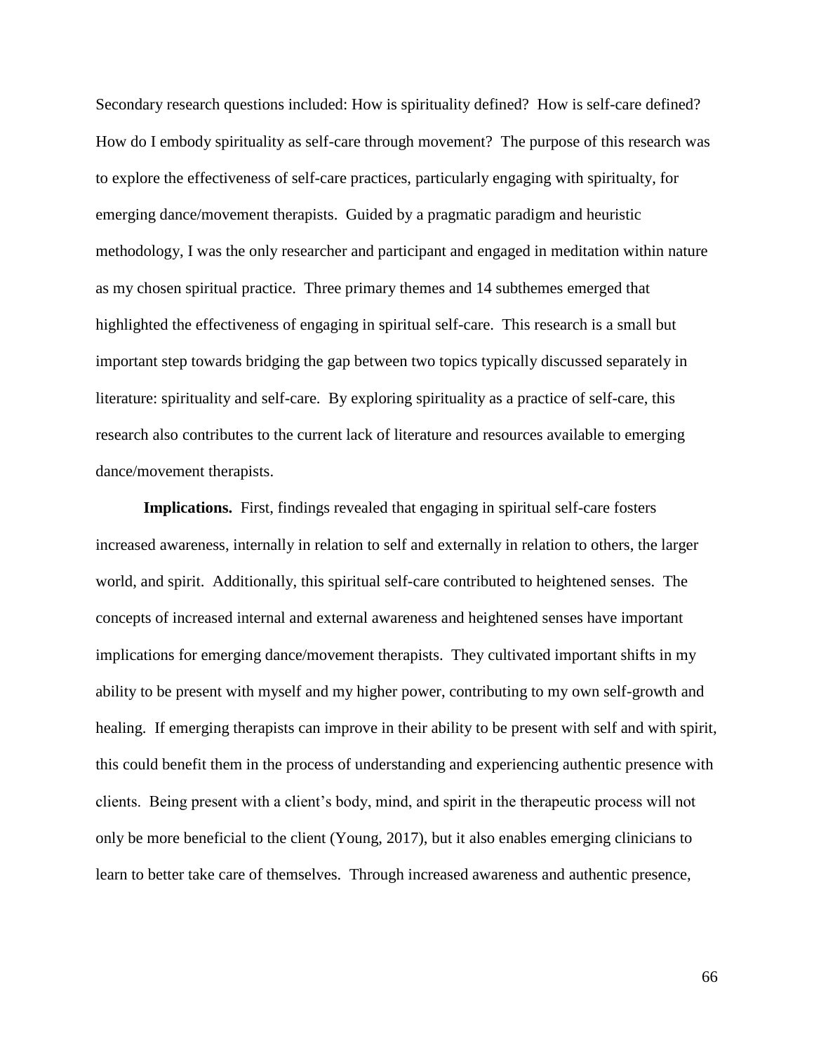Secondary research questions included: How is spirituality defined? How is self-care defined? How do I embody spirituality as self-care through movement? The purpose of this research was to explore the effectiveness of self-care practices, particularly engaging with spiritualty, for emerging dance/movement therapists. Guided by a pragmatic paradigm and heuristic methodology, I was the only researcher and participant and engaged in meditation within nature as my chosen spiritual practice. Three primary themes and 14 subthemes emerged that highlighted the effectiveness of engaging in spiritual self-care. This research is a small but important step towards bridging the gap between two topics typically discussed separately in literature: spirituality and self-care. By exploring spirituality as a practice of self-care, this research also contributes to the current lack of literature and resources available to emerging dance/movement therapists.

**Implications.** First, findings revealed that engaging in spiritual self-care fosters increased awareness, internally in relation to self and externally in relation to others, the larger world, and spirit. Additionally, this spiritual self-care contributed to heightened senses. The concepts of increased internal and external awareness and heightened senses have important implications for emerging dance/movement therapists. They cultivated important shifts in my ability to be present with myself and my higher power, contributing to my own self-growth and healing. If emerging therapists can improve in their ability to be present with self and with spirit, this could benefit them in the process of understanding and experiencing authentic presence with clients. Being present with a client's body, mind, and spirit in the therapeutic process will not only be more beneficial to the client (Young, 2017), but it also enables emerging clinicians to learn to better take care of themselves. Through increased awareness and authentic presence,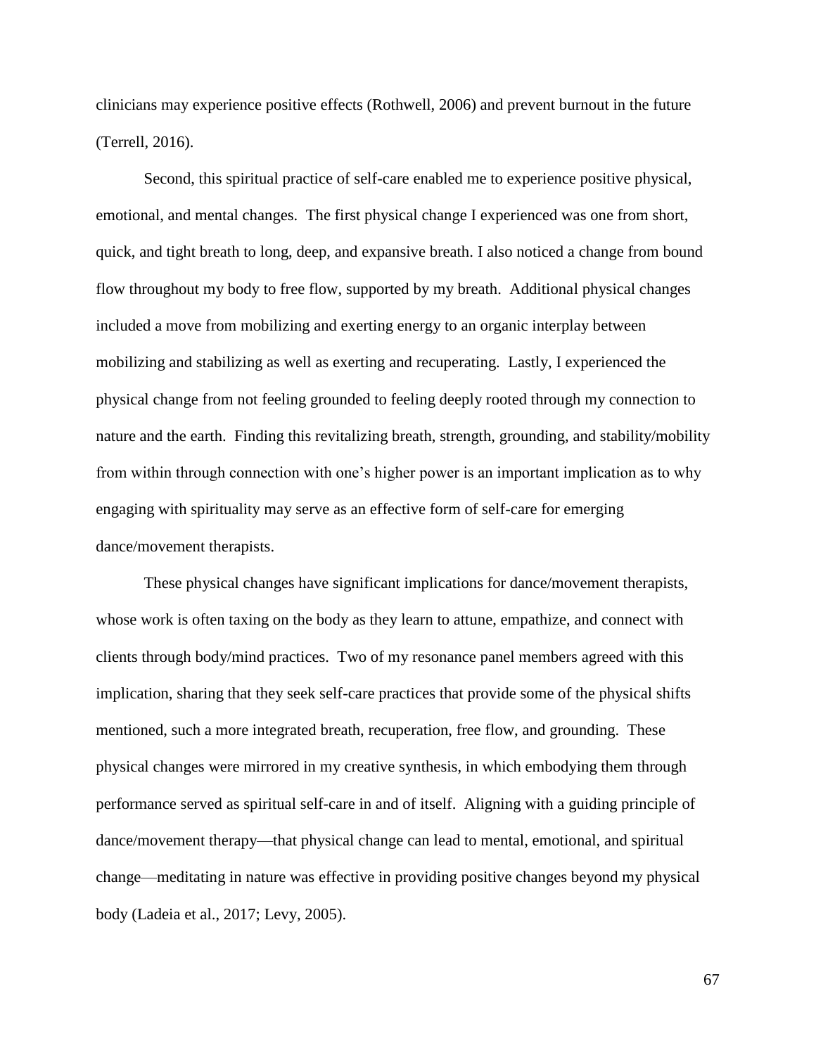clinicians may experience positive effects (Rothwell, 2006) and prevent burnout in the future (Terrell, 2016).

Second, this spiritual practice of self-care enabled me to experience positive physical, emotional, and mental changes. The first physical change I experienced was one from short, quick, and tight breath to long, deep, and expansive breath. I also noticed a change from bound flow throughout my body to free flow, supported by my breath. Additional physical changes included a move from mobilizing and exerting energy to an organic interplay between mobilizing and stabilizing as well as exerting and recuperating. Lastly, I experienced the physical change from not feeling grounded to feeling deeply rooted through my connection to nature and the earth. Finding this revitalizing breath, strength, grounding, and stability/mobility from within through connection with one's higher power is an important implication as to why engaging with spirituality may serve as an effective form of self-care for emerging dance/movement therapists.

These physical changes have significant implications for dance/movement therapists, whose work is often taxing on the body as they learn to attune, empathize, and connect with clients through body/mind practices. Two of my resonance panel members agreed with this implication, sharing that they seek self-care practices that provide some of the physical shifts mentioned, such a more integrated breath, recuperation, free flow, and grounding. These physical changes were mirrored in my creative synthesis, in which embodying them through performance served as spiritual self-care in and of itself. Aligning with a guiding principle of dance/movement therapy—that physical change can lead to mental, emotional, and spiritual change—meditating in nature was effective in providing positive changes beyond my physical body (Ladeia et al., 2017; Levy, 2005).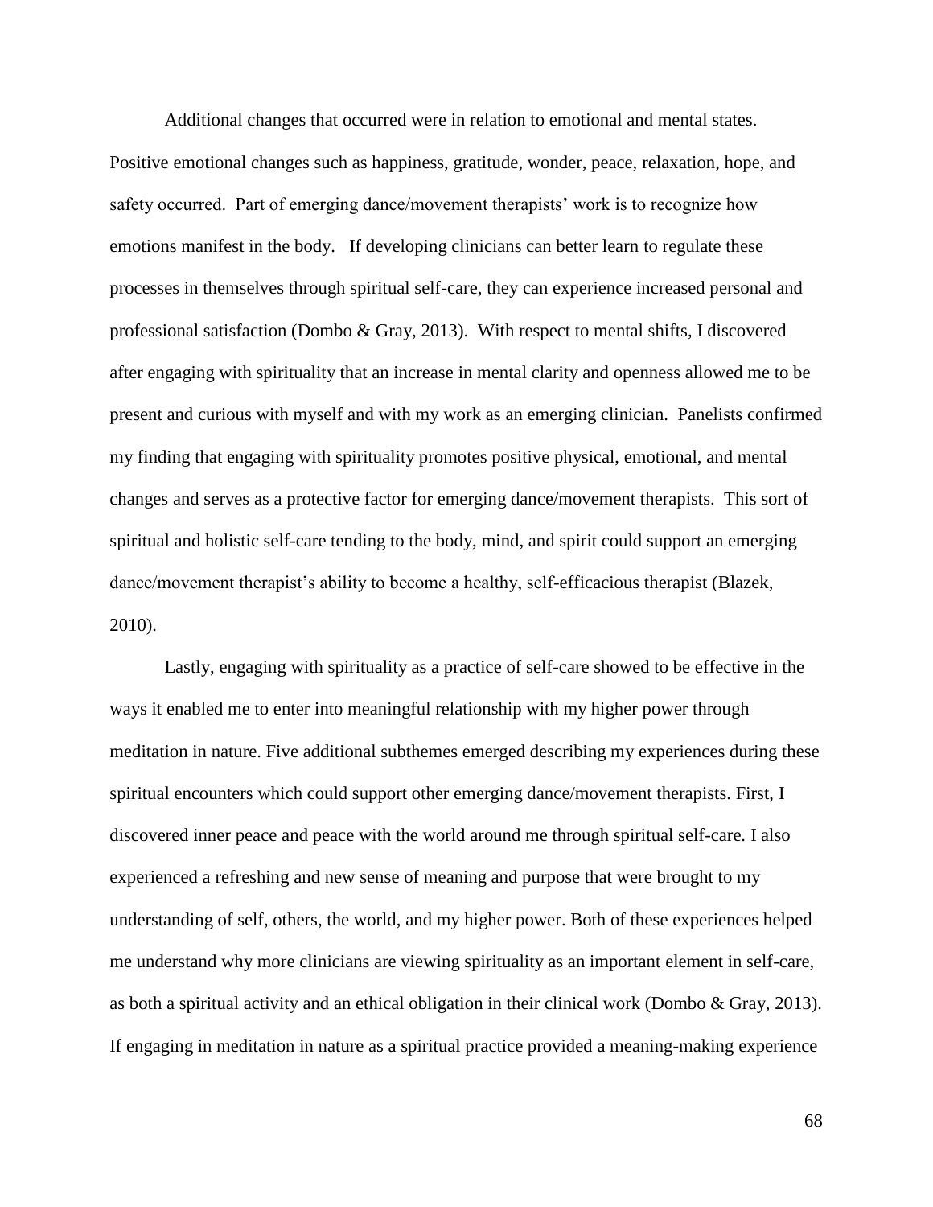Additional changes that occurred were in relation to emotional and mental states. Positive emotional changes such as happiness, gratitude, wonder, peace, relaxation, hope, and safety occurred. Part of emerging dance/movement therapists' work is to recognize how emotions manifest in the body. If developing clinicians can better learn to regulate these processes in themselves through spiritual self-care, they can experience increased personal and professional satisfaction (Dombo & Gray, 2013). With respect to mental shifts, I discovered after engaging with spirituality that an increase in mental clarity and openness allowed me to be present and curious with myself and with my work as an emerging clinician. Panelists confirmed my finding that engaging with spirituality promotes positive physical, emotional, and mental changes and serves as a protective factor for emerging dance/movement therapists. This sort of spiritual and holistic self-care tending to the body, mind, and spirit could support an emerging dance/movement therapist's ability to become a healthy, self-efficacious therapist (Blazek, 2010).

Lastly, engaging with spirituality as a practice of self-care showed to be effective in the ways it enabled me to enter into meaningful relationship with my higher power through meditation in nature. Five additional subthemes emerged describing my experiences during these spiritual encounters which could support other emerging dance/movement therapists. First, I discovered inner peace and peace with the world around me through spiritual self-care. I also experienced a refreshing and new sense of meaning and purpose that were brought to my understanding of self, others, the world, and my higher power. Both of these experiences helped me understand why more clinicians are viewing spirituality as an important element in self-care, as both a spiritual activity and an ethical obligation in their clinical work (Dombo & Gray, 2013). If engaging in meditation in nature as a spiritual practice provided a meaning-making experience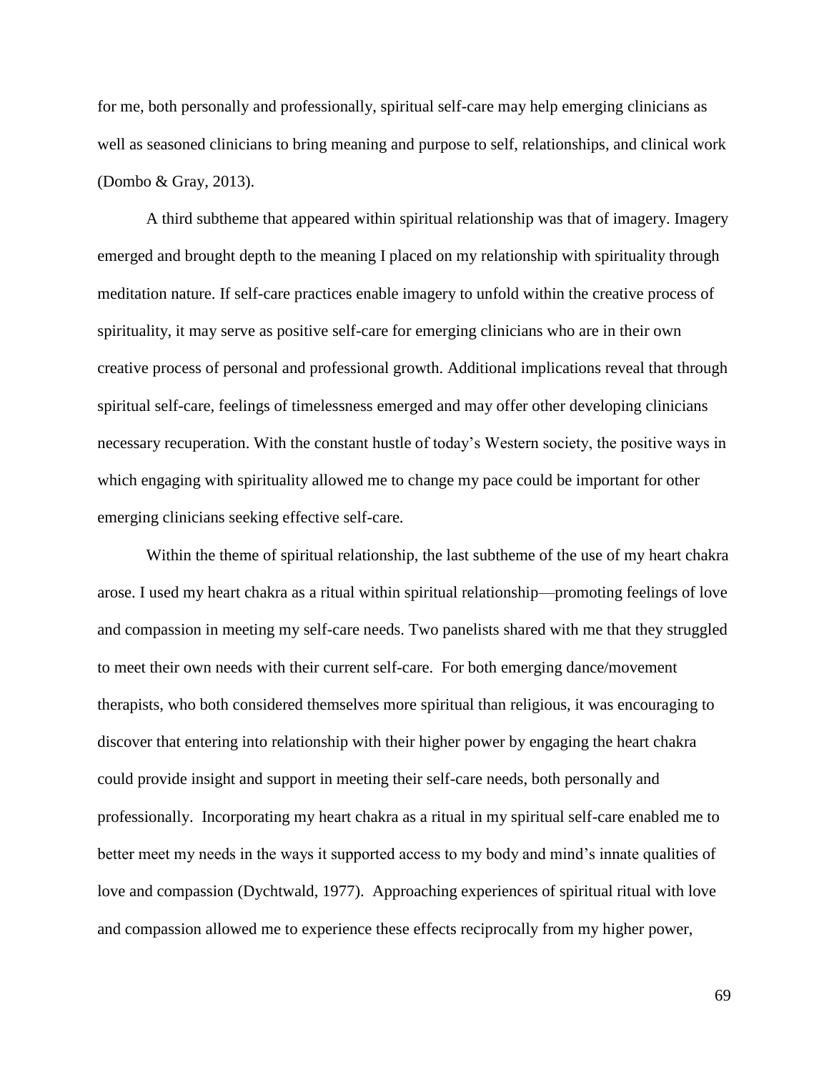for me, both personally and professionally, spiritual self-care may help emerging clinicians as well as seasoned clinicians to bring meaning and purpose to self, relationships, and clinical work (Dombo & Gray, 2013).

A third subtheme that appeared within spiritual relationship was that of imagery. Imagery emerged and brought depth to the meaning I placed on my relationship with spirituality through meditation nature. If self-care practices enable imagery to unfold within the creative process of spirituality, it may serve as positive self-care for emerging clinicians who are in their own creative process of personal and professional growth. Additional implications reveal that through spiritual self-care, feelings of timelessness emerged and may offer other developing clinicians necessary recuperation. With the constant hustle of today's Western society, the positive ways in which engaging with spirituality allowed me to change my pace could be important for other emerging clinicians seeking effective self-care.

Within the theme of spiritual relationship, the last subtheme of the use of my heart chakra arose. I used my heart chakra as a ritual within spiritual relationship—promoting feelings of love and compassion in meeting my self-care needs. Two panelists shared with me that they struggled to meet their own needs with their current self-care. For both emerging dance/movement therapists, who both considered themselves more spiritual than religious, it was encouraging to discover that entering into relationship with their higher power by engaging the heart chakra could provide insight and support in meeting their self-care needs, both personally and professionally. Incorporating my heart chakra as a ritual in my spiritual self-care enabled me to better meet my needs in the ways it supported access to my body and mind's innate qualities of love and compassion (Dychtwald, 1977). Approaching experiences of spiritual ritual with love and compassion allowed me to experience these effects reciprocally from my higher power,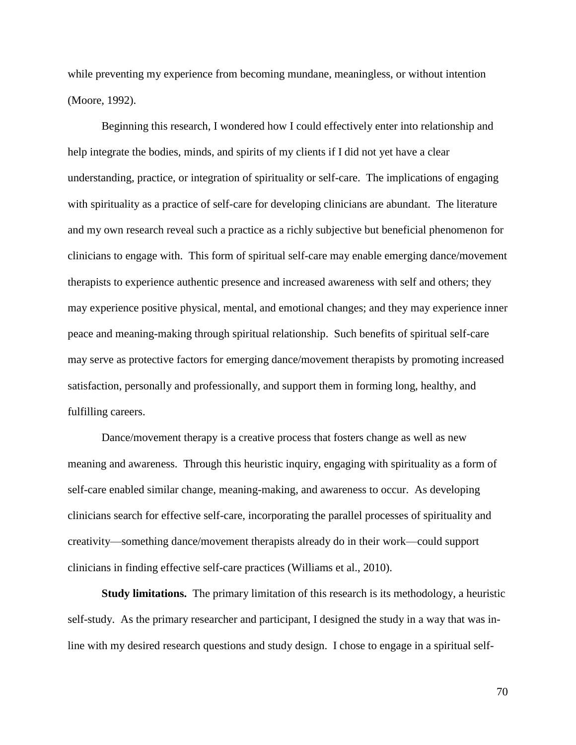while preventing my experience from becoming mundane, meaningless, or without intention (Moore, 1992).

Beginning this research, I wondered how I could effectively enter into relationship and help integrate the bodies, minds, and spirits of my clients if I did not yet have a clear understanding, practice, or integration of spirituality or self-care. The implications of engaging with spirituality as a practice of self-care for developing clinicians are abundant. The literature and my own research reveal such a practice as a richly subjective but beneficial phenomenon for clinicians to engage with. This form of spiritual self-care may enable emerging dance/movement therapists to experience authentic presence and increased awareness with self and others; they may experience positive physical, mental, and emotional changes; and they may experience inner peace and meaning-making through spiritual relationship. Such benefits of spiritual self-care may serve as protective factors for emerging dance/movement therapists by promoting increased satisfaction, personally and professionally, and support them in forming long, healthy, and fulfilling careers.

Dance/movement therapy is a creative process that fosters change as well as new meaning and awareness. Through this heuristic inquiry, engaging with spirituality as a form of self-care enabled similar change, meaning-making, and awareness to occur. As developing clinicians search for effective self-care, incorporating the parallel processes of spirituality and creativity—something dance/movement therapists already do in their work—could support clinicians in finding effective self-care practices (Williams et al., 2010).

**Study limitations.** The primary limitation of this research is its methodology, a heuristic self-study. As the primary researcher and participant, I designed the study in a way that was in-line with my desired research questions and study design. I chose to engage in a spiritual self-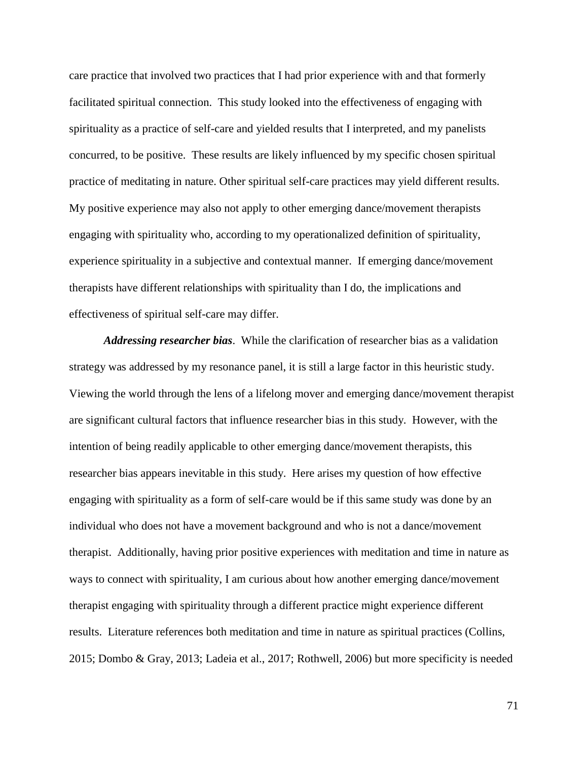care practice that involved two practices that I had prior experience with and that formerly facilitated spiritual connection. This study looked into the effectiveness of engaging with spirituality as a practice of self-care and yielded results that I interpreted, and my panelists concurred, to be positive. These results are likely influenced by my specific chosen spiritual practice of meditating in nature. Other spiritual self-care practices may yield different results. My positive experience may also not apply to other emerging dance/movement therapists engaging with spirituality who, according to my operationalized definition of spirituality, experience spirituality in a subjective and contextual manner. If emerging dance/movement therapists have different relationships with spirituality than I do, the implications and effectiveness of spiritual self-care may differ.

***Addressing researcher bias***. While the clarification of researcher bias as a validation strategy was addressed by my resonance panel, it is still a large factor in this heuristic study. Viewing the world through the lens of a lifelong mover and emerging dance/movement therapist are significant cultural factors that influence researcher bias in this study. However, with the intention of being readily applicable to other emerging dance/movement therapists, this researcher bias appears inevitable in this study. Here arises my question of how effective engaging with spirituality as a form of self-care would be if this same study was done by an individual who does not have a movement background and who is not a dance/movement therapist. Additionally, having prior positive experiences with meditation and time in nature as ways to connect with spirituality, I am curious about how another emerging dance/movement therapist engaging with spirituality through a different practice might experience different results. Literature references both meditation and time in nature as spiritual practices (Collins, 2015; Dombo & Gray, 2013; Ladeia et al., 2017; Rothwell, 2006) but more specificity is needed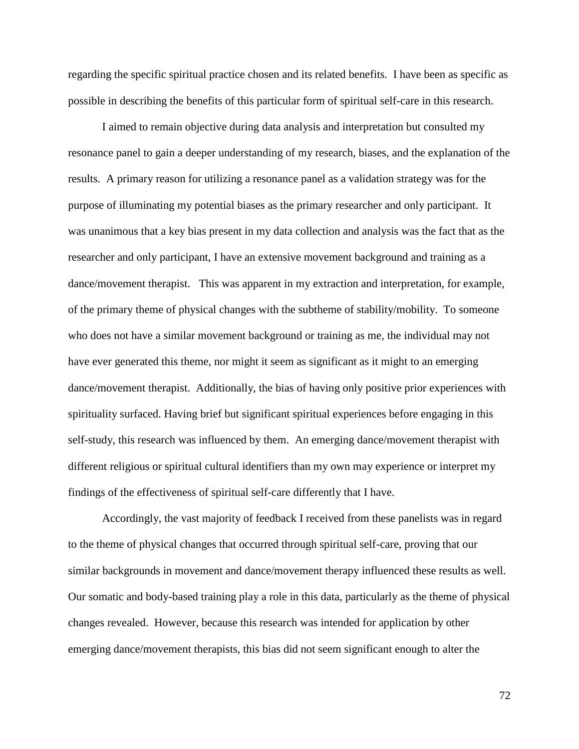regarding the specific spiritual practice chosen and its related benefits. I have been as specific as possible in describing the benefits of this particular form of spiritual self-care in this research.

I aimed to remain objective during data analysis and interpretation but consulted my resonance panel to gain a deeper understanding of my research, biases, and the explanation of the results. A primary reason for utilizing a resonance panel as a validation strategy was for the purpose of illuminating my potential biases as the primary researcher and only participant. It was unanimous that a key bias present in my data collection and analysis was the fact that as the researcher and only participant, I have an extensive movement background and training as a dance/movement therapist. This was apparent in my extraction and interpretation, for example, of the primary theme of physical changes with the subtheme of stability/mobility. To someone who does not have a similar movement background or training as me, the individual may not have ever generated this theme, nor might it seem as significant as it might to an emerging dance/movement therapist. Additionally, the bias of having only positive prior experiences with spirituality surfaced. Having brief but significant spiritual experiences before engaging in this self-study, this research was influenced by them. An emerging dance/movement therapist with different religious or spiritual cultural identifiers than my own may experience or interpret my findings of the effectiveness of spiritual self-care differently that I have.

Accordingly, the vast majority of feedback I received from these panelists was in regard to the theme of physical changes that occurred through spiritual self-care, proving that our similar backgrounds in movement and dance/movement therapy influenced these results as well. Our somatic and body-based training play a role in this data, particularly as the theme of physical changes revealed. However, because this research was intended for application by other emerging dance/movement therapists, this bias did not seem significant enough to alter the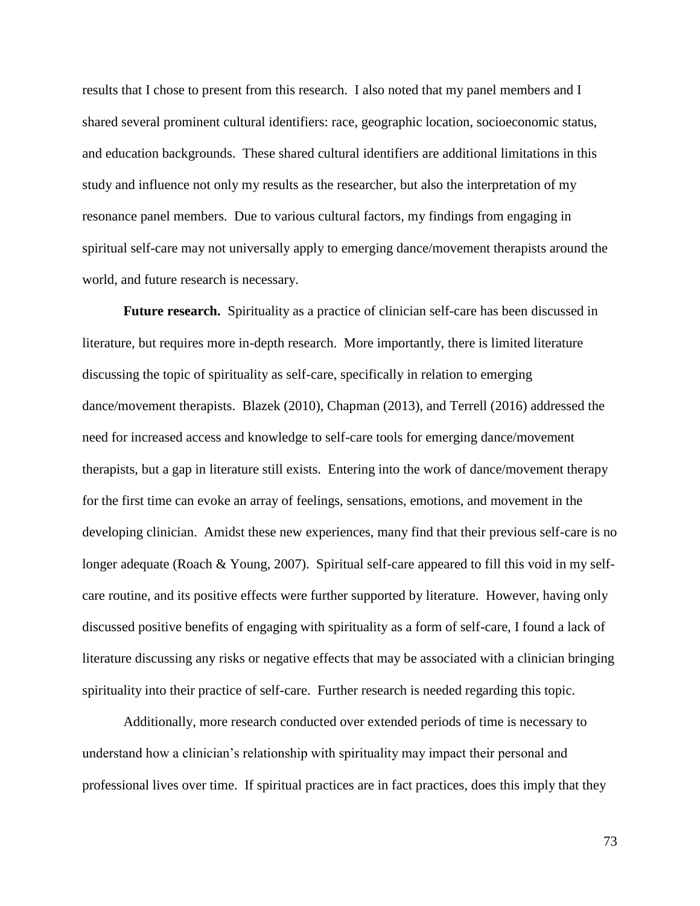results that I chose to present from this research. I also noted that my panel members and I shared several prominent cultural identifiers: race, geographic location, socioeconomic status, and education backgrounds. These shared cultural identifiers are additional limitations in this study and influence not only my results as the researcher, but also the interpretation of my resonance panel members. Due to various cultural factors, my findings from engaging in spiritual self-care may not universally apply to emerging dance/movement therapists around the world, and future research is necessary.

**Future research.** Spirituality as a practice of clinician self-care has been discussed in literature, but requires more in-depth research. More importantly, there is limited literature discussing the topic of spirituality as self-care, specifically in relation to emerging dance/movement therapists. Blazek (2010), Chapman (2013), and Terrell (2016) addressed the need for increased access and knowledge to self-care tools for emerging dance/movement therapists, but a gap in literature still exists. Entering into the work of dance/movement therapy for the first time can evoke an array of feelings, sensations, emotions, and movement in the developing clinician. Amidst these new experiences, many find that their previous self-care is no longer adequate (Roach & Young, 2007). Spiritual self-care appeared to fill this void in my self-care routine, and its positive effects were further supported by literature. However, having only discussed positive benefits of engaging with spirituality as a form of self-care, I found a lack of literature discussing any risks or negative effects that may be associated with a clinician bringing spirituality into their practice of self-care. Further research is needed regarding this topic.

Additionally, more research conducted over extended periods of time is necessary to understand how a clinician's relationship with spirituality may impact their personal and professional lives over time. If spiritual practices are in fact practices, does this imply that they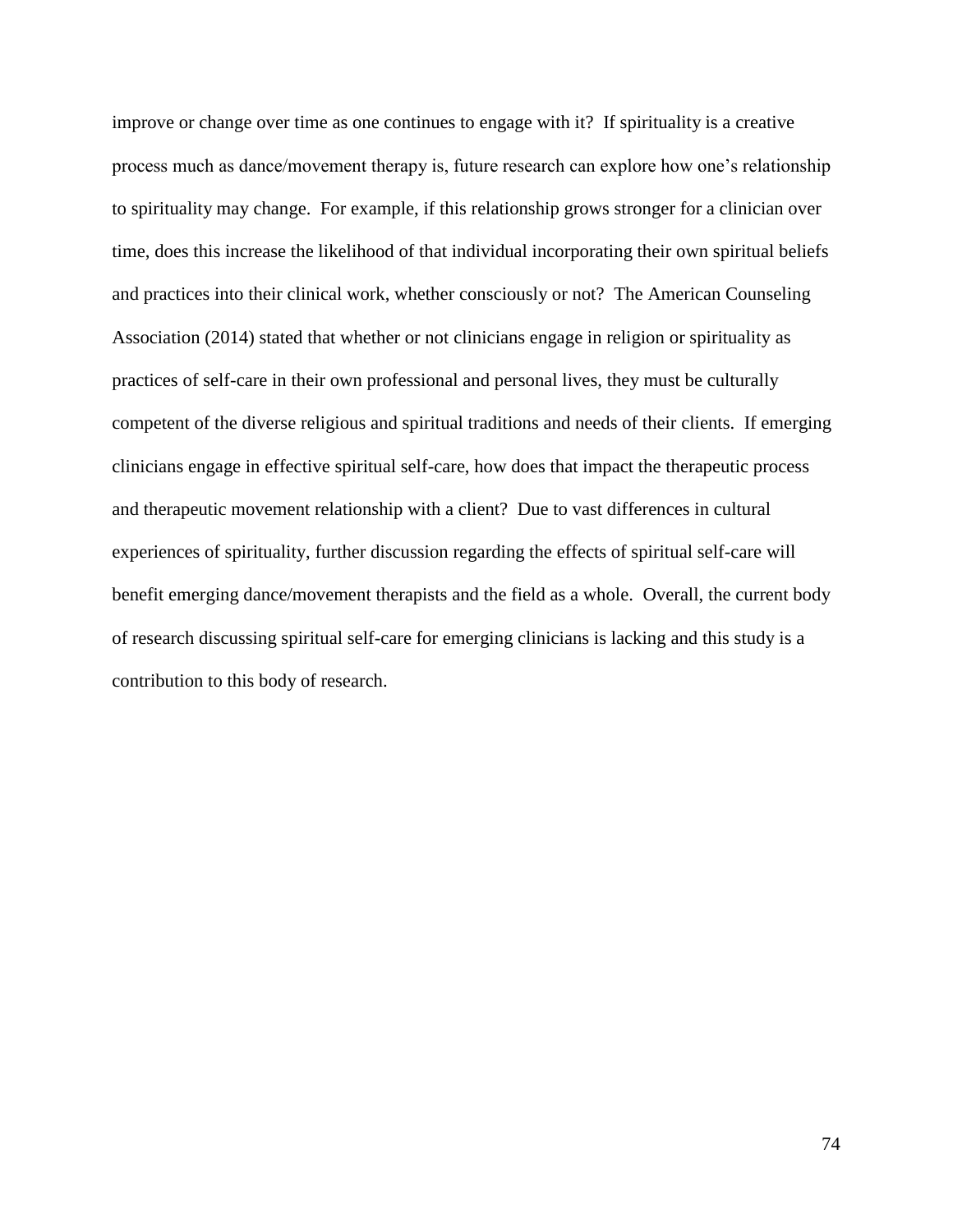improve or change over time as one continues to engage with it? If spirituality is a creative process much as dance/movement therapy is, future research can explore how one's relationship to spirituality may change. For example, if this relationship grows stronger for a clinician over time, does this increase the likelihood of that individual incorporating their own spiritual beliefs and practices into their clinical work, whether consciously or not? The American Counseling Association (2014) stated that whether or not clinicians engage in religion or spirituality as practices of self-care in their own professional and personal lives, they must be culturally competent of the diverse religious and spiritual traditions and needs of their clients. If emerging clinicians engage in effective spiritual self-care, how does that impact the therapeutic process and therapeutic movement relationship with a client? Due to vast differences in cultural experiences of spirituality, further discussion regarding the effects of spiritual self-care will benefit emerging dance/movement therapists and the field as a whole. Overall, the current body of research discussing spiritual self-care for emerging clinicians is lacking and this study is a contribution to this body of research.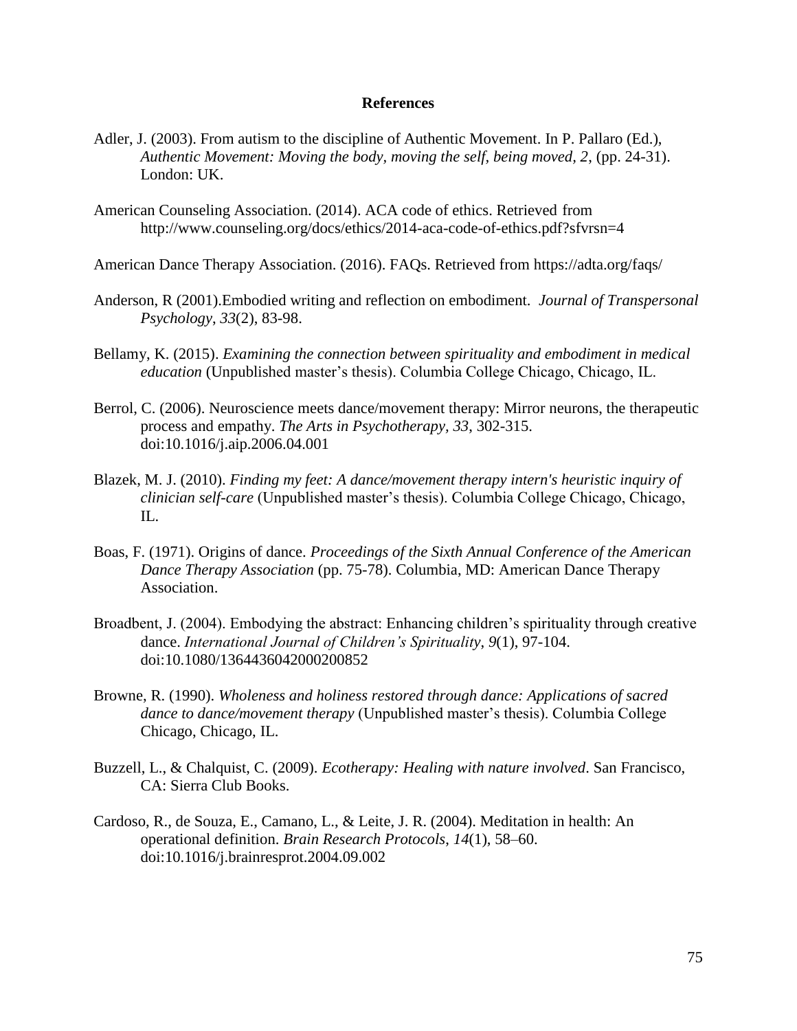# References

Adler, J. (2003). From autism to the discipline of Authentic Movement. In P. Pallaro (Ed.), *Authentic Movement: Moving the body, moving the self, being moved, 2,* (pp. 24-31). London: UK.

American Counseling Association. (2014). ACA code of ethics. Retrieved from http://www.counseling.org/docs/ethics/2014-aca-code-of-ethics.pdf?sfvrsn=4

American Dance Therapy Association. (2016). FAQs. Retrieved from https://adta.org/faqs/

Anderson, R (2001).Embodied writing and reflection on embodiment. *Journal of Transpersonal Psychology*, *33*(2), 83-98.

Bellamy, K. (2015). *Examining the connection between spirituality and embodiment in medical education* (Unpublished master's thesis). Columbia College Chicago, Chicago, IL.

Berrol, C. (2006). Neuroscience meets dance/movement therapy: Mirror neurons, the therapeutic process and empathy. *The Arts in Psychotherapy, 33*, 302-315. doi:10.1016/j.aip.2006.04.001

Blazek, M. J. (2010). *Finding my feet: A dance/movement therapy intern's heuristic inquiry of clinician self-care* (Unpublished master's thesis). Columbia College Chicago, Chicago, IL.

Boas, F. (1971). Origins of dance. *Proceedings of the Sixth Annual Conference of the American Dance Therapy Association* (pp. 75-78). Columbia, MD: American Dance Therapy Association.

Broadbent, J. (2004). Embodying the abstract: Enhancing children's spirituality through creative dance. *International Journal of Children's Spirituality*, *9*(1), 97-104. doi:10.1080/1364436042000200852

Browne, R. (1990). *Wholeness and holiness restored through dance: Applications of sacred dance to dance/movement therapy* (Unpublished master's thesis). Columbia College Chicago, Chicago, IL.

Buzzell, L., & Chalquist, C. (2009). *Ecotherapy: Healing with nature involved*. San Francisco, CA: Sierra Club Books.

Cardoso, R., de Souza, E., Camano, L., & Leite, J. R. (2004). Meditation in health: An operational definition. *Brain Research Protocols*, *14*(1), 58–60. doi:10.1016/j.brainresprot.2004.09.002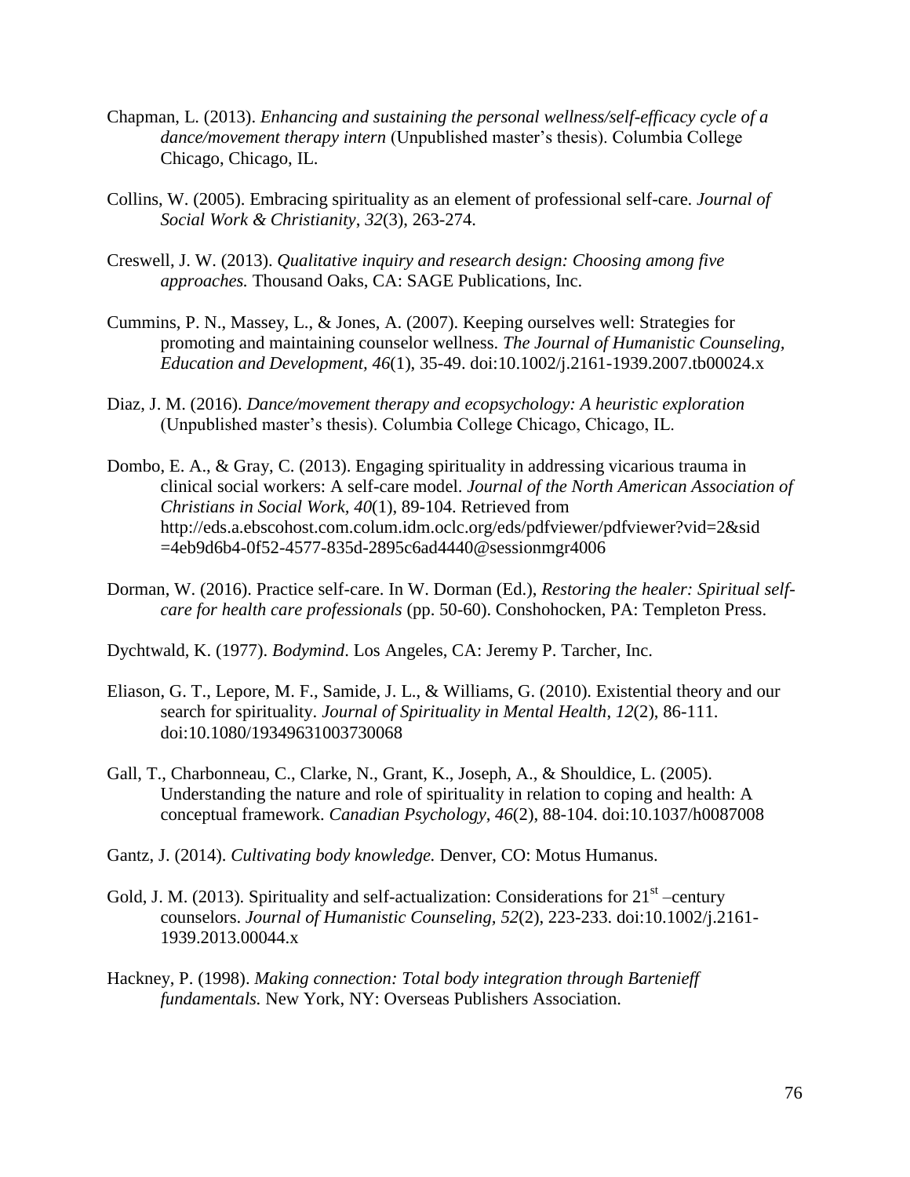Chapman, L. (2013). *Enhancing and sustaining the personal wellness/self-efficacy cycle of a dance/movement therapy intern* (Unpublished master's thesis). Columbia College Chicago, Chicago, IL.

Collins, W. (2005). Embracing spirituality as an element of professional self-care. *Journal of Social Work & Christianity*, *32*(3), 263-274.

Creswell, J. W. (2013). *Qualitative inquiry and research design: Choosing among five approaches.* Thousand Oaks, CA: SAGE Publications, Inc.

Cummins, P. N., Massey, L., & Jones, A. (2007). Keeping ourselves well: Strategies for promoting and maintaining counselor wellness. *The Journal of Humanistic Counseling, Education and Development*, *46*(1), 35-49. doi:10.1002/j.2161-1939.2007.tb00024.x

Diaz, J. M. (2016). *Dance/movement therapy and ecopsychology: A heuristic exploration* (Unpublished master's thesis). Columbia College Chicago, Chicago, IL.

Dombo, E. A., & Gray, C. (2013). Engaging spirituality in addressing vicarious trauma in clinical social workers: A self-care model. *Journal of the North American Association of Christians in Social Work*, *40*(1), 89-104. Retrieved from http://eds.a.ebscohost.com.colum.idm.oclc.org/eds/pdfviewer/pdfviewer?vid=2&sid=4eb9d6b4-0f52-4577-835d-2895c6ad4440@sessionmgr4006

Dorman, W. (2016). Practice self-care. In W. Dorman (Ed.), *Restoring the healer: Spiritual self-care for health care professionals* (pp. 50-60). Conshohocken, PA: Templeton Press.

Dychtwald, K. (1977). *Bodymind*. Los Angeles, CA: Jeremy P. Tarcher, Inc.

Eliason, G. T., Lepore, M. F., Samide, J. L., & Williams, G. (2010). Existential theory and our search for spirituality. *Journal of Spirituality in Mental Health*, *12*(2), 86-111. doi:10.1080/19349631003730068

Gall, T., Charbonneau, C., Clarke, N., Grant, K., Joseph, A., & Shouldice, L. (2005). Understanding the nature and role of spirituality in relation to coping and health: A conceptual framework. *Canadian Psychology*, *46*(2), 88-104. doi:10.1037/h0087008

Gantz, J. (2014). *Cultivating body knowledge.* Denver, CO: Motus Humanus.

Gold, J. M. (2013). Spirituality and self-actualization: Considerations for 21st –century counselors. *Journal of Humanistic Counseling*, *52*(2), 223-233. doi:10.1002/j.2161-1939.2013.00044.x

Hackney, P. (1998). *Making connection: Total body integration through Bartenieff fundamentals.* New York, NY: Overseas Publishers Association.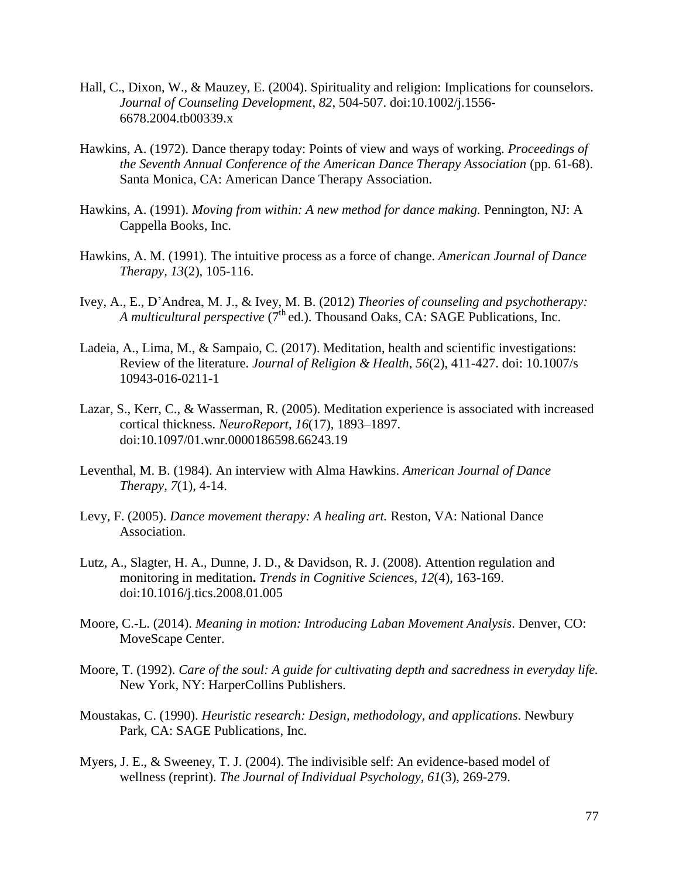Hall, C., Dixon, W., & Mauzey, E. (2004). Spirituality and religion: Implications for counselors. *Journal of Counseling Development*, *82*, 504-507. doi:10.1002/j.1556-6678.2004.tb00339.x

Hawkins, A. (1972). Dance therapy today: Points of view and ways of working. *Proceedings of the Seventh Annual Conference of the American Dance Therapy Association* (pp. 61-68). Santa Monica, CA: American Dance Therapy Association.

Hawkins, A. (1991). *Moving from within: A new method for dance making.* Pennington, NJ: A Cappella Books, Inc.

Hawkins, A. M. (1991). The intuitive process as a force of change. *American Journal of Dance Therapy*, *13*(2), 105-116.

Ivey, A., E., D'Andrea, M. J., & Ivey, M. B. (2012) *Theories of counseling and psychotherapy: A multicultural perspective* (7th ed.). Thousand Oaks, CA: SAGE Publications, Inc.

Ladeia, A., Lima, M., & Sampaio, C. (2017). Meditation, health and scientific investigations: Review of the literature. *Journal of Religion & Health, 56*(2), 411-427. doi: 10.1007/s 10943-016-0211-1

Lazar, S., Kerr, C., & Wasserman, R. (2005). Meditation experience is associated with increased cortical thickness. *NeuroReport*, *16*(17), 1893–1897. doi:10.1097/01.wnr.0000186598.66243.19

Leventhal, M. B. (1984). An interview with Alma Hawkins. *American Journal of Dance Therapy, 7*(1), 4-14.

Levy, F. (2005). *Dance movement therapy: A healing art.* Reston, VA: National Dance Association.

Lutz, A., Slagter, H. A., Dunne, J. D., & Davidson, R. J. (2008). Attention regulation and monitoring in meditation**.** *Trends in Cognitive Sciences*, *12*(4), 163-169. doi:10.1016/j.tics.2008.01.005

Moore, C.-L. (2014). *Meaning in motion: Introducing Laban Movement Analysis*. Denver, CO: MoveScape Center.

Moore, T. (1992). *Care of the soul: A guide for cultivating depth and sacredness in everyday life.* New York, NY: HarperCollins Publishers.

Moustakas, C. (1990). *Heuristic research: Design, methodology, and applications*. Newbury Park, CA: SAGE Publications, Inc.

Myers, J. E., & Sweeney, T. J. (2004). The indivisible self: An evidence-based model of wellness (reprint). *The Journal of Individual Psychology, 61*(3), 269-279.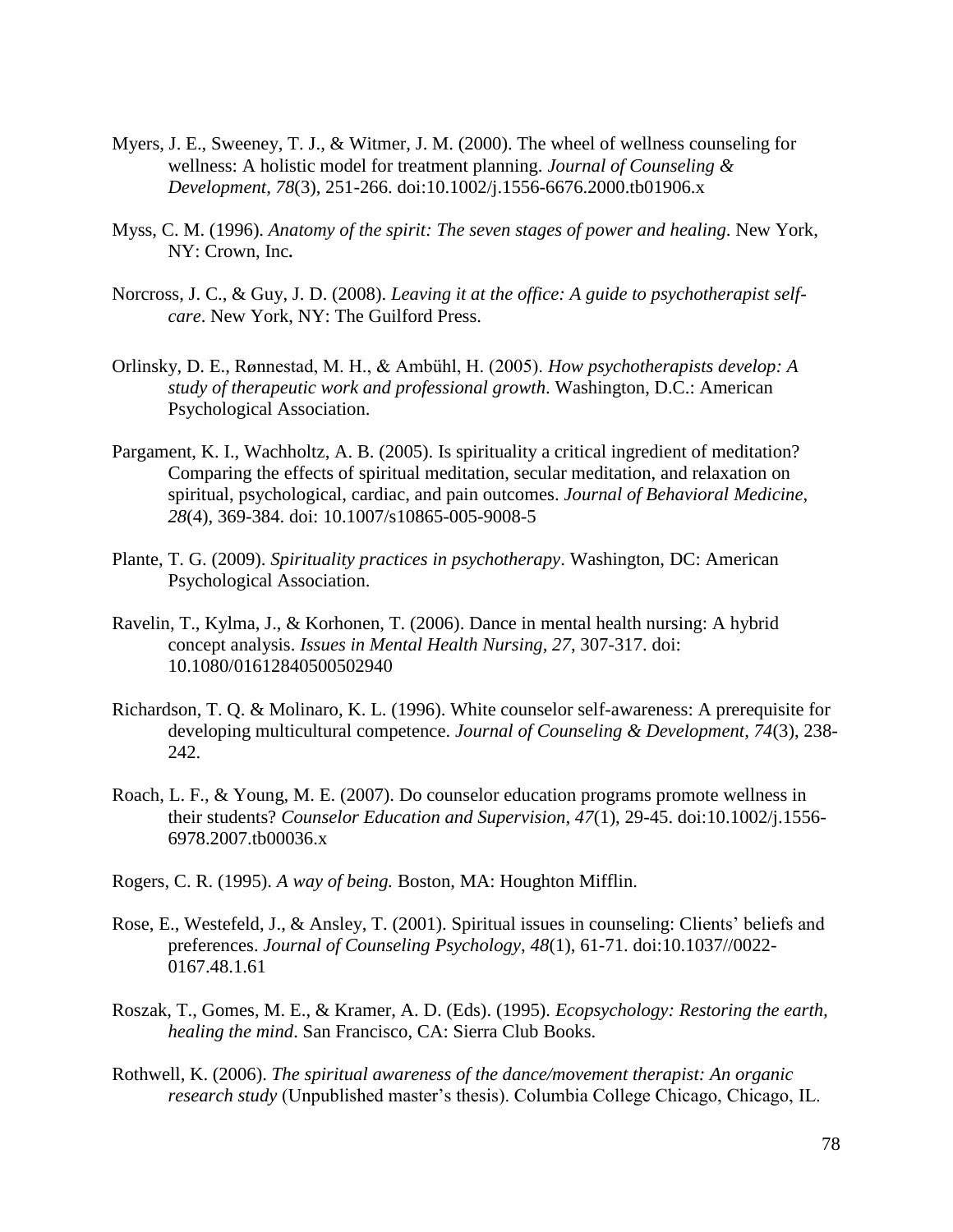Myers, J. E., Sweeney, T. J., & Witmer, J. M. (2000). The wheel of wellness counseling for wellness: A holistic model for treatment planning. *Journal of Counseling & Development, 78*(3), 251-266. doi:10.1002/j.1556-6676.2000.tb01906.x

Myss, C. M. (1996). *Anatomy of the spirit: The seven stages of power and healing*. New York, NY: Crown, Inc**.**

Norcross, J. C., & Guy, J. D. (2008). *Leaving it at the office: A guide to psychotherapist self-care*. New York, NY: The Guilford Press.

Orlinsky, D. E., Rønnestad, M. H., & Ambühl, H. (2005). *How psychotherapists develop: A study of therapeutic work and professional growth*. Washington, D.C.: American Psychological Association.

Pargament, K. I., Wachholtz, A. B. (2005). Is spirituality a critical ingredient of meditation? Comparing the effects of spiritual meditation, secular meditation, and relaxation on spiritual, psychological, cardiac, and pain outcomes. *Journal of Behavioral Medicine*, *28*(4), 369-384. doi: 10.1007/s10865-005-9008-5

Plante, T. G. (2009). *Spirituality practices in psychotherapy*. Washington, DC: American Psychological Association.

Ravelin, T., Kylma, J., & Korhonen, T. (2006). Dance in mental health nursing: A hybrid concept analysis. *Issues in Mental Health Nursing*, *27*, 307-317. doi: 10.1080/01612840500502940

Richardson, T. Q. & Molinaro, K. L. (1996). White counselor self-awareness: A prerequisite for developing multicultural competence. *Journal of Counseling & Development*, *74*(3), 238-242.

Roach, L. F., & Young, M. E. (2007). Do counselor education programs promote wellness in their students? *Counselor Education and Supervision, 47*(1), 29-45. doi:10.1002/j.1556-6978.2007.tb00036.x

Rogers, C. R. (1995). *A way of being.* Boston, MA: Houghton Mifflin.

Rose, E., Westefeld, J., & Ansley, T. (2001). Spiritual issues in counseling: Clients' beliefs and preferences. *Journal of Counseling Psychology*, *48*(1), 61-71. doi:10.1037//0022-0167.48.1.61

Roszak, T., Gomes, M. E., & Kramer, A. D. (Eds). (1995). *Ecopsychology: Restoring the earth, healing the mind*. San Francisco, CA: Sierra Club Books.

Rothwell, K. (2006). *The spiritual awareness of the dance/movement therapist: An organic research study* (Unpublished master's thesis). Columbia College Chicago, Chicago, IL.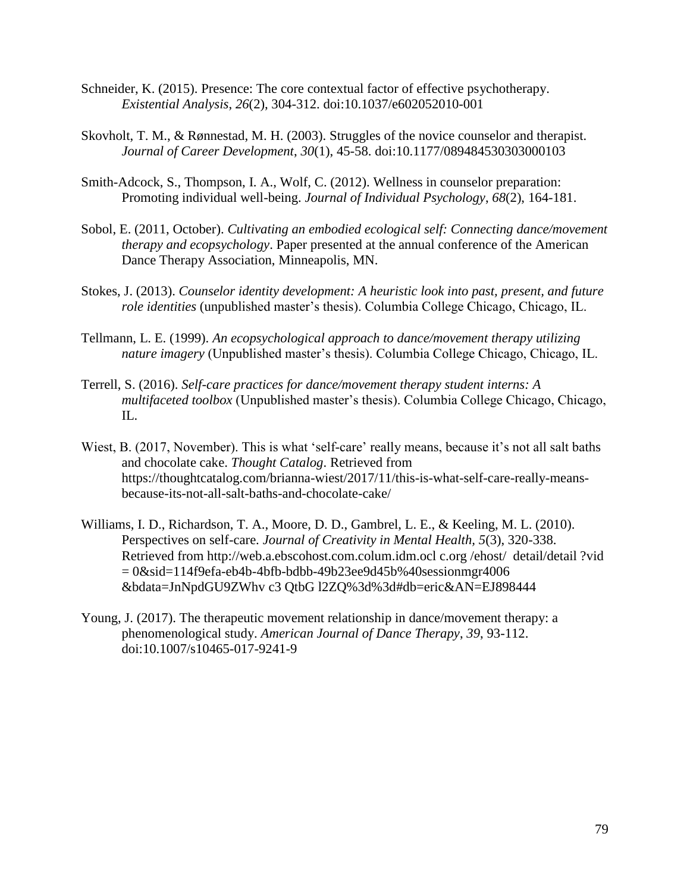Schneider, K. (2015). Presence: The core contextual factor of effective psychotherapy. *Existential Analysis, 26*(2), 304-312. doi:10.1037/e602052010-001

Skovholt, T. M., & Rønnestad, M. H. (2003). Struggles of the novice counselor and therapist. *Journal of Career Development*, *30*(1), 45-58. doi:10.1177/089484530303000103

Smith-Adcock, S., Thompson, I. A., Wolf, C. (2012). Wellness in counselor preparation: Promoting individual well-being. *Journal of Individual Psychology*, *68*(2), 164-181.

Sobol, E. (2011, October). *Cultivating an embodied ecological self: Connecting dance/movement therapy and ecopsychology*. Paper presented at the annual conference of the American Dance Therapy Association, Minneapolis, MN.

Stokes, J. (2013). *Counselor identity development: A heuristic look into past, present, and future role identities* (unpublished master's thesis). Columbia College Chicago, Chicago, IL.

Tellmann, L. E. (1999). *An ecopsychological approach to dance/movement therapy utilizing nature imagery* (Unpublished master's thesis). Columbia College Chicago, Chicago, IL.

Terrell, S. (2016). *Self-care practices for dance/movement therapy student interns: A multifaceted toolbox* (Unpublished master's thesis). Columbia College Chicago, Chicago, IL.

Wiest, B. (2017, November). This is what 'self-care' really means, because it's not all salt baths and chocolate cake. *Thought Catalog*. Retrieved from https://thoughtcatalog.com/brianna-wiest/2017/11/this-is-what-self-care-really-means-because-its-not-all-salt-baths-and-chocolate-cake/

Williams, I. D., Richardson, T. A., Moore, D. D., Gambrel, L. E., & Keeling, M. L. (2010). Perspectives on self-care. *Journal of Creativity in Mental Health*, *5*(3), 320-338. Retrieved from http://web.a.ebscohost.com.colum.idm.ocl c.org /ehost/ detail/detail ?vid = 0&sid=114f9efa-eb4b-4bfb-bdbb-49b23ee9d45b%40sessionmgr4006 &bdata=JnNpdGU9ZWhv c3 QtbG l2ZQ%3d%3d#db=eric&AN=EJ898444

Young, J. (2017). The therapeutic movement relationship in dance/movement therapy: a phenomenological study. *American Journal of Dance Therapy*, *39*, 93-112. doi:10.1007/s10465-017-9241-9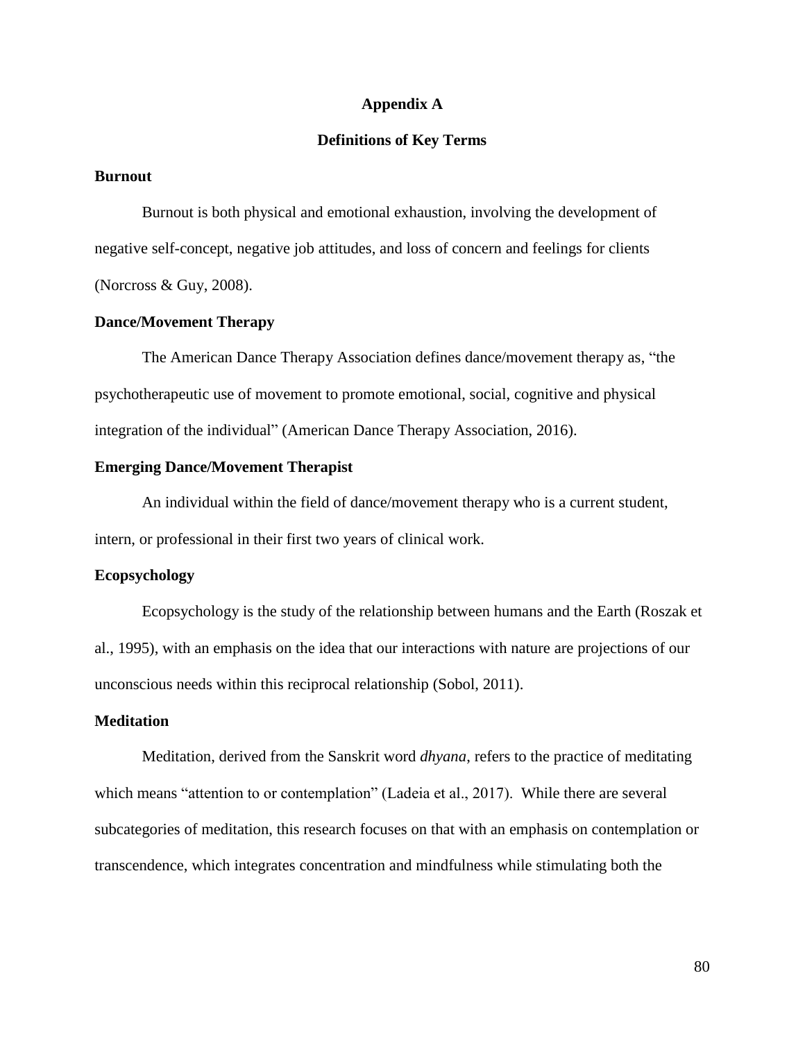# Appendix A

## Definitions of Key Terms

### Burnout

Burnout is both physical and emotional exhaustion, involving the development of negative self-concept, negative job attitudes, and loss of concern and feelings for clients (Norcross & Guy, 2008).

### Dance/Movement Therapy

The American Dance Therapy Association defines dance/movement therapy as, "the psychotherapeutic use of movement to promote emotional, social, cognitive and physical integration of the individual" (American Dance Therapy Association, 2016).

### Emerging Dance/Movement Therapist

An individual within the field of dance/movement therapy who is a current student, intern, or professional in their first two years of clinical work.

### Ecopsychology

Ecopsychology is the study of the relationship between humans and the Earth (Roszak et al., 1995), with an emphasis on the idea that our interactions with nature are projections of our unconscious needs within this reciprocal relationship (Sobol, 2011).

### Meditation

Meditation, derived from the Sanskrit word *dhyana*, refers to the practice of meditating which means "attention to or contemplation" (Ladeia et al., 2017). While there are several subcategories of meditation, this research focuses on that with an emphasis on contemplation or transcendence, which integrates concentration and mindfulness while stimulating both the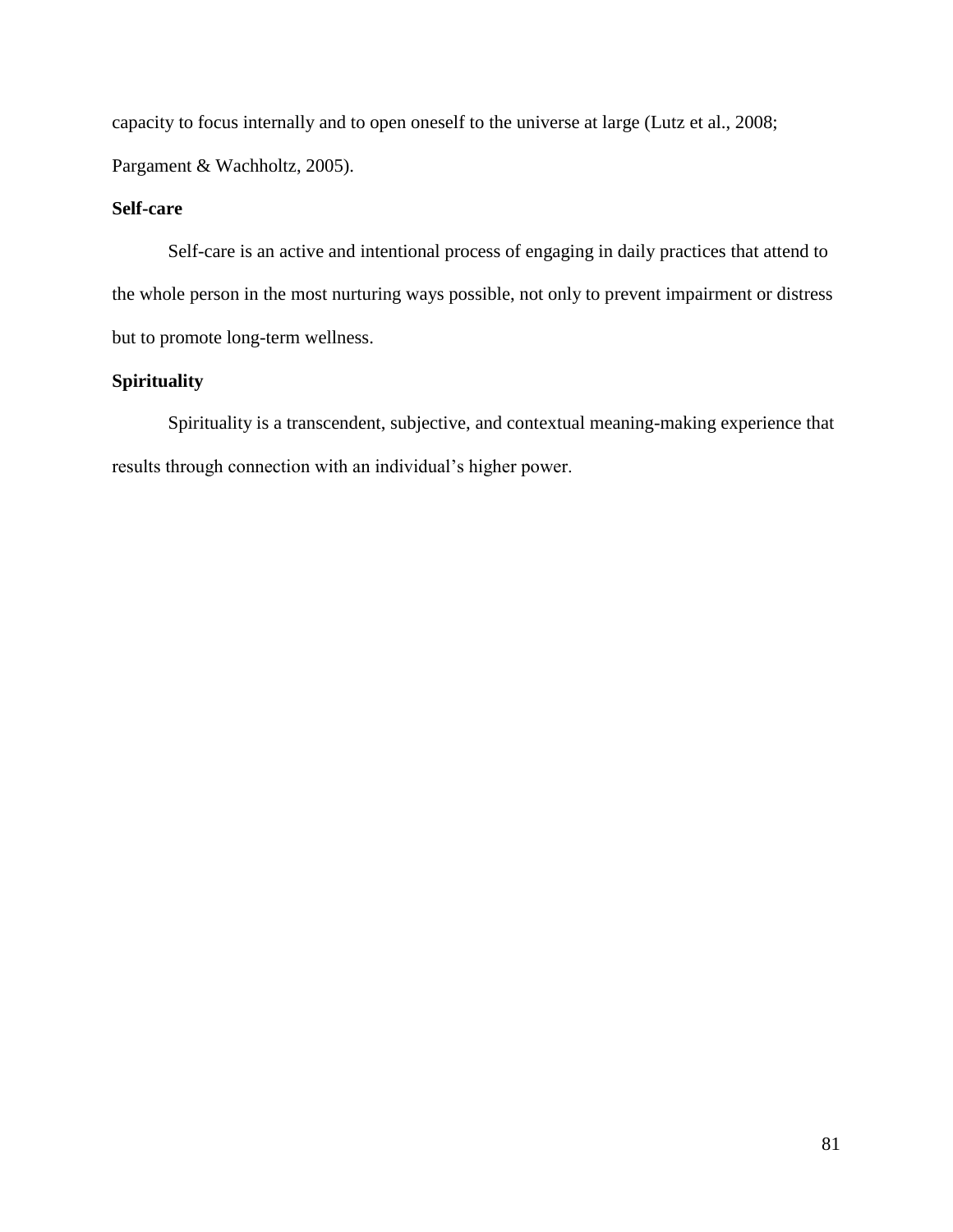capacity to focus internally and to open oneself to the universe at large (Lutz et al., 2008; Pargament & Wachholtz, 2005).

**Self-care**

Self-care is an active and intentional process of engaging in daily practices that attend to the whole person in the most nurturing ways possible, not only to prevent impairment or distress but to promote long-term wellness.

**Spirituality**

Spirituality is a transcendent, subjective, and contextual meaning-making experience that results through connection with an individual's higher power.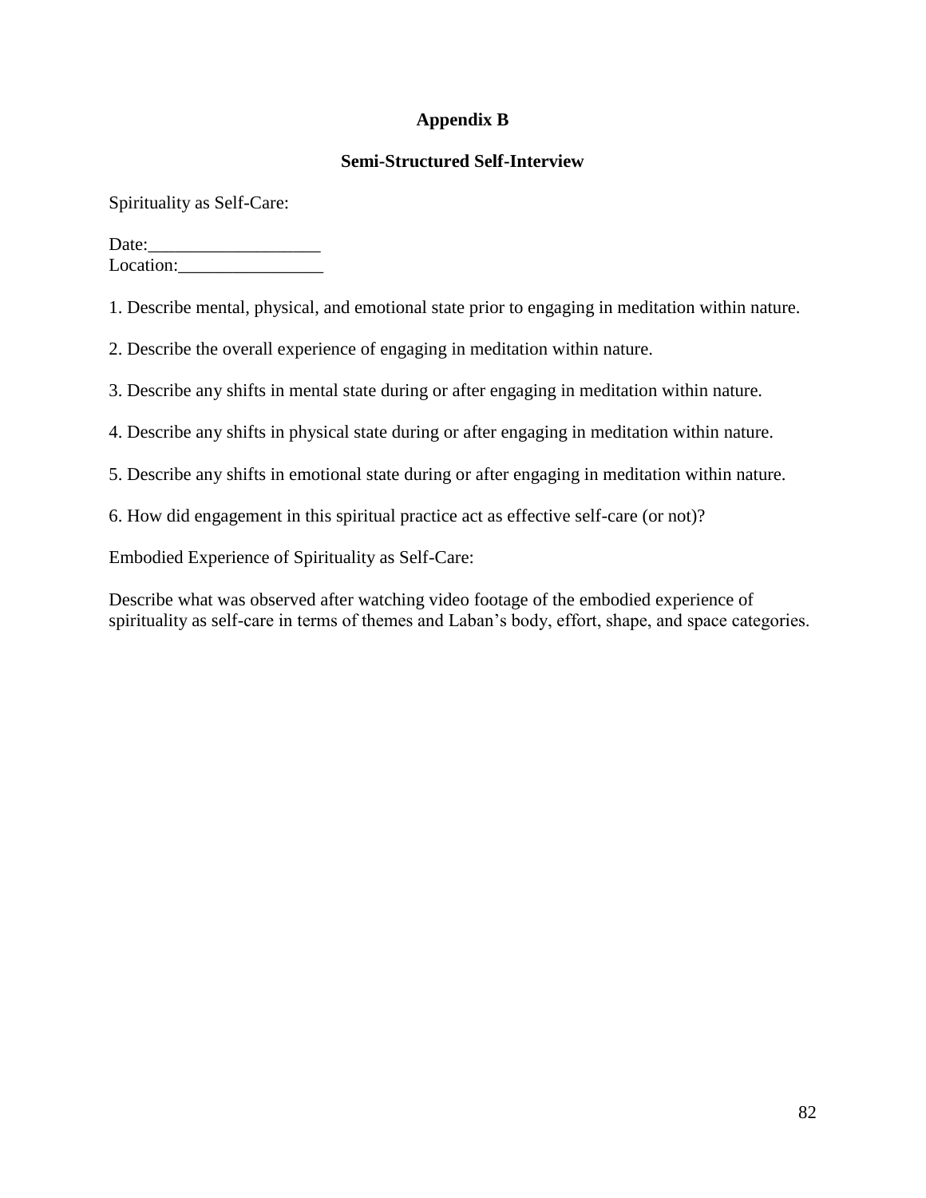# Appendix B

## Semi-Structured Self-Interview

Spirituality as Self-Care:

Date:___________________
Location:________________

1. Describe mental, physical, and emotional state prior to engaging in meditation within nature.

2. Describe the overall experience of engaging in meditation within nature.

3. Describe any shifts in mental state during or after engaging in meditation within nature.

4. Describe any shifts in physical state during or after engaging in meditation within nature.

5. Describe any shifts in emotional state during or after engaging in meditation within nature.

6. How did engagement in this spiritual practice act as effective self-care (or not)?

Embodied Experience of Spirituality as Self-Care:

Describe what was observed after watching video footage of the embodied experience of spirituality as self-care in terms of themes and Laban's body, effort, shape, and space categories.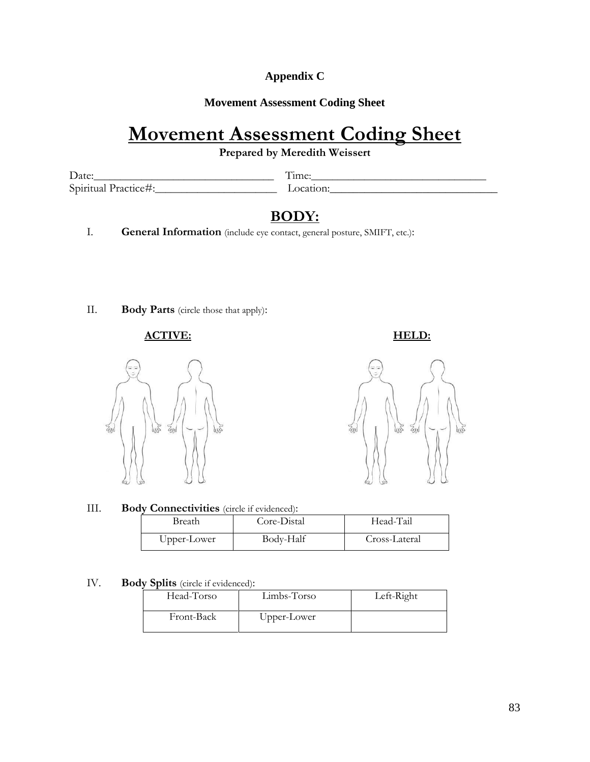**Appendix C**

**Movement Assessment Coding Sheet**

# Movement Assessment Coding Sheet

**Prepared by Meredith Weissert**

Date:________________________________ Time:______________________________
Spiritual Practice#:_____________________ Location:_____________________________

## BODY:

I. **General Information** (include eye contact, general posture, SMIFT, etc.):

II. **Body Parts** (circle those that apply):

**ACTIVE:** **HELD:**

III. **Body Connectivities** (circle if evidenced):

| Breath | Core-Distal | Head-Tail |
|---|---|---|
| Upper-Lower | Body-Half | Cross-Lateral |

IV. **Body Splits** (circle if evidenced):

| Head-Torso | Limbs-Torso | Left-Right |
|---|---|---|
| Front-Back | Upper-Lower | |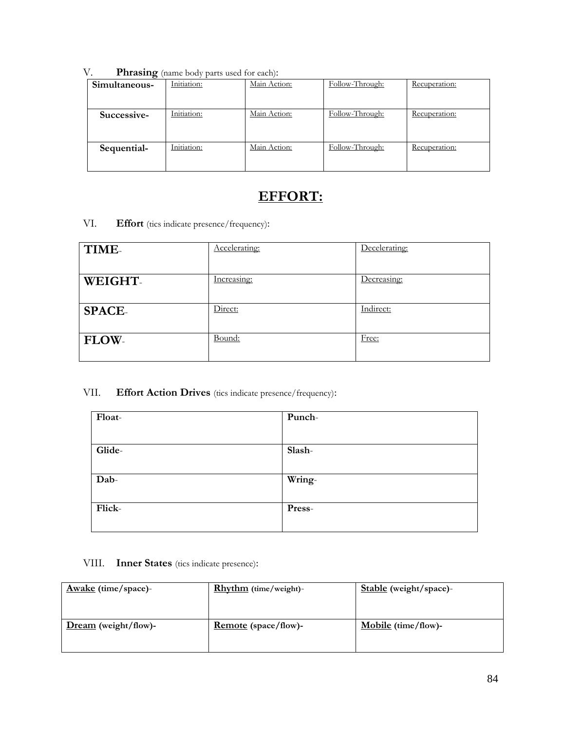V. **Phrasing** (name body parts used for each):

| **Simultaneous-** | Initiation: | Main Action: | Follow-Through: | Recuperation: |
|---|---|---|---|---|
| **Successive-** | Initiation: | Main Action: | Follow-Through: | Recuperation: |
| **Sequential-** | Initiation: | Main Action: | Follow-Through: | Recuperation: |

# EFFORT:

VI. **Effort** (tics indicate presence/frequency):

| **TIME**- | Accelerating: | Decelerating: |
|---|---|---|
| **WEIGHT**- | Increasing: | Decreasing: |
| **SPACE**- | Direct: | Indirect: |
| **FLOW**- | Bound: | Free: |

VII. **Effort Action Drives** (tics indicate presence/frequency):

| **Float**- | **Punch**- |
|---|---|
| **Glide**- | **Slash**- |
| **Dab**- | **Wring**- |
| **Flick**- | **Press**- |

VIII. **Inner States** (tics indicate presence):

| **Awake (time/space)**- | **Rhythm (time/weight)**- | **Stable (weight/space)**- |
|---|---|---|
| **Dream (weight/flow)-** | **Remote (space/flow)-** | **Mobile (time/flow)-** |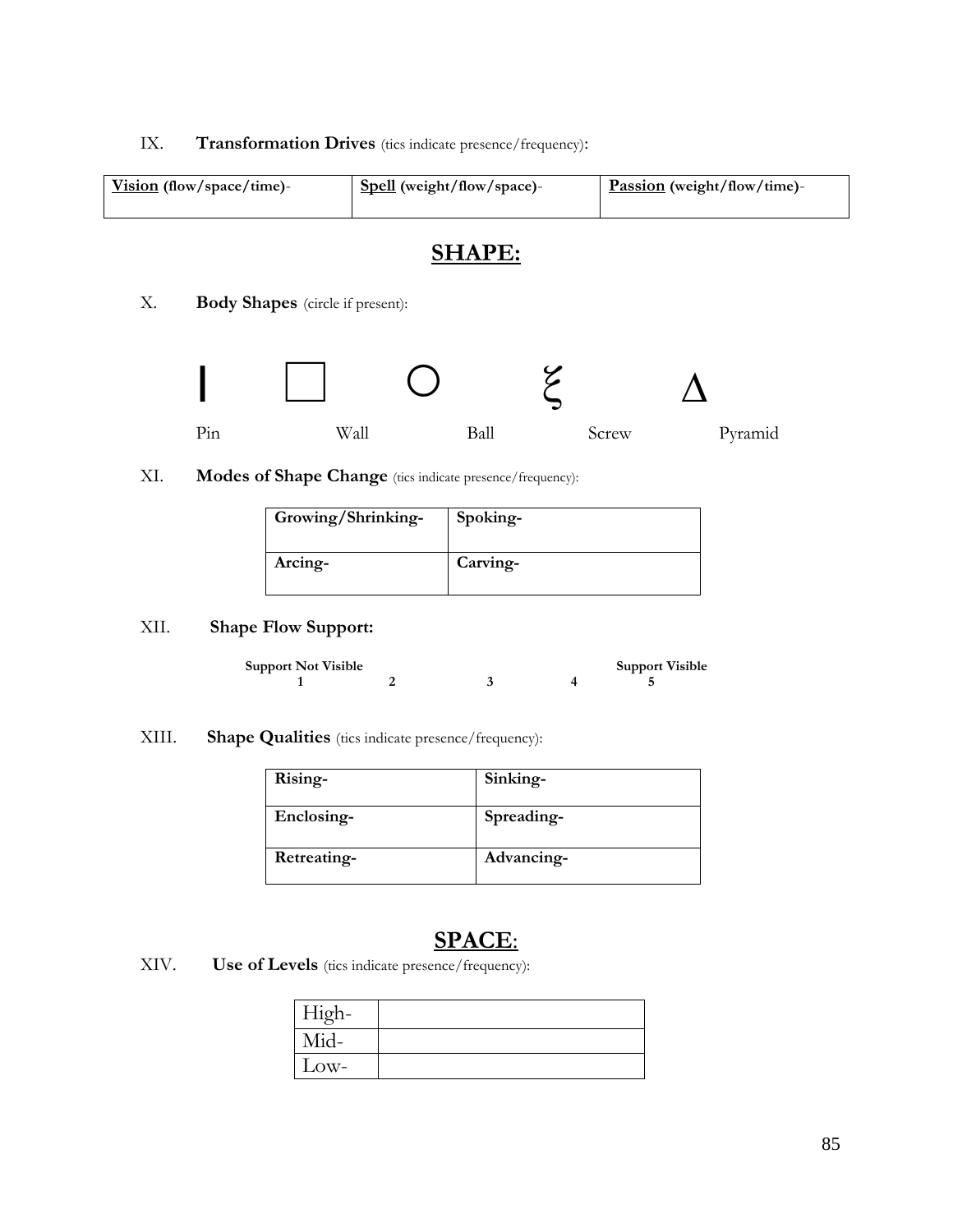IX. **Transformation Drives** (tics indicate presence/frequency):

| **Vision** (flow/space/time)- | **Spell** (weight/flow/space)- | **Passion** (weight/flow/time)- |
|---|---|---|

## **SHAPE:**

X. **Body Shapes** (circle if present):

| I | □ | ○ | ξ | Δ |
|---|---|---|---|---|
| Pin | Wall | Ball | Screw | Pyramid |

XI. **Modes of Shape Change** (tics indicate presence/frequency):

| **Growing/Shrinking-** | **Spoking-** |
|---|---|
| **Arcing-** | **Carving-** |

XII. **Shape Flow Support:**

| **Support Not Visible** | | | | **Support Visible** |
|---|---|---|---|---|
| **1** | **2** | **3** | **4** | **5** |

XIII. **Shape Qualities** (tics indicate presence/frequency):

| **Rising-** | **Sinking-** |
|---|---|
| **Enclosing-** | **Spreading-** |
| **Retreating-** | **Advancing-** |

## **SPACE:**

XIV. **Use of Levels** (tics indicate presence/frequency):

| High- | |
|---|---|
| Mid- | |
| Low- | |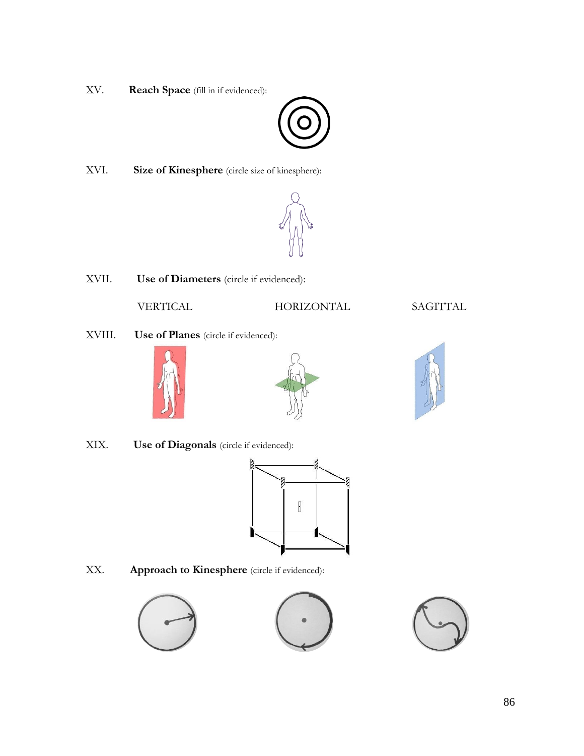XV. **Reach Space** (fill in if evidenced):

XVI. **Size of Kinesphere** (circle size of kinesphere):

XVII. **Use of Diameters** (circle if evidenced):

VERTICAL HORIZONTAL SAGITTAL

XVIII. **Use of Planes** (circle if evidenced):

XIX. **Use of Diagonals** (circle if evidenced):

XX. **Approach to Kinesphere** (circle if evidenced):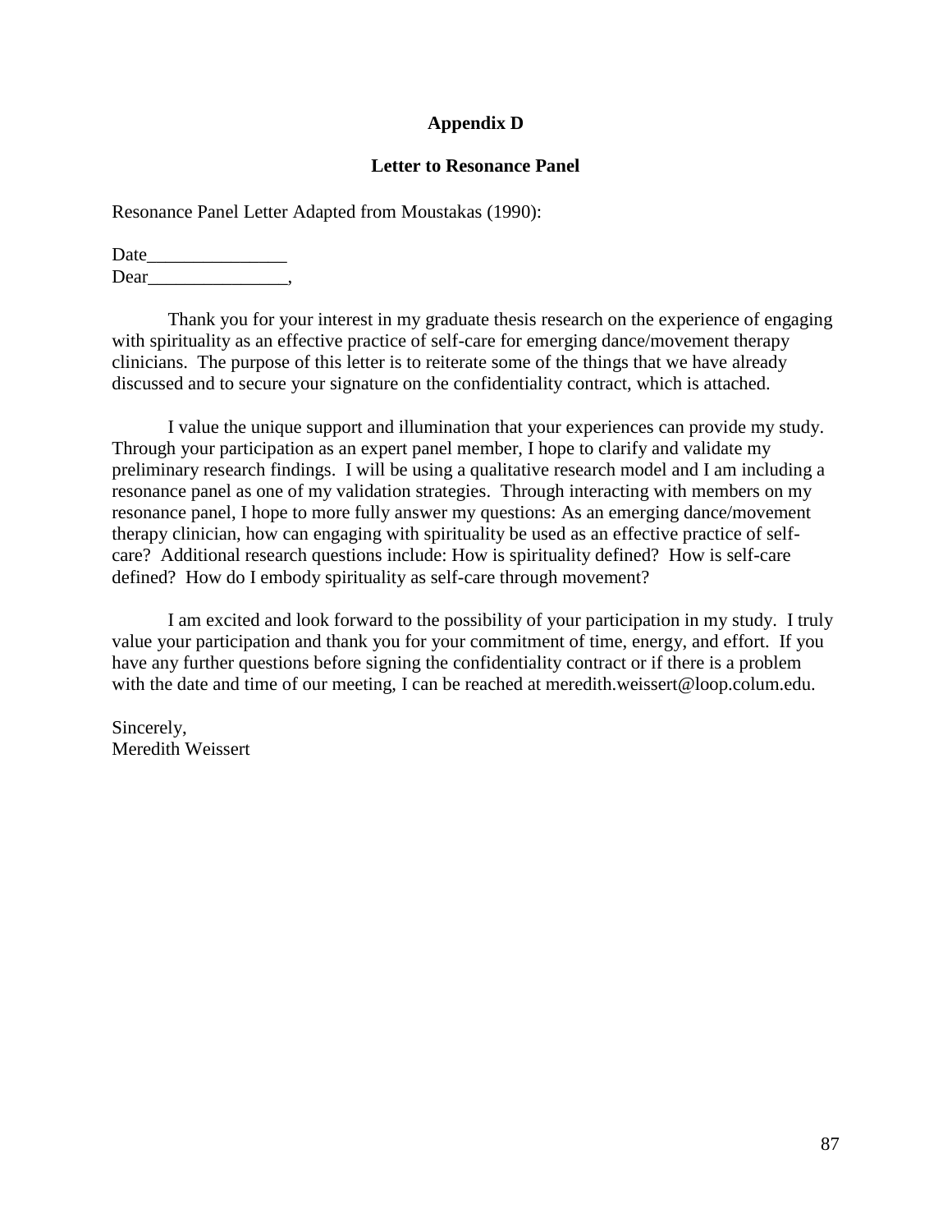# Appendix D

## Letter to Resonance Panel

Resonance Panel Letter Adapted from Moustakas (1990):

Date_______________
Dear_______________,

Thank you for your interest in my graduate thesis research on the experience of engaging with spirituality as an effective practice of self-care for emerging dance/movement therapy clinicians. The purpose of this letter is to reiterate some of the things that we have already discussed and to secure your signature on the confidentiality contract, which is attached.

I value the unique support and illumination that your experiences can provide my study. Through your participation as an expert panel member, I hope to clarify and validate my preliminary research findings. I will be using a qualitative research model and I am including a resonance panel as one of my validation strategies. Through interacting with members on my resonance panel, I hope to more fully answer my questions: As an emerging dance/movement therapy clinician, how can engaging with spirituality be used as an effective practice of self-care? Additional research questions include: How is spirituality defined? How is self-care defined? How do I embody spirituality as self-care through movement?

I am excited and look forward to the possibility of your participation in my study. I truly value your participation and thank you for your commitment of time, energy, and effort. If you have any further questions before signing the confidentiality contract or if there is a problem with the date and time of our meeting, I can be reached at meredith.weissert@loop.colum.edu.

Sincerely,
Meredith Weissert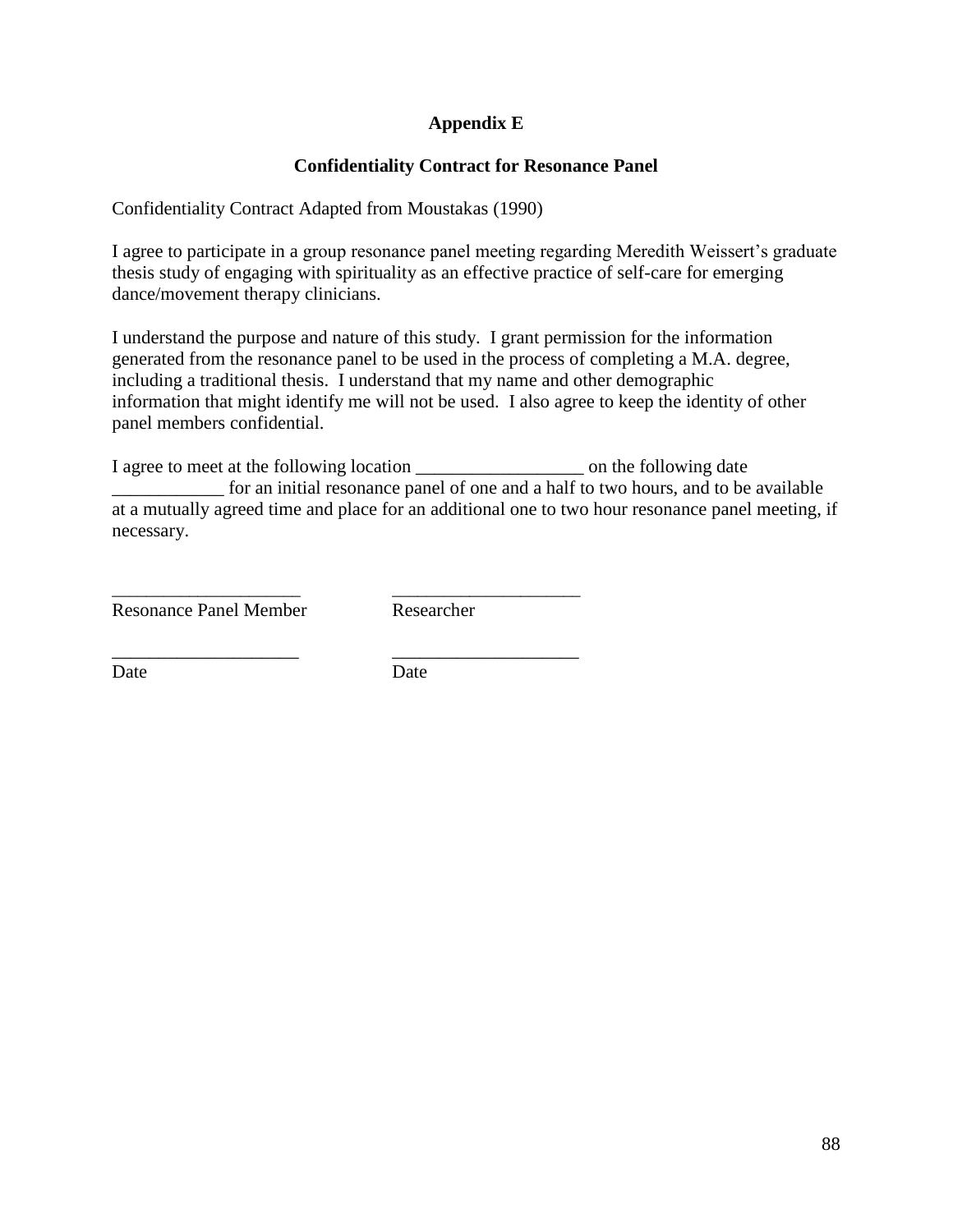**Appendix E**

**Confidentiality Contract for Resonance Panel**

Confidentiality Contract Adapted from Moustakas (1990)

I agree to participate in a group resonance panel meeting regarding Meredith Weissert's graduate thesis study of engaging with spirituality as an effective practice of self-care for emerging dance/movement therapy clinicians.

I understand the purpose and nature of this study. I grant permission for the information generated from the resonance panel to be used in the process of completing a M.A. degree, including a traditional thesis. I understand that my name and other demographic information that might identify me will not be used. I also agree to keep the identity of other panel members confidential.

I agree to meet at the following location __________________ on the following date ____________ for an initial resonance panel of one and a half to two hours, and to be available at a mutually agreed time and place for an additional one to two hour resonance panel meeting, if necessary.

____________________ ____________________
Resonance Panel Member Researcher

____________________ ____________________
Date Date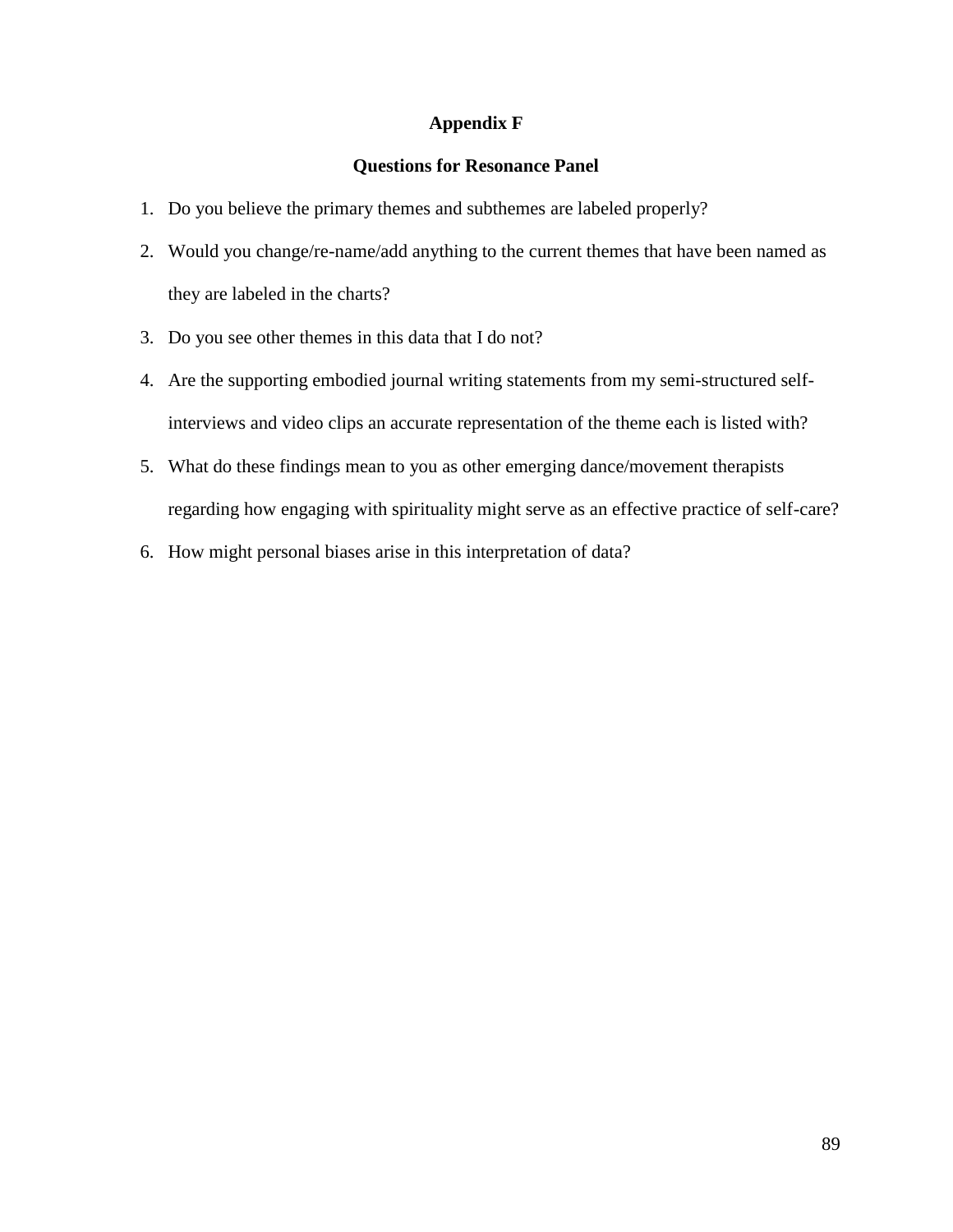# Appendix F

## Questions for Resonance Panel

1. Do you believe the primary themes and subthemes are labeled properly?
2. Would you change/re-name/add anything to the current themes that have been named as they are labeled in the charts?
3. Do you see other themes in this data that I do not?
4. Are the supporting embodied journal writing statements from my semi-structured self-interviews and video clips an accurate representation of the theme each is listed with?
5. What do these findings mean to you as other emerging dance/movement therapists regarding how engaging with spirituality might serve as an effective practice of self-care?
6. How might personal biases arise in this interpretation of data?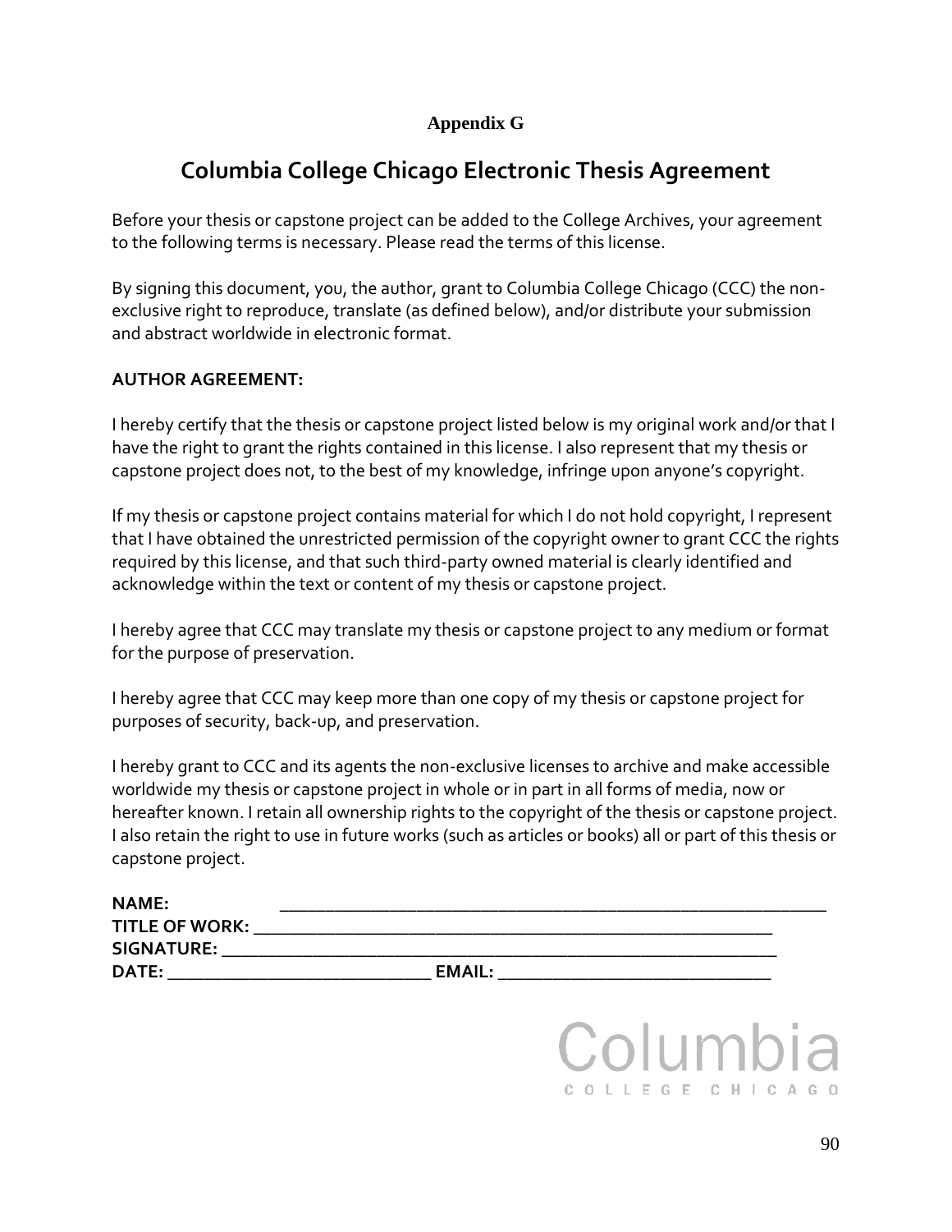**Appendix G**

# Columbia College Chicago Electronic Thesis Agreement

Before your thesis or capstone project can be added to the College Archives, your agreement to the following terms is necessary. Please read the terms of this license.

By signing this document, you, the author, grant to Columbia College Chicago (CCC) the non-exclusive right to reproduce, translate (as defined below), and/or distribute your submission and abstract worldwide in electronic format.

**AUTHOR AGREEMENT:**

I hereby certify that the thesis or capstone project listed below is my original work and/or that I have the right to grant the rights contained in this license. I also represent that my thesis or capstone project does not, to the best of my knowledge, infringe upon anyone's copyright.

If my thesis or capstone project contains material for which I do not hold copyright, I represent that I have obtained the unrestricted permission of the copyright owner to grant CCC the rights required by this license, and that such third-party owned material is clearly identified and acknowledge within the text or content of my thesis or capstone project.

I hereby agree that CCC may translate my thesis or capstone project to any medium or format for the purpose of preservation.

I hereby agree that CCC may keep more than one copy of my thesis or capstone project for purposes of security, back-up, and preservation.

I hereby grant to CCC and its agents the non-exclusive licenses to archive and make accessible worldwide my thesis or capstone project in whole or in part in all forms of media, now or hereafter known. I retain all ownership rights to the copyright of the thesis or capstone project. I also retain the right to use in future works (such as articles or books) all or part of this thesis or capstone project.

**NAME:** ______________________________________________________________

**TITLE OF WORK:** _______________________________________________________

**SIGNATURE:** __________________________________________________________

**DATE:** ____________________________ **EMAIL:** ____________________________

Columbia
COLLEGE CHICAGO